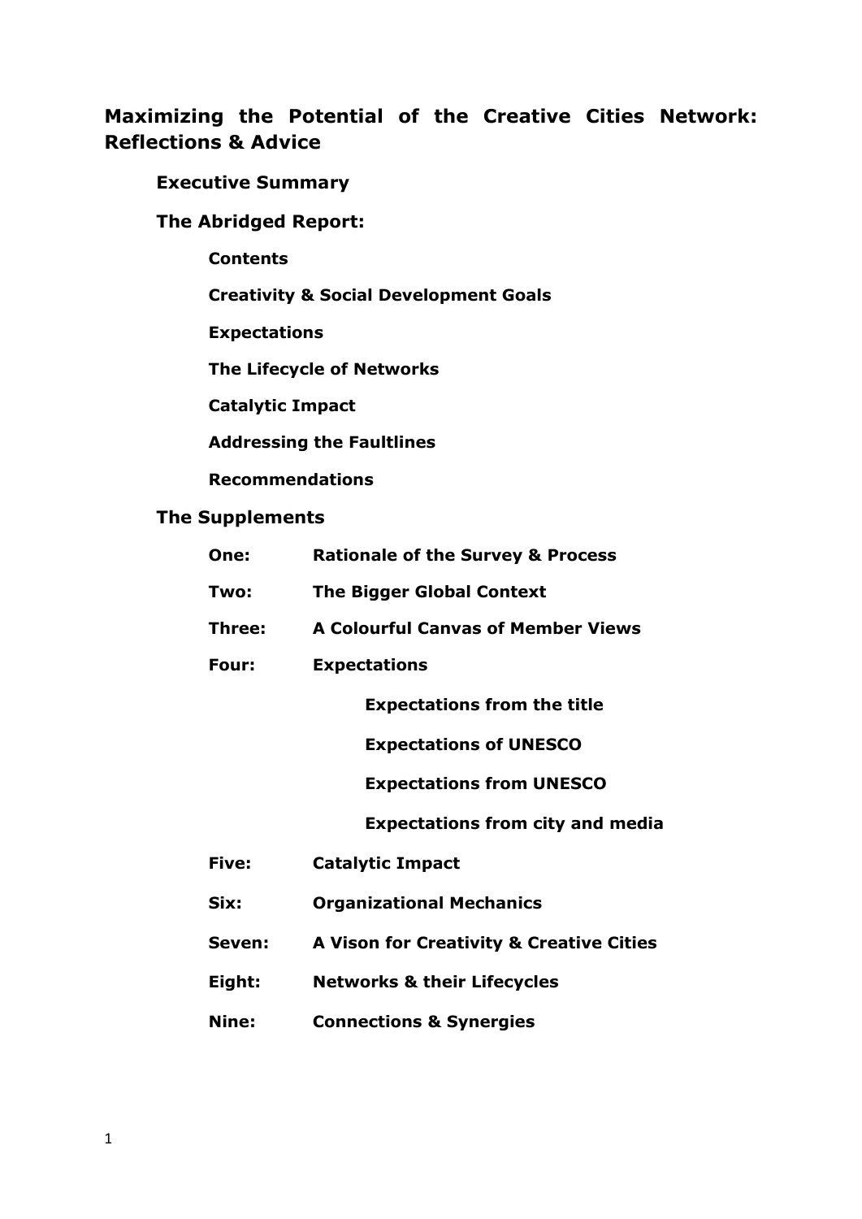# Maximizing the Potential of the Creative Cities Network: Reflections & Advice

**Executive Summary**

**The Abridged Report:**

- **Contents**
- **Creativity & Social Development Goals**
- **Expectations**
- **The Lifecycle of Networks**
- **Catalytic Impact**
- **Addressing the Faultlines**
- **Recommendations**

**The Supplements**

- **One:** **Rationale of the Survey & Process**
- **Two:** **The Bigger Global Context**
- **Three:** **A Colourful Canvas of Member Views**
- **Four:** **Expectations**
  - **Expectations from the title**
  - **Expectations of UNESCO**
  - **Expectations from UNESCO**
  - **Expectations from city and media**
- **Five:** **Catalytic Impact**
- **Six:** **Organizational Mechanics**
- **Seven:** **A Vison for Creativity & Creative Cities**
- **Eight:** **Networks & their Lifecycles**
- **Nine:** **Connections & Synergies**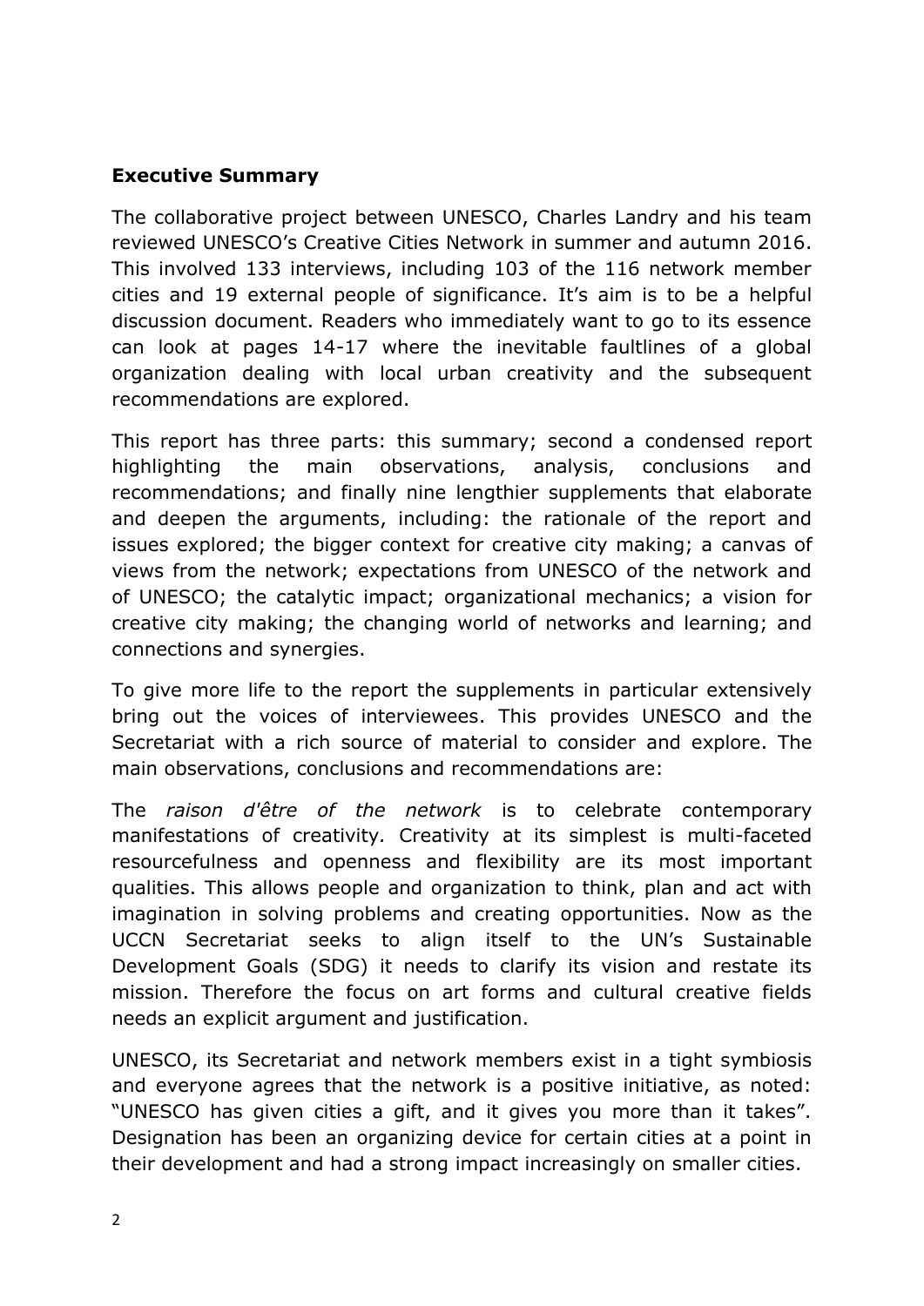## Executive Summary

The collaborative project between UNESCO, Charles Landry and his team reviewed UNESCO's Creative Cities Network in summer and autumn 2016. This involved 133 interviews, including 103 of the 116 network member cities and 19 external people of significance. It's aim is to be a helpful discussion document. Readers who immediately want to go to its essence can look at pages 14-17 where the inevitable faultlines of a global organization dealing with local urban creativity and the subsequent recommendations are explored.

This report has three parts: this summary; second a condensed report highlighting the main observations, analysis, conclusions and recommendations; and finally nine lengthier supplements that elaborate and deepen the arguments, including: the rationale of the report and issues explored; the bigger context for creative city making; a canvas of views from the network; expectations from UNESCO of the network and of UNESCO; the catalytic impact; organizational mechanics; a vision for creative city making; the changing world of networks and learning; and connections and synergies.

To give more life to the report the supplements in particular extensively bring out the voices of interviewees. This provides UNESCO and the Secretariat with a rich source of material to consider and explore. The main observations, conclusions and recommendations are:

The *raison d'être of the network* is to celebrate contemporary manifestations of creativity*.* Creativity at its simplest is multi-faceted resourcefulness and openness and flexibility are its most important qualities. This allows people and organization to think, plan and act with imagination in solving problems and creating opportunities. Now as the UCCN Secretariat seeks to align itself to the UN's Sustainable Development Goals (SDG) it needs to clarify its vision and restate its mission. Therefore the focus on art forms and cultural creative fields needs an explicit argument and justification.

UNESCO, its Secretariat and network members exist in a tight symbiosis and everyone agrees that the network is a positive initiative, as noted: "UNESCO has given cities a gift, and it gives you more than it takes". Designation has been an organizing device for certain cities at a point in their development and had a strong impact increasingly on smaller cities.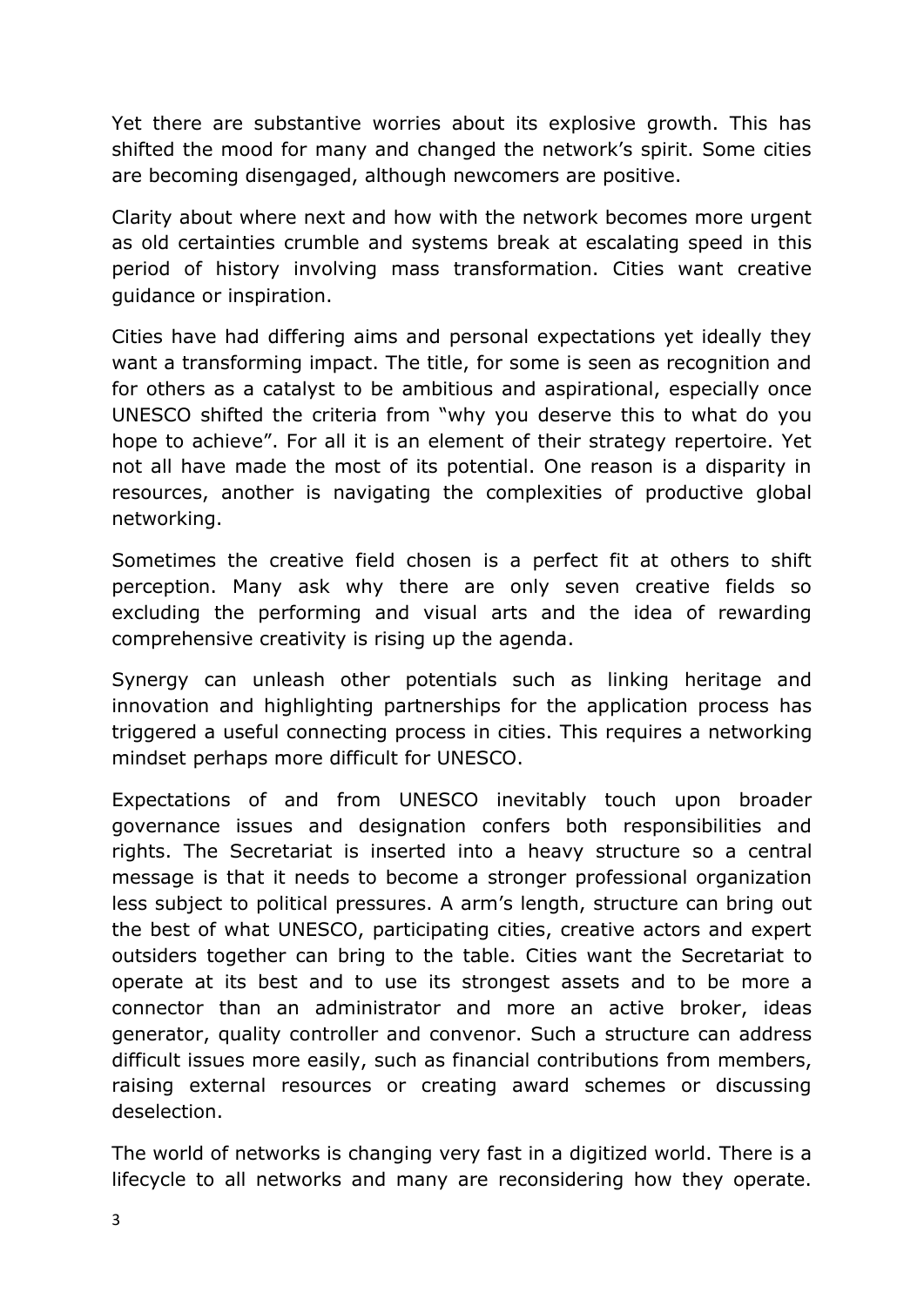Yet there are substantive worries about its explosive growth. This has shifted the mood for many and changed the network's spirit. Some cities are becoming disengaged, although newcomers are positive.

Clarity about where next and how with the network becomes more urgent as old certainties crumble and systems break at escalating speed in this period of history involving mass transformation. Cities want creative guidance or inspiration.

Cities have had differing aims and personal expectations yet ideally they want a transforming impact. The title, for some is seen as recognition and for others as a catalyst to be ambitious and aspirational, especially once UNESCO shifted the criteria from "why you deserve this to what do you hope to achieve". For all it is an element of their strategy repertoire. Yet not all have made the most of its potential. One reason is a disparity in resources, another is navigating the complexities of productive global networking.

Sometimes the creative field chosen is a perfect fit at others to shift perception. Many ask why there are only seven creative fields so excluding the performing and visual arts and the idea of rewarding comprehensive creativity is rising up the agenda.

Synergy can unleash other potentials such as linking heritage and innovation and highlighting partnerships for the application process has triggered a useful connecting process in cities. This requires a networking mindset perhaps more difficult for UNESCO.

Expectations of and from UNESCO inevitably touch upon broader governance issues and designation confers both responsibilities and rights. The Secretariat is inserted into a heavy structure so a central message is that it needs to become a stronger professional organization less subject to political pressures. A arm's length, structure can bring out the best of what UNESCO, participating cities, creative actors and expert outsiders together can bring to the table. Cities want the Secretariat to operate at its best and to use its strongest assets and to be more a connector than an administrator and more an active broker, ideas generator, quality controller and convenor. Such a structure can address difficult issues more easily, such as financial contributions from members, raising external resources or creating award schemes or discussing deselection.

The world of networks is changing very fast in a digitized world. There is a lifecycle to all networks and many are reconsidering how they operate.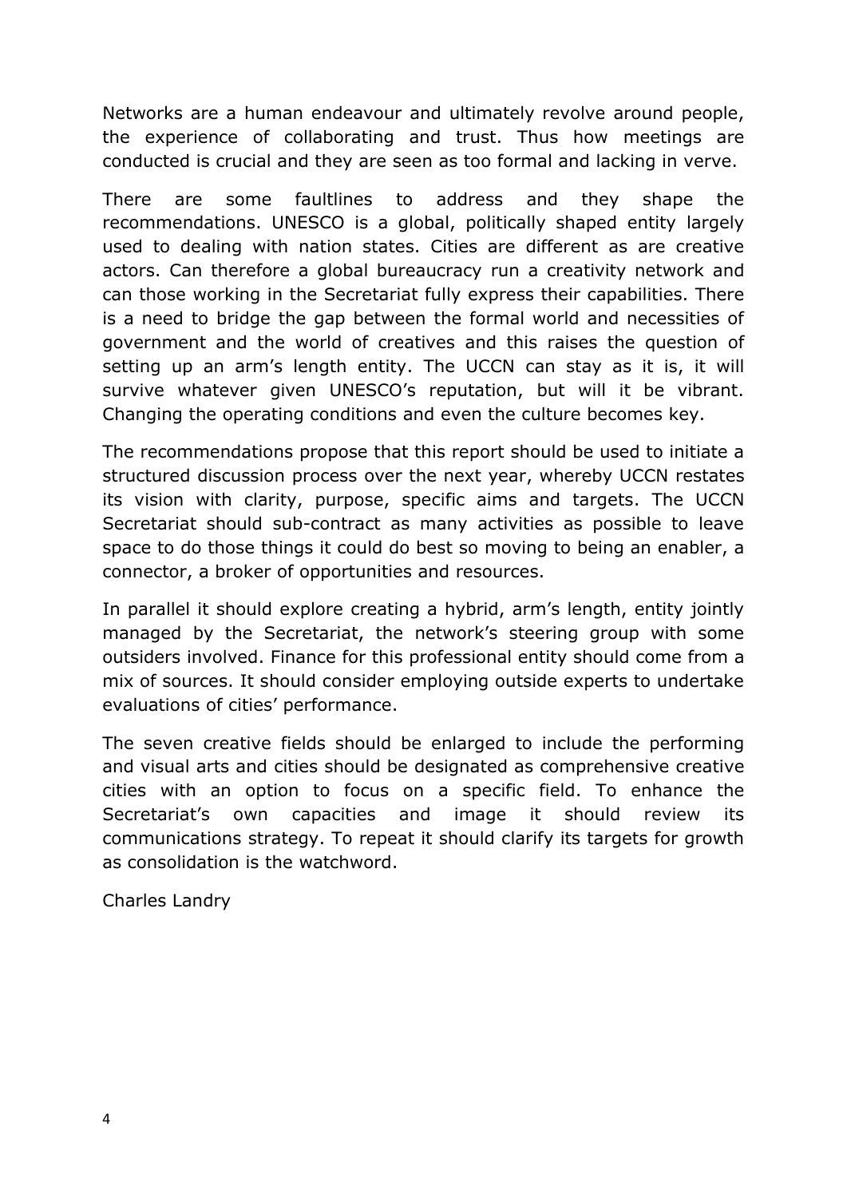Networks are a human endeavour and ultimately revolve around people, the experience of collaborating and trust. Thus how meetings are conducted is crucial and they are seen as too formal and lacking in verve.

There are some faultlines to address and they shape the recommendations. UNESCO is a global, politically shaped entity largely used to dealing with nation states. Cities are different as are creative actors. Can therefore a global bureaucracy run a creativity network and can those working in the Secretariat fully express their capabilities. There is a need to bridge the gap between the formal world and necessities of government and the world of creatives and this raises the question of setting up an arm's length entity. The UCCN can stay as it is, it will survive whatever given UNESCO's reputation, but will it be vibrant. Changing the operating conditions and even the culture becomes key.

The recommendations propose that this report should be used to initiate a structured discussion process over the next year, whereby UCCN restates its vision with clarity, purpose, specific aims and targets. The UCCN Secretariat should sub-contract as many activities as possible to leave space to do those things it could do best so moving to being an enabler, a connector, a broker of opportunities and resources.

In parallel it should explore creating a hybrid, arm's length, entity jointly managed by the Secretariat, the network's steering group with some outsiders involved. Finance for this professional entity should come from a mix of sources. It should consider employing outside experts to undertake evaluations of cities' performance.

The seven creative fields should be enlarged to include the performing and visual arts and cities should be designated as comprehensive creative cities with an option to focus on a specific field. To enhance the Secretariat's own capacities and image it should review its communications strategy. To repeat it should clarify its targets for growth as consolidation is the watchword.

Charles Landry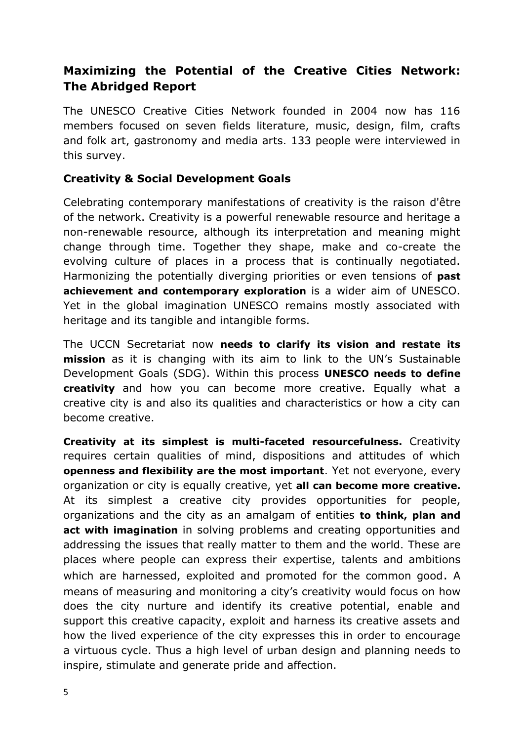## Maximizing the Potential of the Creative Cities Network: The Abridged Report

The UNESCO Creative Cities Network founded in 2004 now has 116 members focused on seven fields literature, music, design, film, crafts and folk art, gastronomy and media arts. 133 people were interviewed in this survey.

### Creativity & Social Development Goals

Celebrating contemporary manifestations of creativity is the raison d'être of the network. Creativity is a powerful renewable resource and heritage a non-renewable resource, although its interpretation and meaning might change through time. Together they shape, make and co-create the evolving culture of places in a process that is continually negotiated. Harmonizing the potentially diverging priorities or even tensions of **past achievement and contemporary exploration** is a wider aim of UNESCO. Yet in the global imagination UNESCO remains mostly associated with heritage and its tangible and intangible forms.

The UCCN Secretariat now **needs to clarify its vision and restate its mission** as it is changing with its aim to link to the UN's Sustainable Development Goals (SDG). Within this process **UNESCO needs to define creativity** and how you can become more creative. Equally what a creative city is and also its qualities and characteristics or how a city can become creative.

**Creativity at its simplest is multi-faceted resourcefulness.** Creativity requires certain qualities of mind, dispositions and attitudes of which **openness and flexibility are the most important**. Yet not everyone, every organization or city is equally creative, yet **all can become more creative.** At its simplest a creative city provides opportunities for people, organizations and the city as an amalgam of entities **to think, plan and act with imagination** in solving problems and creating opportunities and addressing the issues that really matter to them and the world. These are places where people can express their expertise, talents and ambitions which are harnessed, exploited and promoted for the common good. A means of measuring and monitoring a city's creativity would focus on how does the city nurture and identify its creative potential, enable and support this creative capacity, exploit and harness its creative assets and how the lived experience of the city expresses this in order to encourage a virtuous cycle. Thus a high level of urban design and planning needs to inspire, stimulate and generate pride and affection.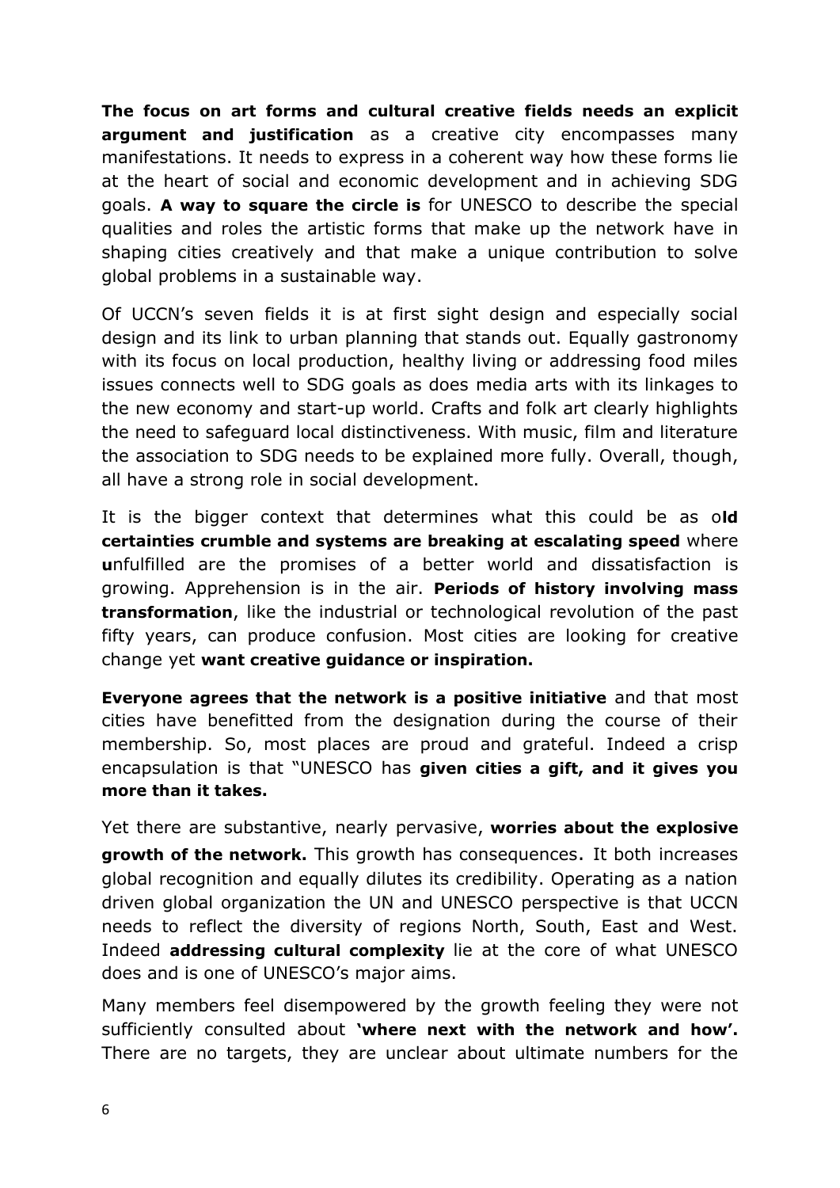**The focus on art forms and cultural creative fields needs an explicit argument and justification** as a creative city encompasses many manifestations. It needs to express in a coherent way how these forms lie at the heart of social and economic development and in achieving SDG goals. **A way to square the circle is** for UNESCO to describe the special qualities and roles the artistic forms that make up the network have in shaping cities creatively and that make a unique contribution to solve global problems in a sustainable way.

Of UCCN's seven fields it is at first sight design and especially social design and its link to urban planning that stands out. Equally gastronomy with its focus on local production, healthy living or addressing food miles issues connects well to SDG goals as does media arts with its linkages to the new economy and start-up world. Crafts and folk art clearly highlights the need to safeguard local distinctiveness. With music, film and literature the association to SDG needs to be explained more fully. Overall, though, all have a strong role in social development.

It is the bigger context that determines what this could be as o**ld certainties crumble and systems are breaking at escalating speed** where **u**nfulfilled are the promises of a better world and dissatisfaction is growing. Apprehension is in the air. **Periods of history involving mass transformation**, like the industrial or technological revolution of the past fifty years, can produce confusion. Most cities are looking for creative change yet **want creative guidance or inspiration.**

**Everyone agrees that the network is a positive initiative** and that most cities have benefitted from the designation during the course of their membership. So, most places are proud and grateful. Indeed a crisp encapsulation is that "UNESCO has **given cities a gift, and it gives you more than it takes.**

Yet there are substantive, nearly pervasive, **worries about the explosive growth of the network.** This growth has consequences. It both increases global recognition and equally dilutes its credibility. Operating as a nation driven global organization the UN and UNESCO perspective is that UCCN needs to reflect the diversity of regions North, South, East and West. Indeed **addressing cultural complexity** lie at the core of what UNESCO does and is one of UNESCO's major aims.

Many members feel disempowered by the growth feeling they were not sufficiently consulted about **'where next with the network and how'.** There are no targets, they are unclear about ultimate numbers for the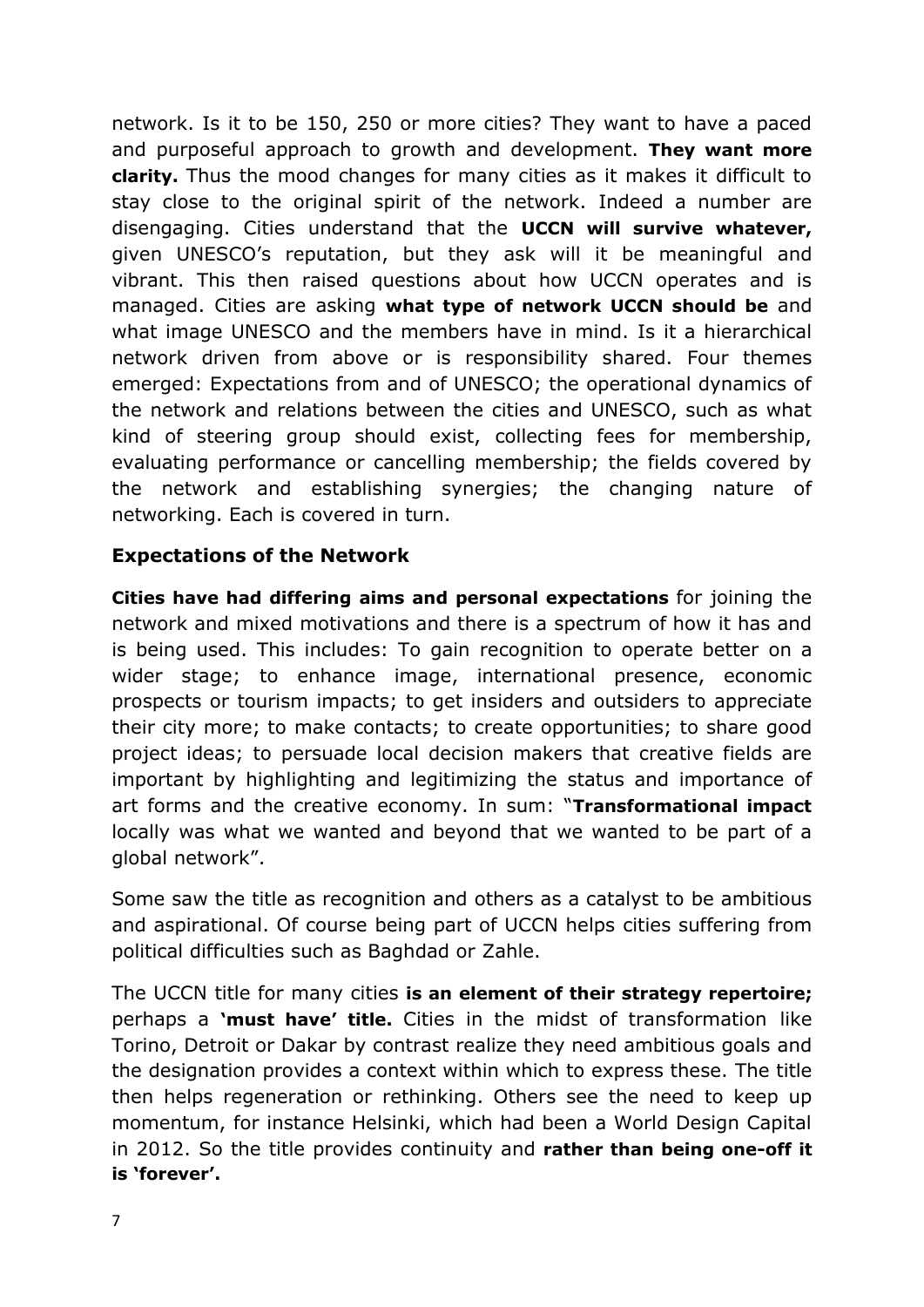network. Is it to be 150, 250 or more cities? They want to have a paced and purposeful approach to growth and development. **They want more clarity.** Thus the mood changes for many cities as it makes it difficult to stay close to the original spirit of the network. Indeed a number are disengaging. Cities understand that the **UCCN will survive whatever,** given UNESCO's reputation, but they ask will it be meaningful and vibrant. This then raised questions about how UCCN operates and is managed. Cities are asking **what type of network UCCN should be** and what image UNESCO and the members have in mind. Is it a hierarchical network driven from above or is responsibility shared. Four themes emerged: Expectations from and of UNESCO; the operational dynamics of the network and relations between the cities and UNESCO, such as what kind of steering group should exist, collecting fees for membership, evaluating performance or cancelling membership; the fields covered by the network and establishing synergies; the changing nature of networking. Each is covered in turn.

### Expectations of the Network

**Cities have had differing aims and personal expectations** for joining the network and mixed motivations and there is a spectrum of how it has and is being used. This includes: To gain recognition to operate better on a wider stage; to enhance image, international presence, economic prospects or tourism impacts; to get insiders and outsiders to appreciate their city more; to make contacts; to create opportunities; to share good project ideas; to persuade local decision makers that creative fields are important by highlighting and legitimizing the status and importance of art forms and the creative economy. In sum: "**Transformational impact** locally was what we wanted and beyond that we wanted to be part of a global network".

Some saw the title as recognition and others as a catalyst to be ambitious and aspirational. Of course being part of UCCN helps cities suffering from political difficulties such as Baghdad or Zahle.

The UCCN title for many cities **is an element of their strategy repertoire;** perhaps a **'must have' title.** Cities in the midst of transformation like Torino, Detroit or Dakar by contrast realize they need ambitious goals and the designation provides a context within which to express these. The title then helps regeneration or rethinking. Others see the need to keep up momentum, for instance Helsinki, which had been a World Design Capital in 2012. So the title provides continuity and **rather than being one-off it is 'forever'.**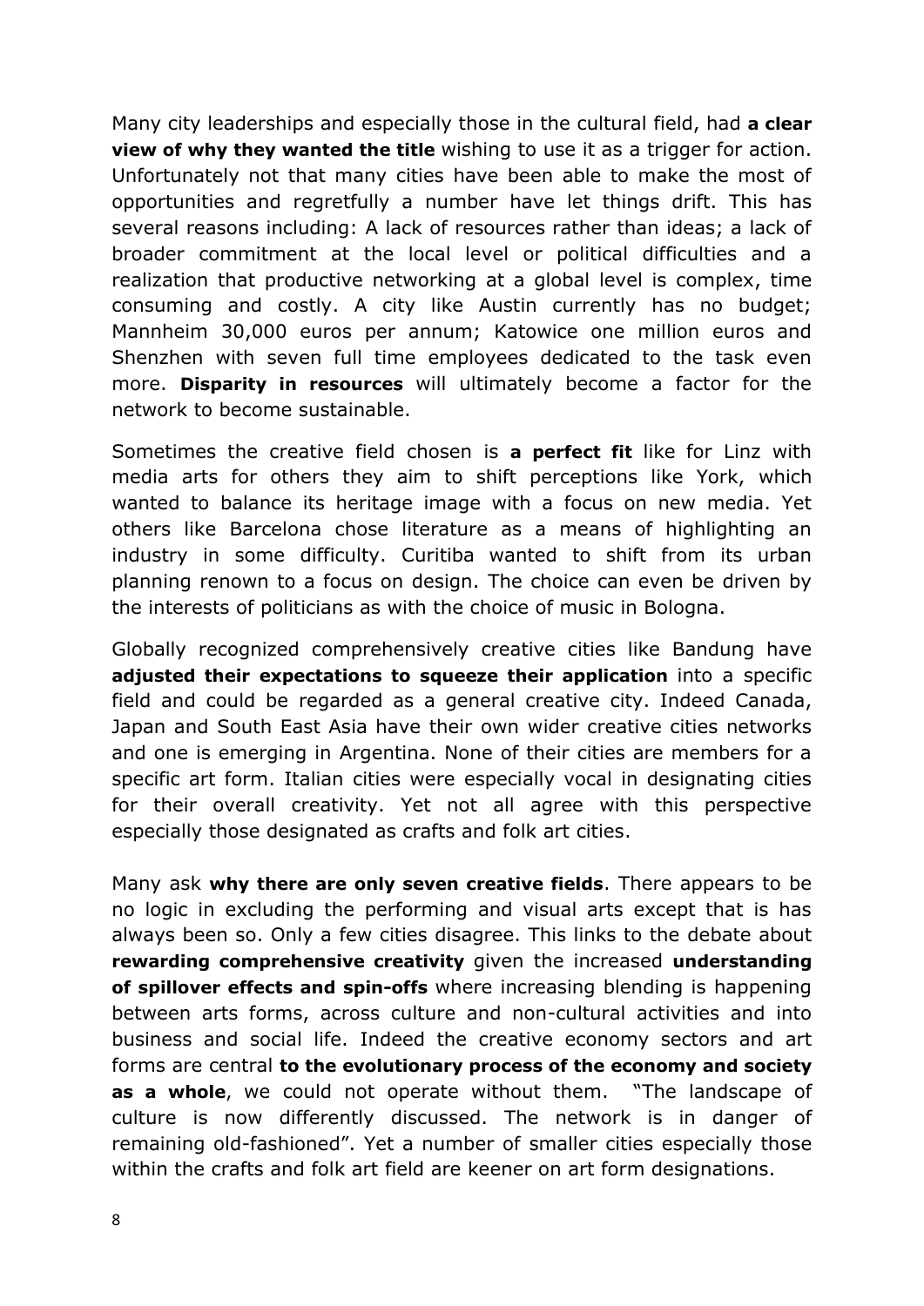Many city leaderships and especially those in the cultural field, had **a clear view of why they wanted the title** wishing to use it as a trigger for action. Unfortunately not that many cities have been able to make the most of opportunities and regretfully a number have let things drift. This has several reasons including: A lack of resources rather than ideas; a lack of broader commitment at the local level or political difficulties and a realization that productive networking at a global level is complex, time consuming and costly. A city like Austin currently has no budget; Mannheim 30,000 euros per annum; Katowice one million euros and Shenzhen with seven full time employees dedicated to the task even more. **Disparity in resources** will ultimately become a factor for the network to become sustainable.

Sometimes the creative field chosen is **a perfect fit** like for Linz with media arts for others they aim to shift perceptions like York, which wanted to balance its heritage image with a focus on new media. Yet others like Barcelona chose literature as a means of highlighting an industry in some difficulty. Curitiba wanted to shift from its urban planning renown to a focus on design. The choice can even be driven by the interests of politicians as with the choice of music in Bologna.

Globally recognized comprehensively creative cities like Bandung have **adjusted their expectations to squeeze their application** into a specific field and could be regarded as a general creative city. Indeed Canada, Japan and South East Asia have their own wider creative cities networks and one is emerging in Argentina. None of their cities are members for a specific art form. Italian cities were especially vocal in designating cities for their overall creativity. Yet not all agree with this perspective especially those designated as crafts and folk art cities.

Many ask **why there are only seven creative fields**. There appears to be no logic in excluding the performing and visual arts except that is has always been so. Only a few cities disagree. This links to the debate about **rewarding comprehensive creativity** given the increased **understanding of spillover effects and spin-offs** where increasing blending is happening between arts forms, across culture and non-cultural activities and into business and social life. Indeed the creative economy sectors and art forms are central **to the evolutionary process of the economy and society as a whole**, we could not operate without them. "The landscape of culture is now differently discussed. The network is in danger of remaining old-fashioned". Yet a number of smaller cities especially those within the crafts and folk art field are keener on art form designations.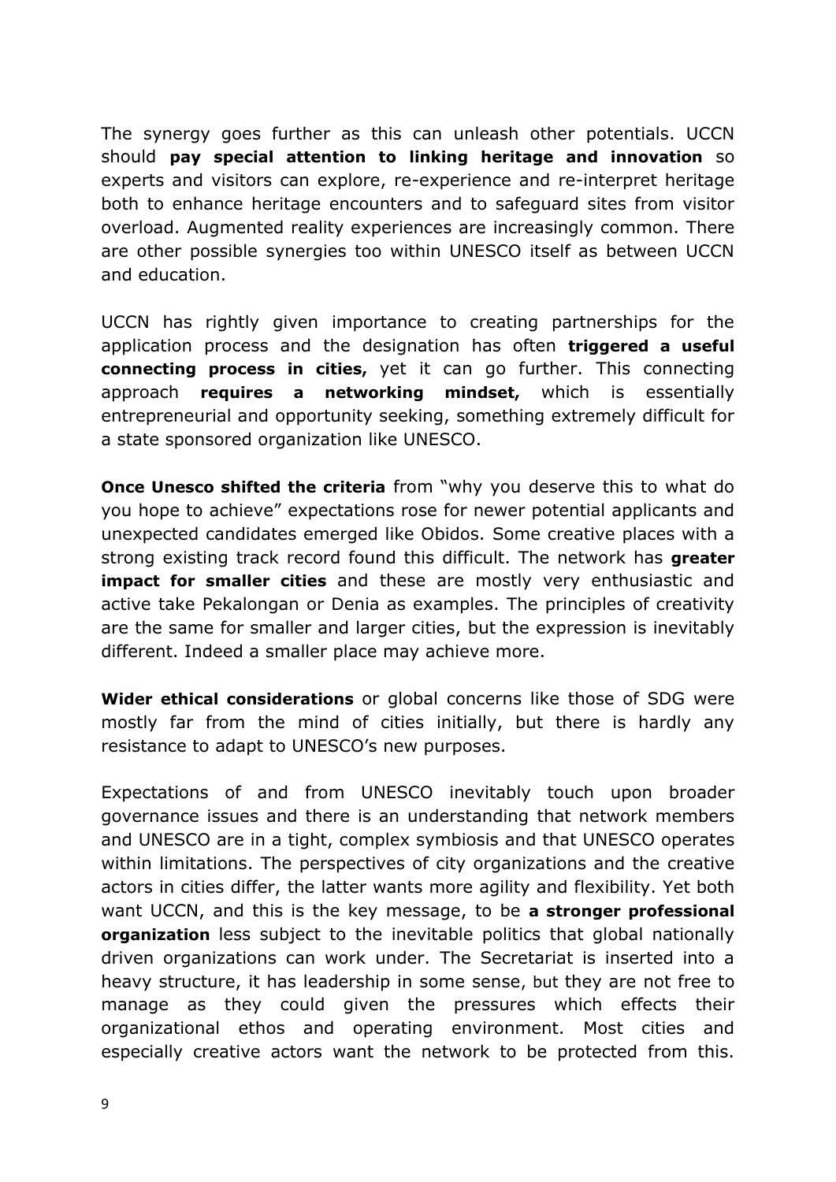The synergy goes further as this can unleash other potentials. UCCN should **pay special attention to linking heritage and innovation** so experts and visitors can explore, re-experience and re-interpret heritage both to enhance heritage encounters and to safeguard sites from visitor overload. Augmented reality experiences are increasingly common. There are other possible synergies too within UNESCO itself as between UCCN and education.

UCCN has rightly given importance to creating partnerships for the application process and the designation has often **triggered a useful connecting process in cities,** yet it can go further. This connecting approach **requires a networking mindset,** which is essentially entrepreneurial and opportunity seeking, something extremely difficult for a state sponsored organization like UNESCO.

**Once Unesco shifted the criteria** from "why you deserve this to what do you hope to achieve" expectations rose for newer potential applicants and unexpected candidates emerged like Obidos. Some creative places with a strong existing track record found this difficult. The network has **greater impact for smaller cities** and these are mostly very enthusiastic and active take Pekalongan or Denia as examples. The principles of creativity are the same for smaller and larger cities, but the expression is inevitably different. Indeed a smaller place may achieve more.

**Wider ethical considerations** or global concerns like those of SDG were mostly far from the mind of cities initially, but there is hardly any resistance to adapt to UNESCO's new purposes.

Expectations of and from UNESCO inevitably touch upon broader governance issues and there is an understanding that network members and UNESCO are in a tight, complex symbiosis and that UNESCO operates within limitations. The perspectives of city organizations and the creative actors in cities differ, the latter wants more agility and flexibility. Yet both want UCCN, and this is the key message, to be **a stronger professional organization** less subject to the inevitable politics that global nationally driven organizations can work under. The Secretariat is inserted into a heavy structure, it has leadership in some sense, but they are not free to manage as they could given the pressures which effects their organizational ethos and operating environment. Most cities and especially creative actors want the network to be protected from this.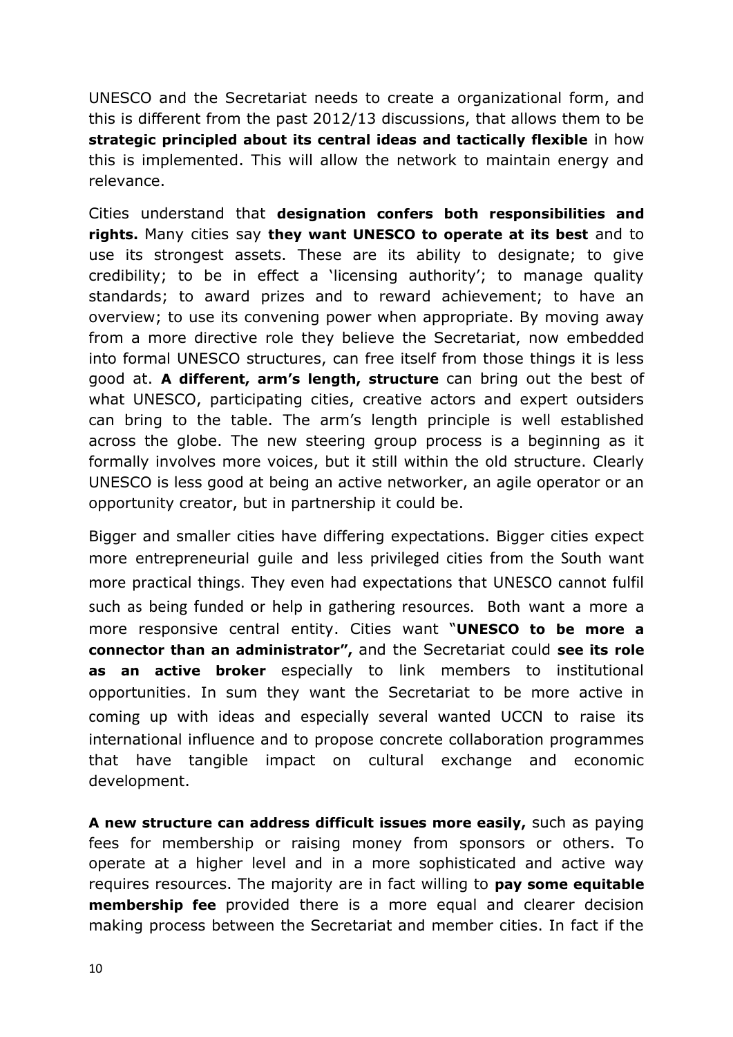UNESCO and the Secretariat needs to create a organizational form, and this is different from the past 2012/13 discussions, that allows them to be **strategic principled about its central ideas and tactically flexible** in how this is implemented. This will allow the network to maintain energy and relevance.

Cities understand that **designation confers both responsibilities and rights.** Many cities say **they want UNESCO to operate at its best** and to use its strongest assets. These are its ability to designate; to give credibility; to be in effect a 'licensing authority'; to manage quality standards; to award prizes and to reward achievement; to have an overview; to use its convening power when appropriate. By moving away from a more directive role they believe the Secretariat, now embedded into formal UNESCO structures, can free itself from those things it is less good at. **A different, arm's length, structure** can bring out the best of what UNESCO, participating cities, creative actors and expert outsiders can bring to the table. The arm's length principle is well established across the globe. The new steering group process is a beginning as it formally involves more voices, but it still within the old structure. Clearly UNESCO is less good at being an active networker, an agile operator or an opportunity creator, but in partnership it could be.

Bigger and smaller cities have differing expectations. Bigger cities expect more entrepreneurial guile and less privileged cities from the South want more practical things. They even had expectations that UNESCO cannot fulfil such as being funded or help in gathering resources. Both want a more a more responsive central entity. Cities want "**UNESCO to be more a connector than an administrator",** and the Secretariat could **see its role as an active broker** especially to link members to institutional opportunities. In sum they want the Secretariat to be more active in coming up with ideas and especially several wanted UCCN to raise its international influence and to propose concrete collaboration programmes that have tangible impact on cultural exchange and economic development.

**A new structure can address difficult issues more easily,** such as paying fees for membership or raising money from sponsors or others. To operate at a higher level and in a more sophisticated and active way requires resources. The majority are in fact willing to **pay some equitable membership fee** provided there is a more equal and clearer decision making process between the Secretariat and member cities. In fact if the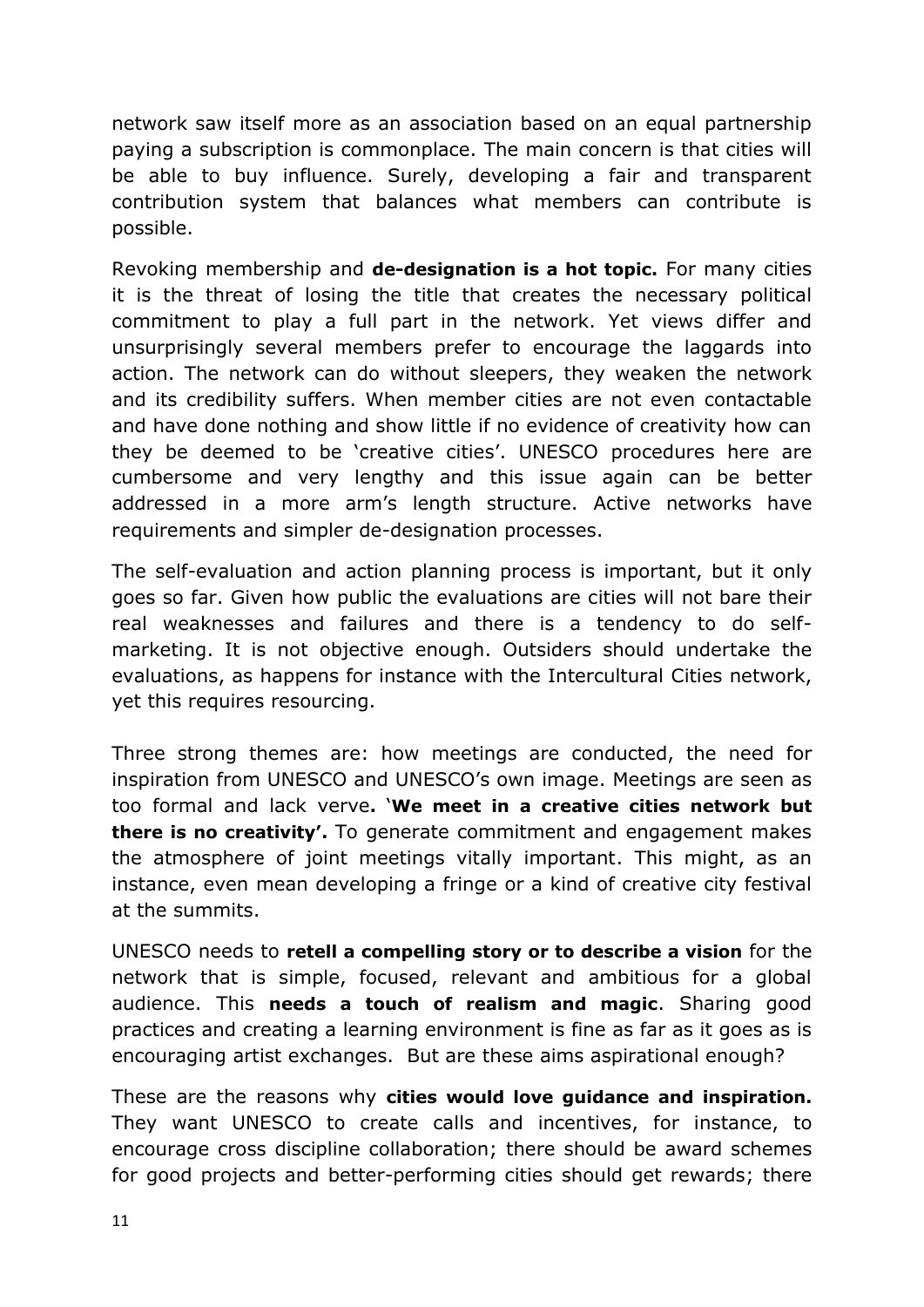network saw itself more as an association based on an equal partnership paying a subscription is commonplace. The main concern is that cities will be able to buy influence. Surely, developing a fair and transparent contribution system that balances what members can contribute is possible.

Revoking membership and **de-designation is a hot topic.** For many cities it is the threat of losing the title that creates the necessary political commitment to play a full part in the network. Yet views differ and unsurprisingly several members prefer to encourage the laggards into action. The network can do without sleepers, they weaken the network and its credibility suffers. When member cities are not even contactable and have done nothing and show little if no evidence of creativity how can they be deemed to be 'creative cities'. UNESCO procedures here are cumbersome and very lengthy and this issue again can be better addressed in a more arm's length structure. Active networks have requirements and simpler de-designation processes.

The self-evaluation and action planning process is important, but it only goes so far. Given how public the evaluations are cities will not bare their real weaknesses and failures and there is a tendency to do self-marketing. It is not objective enough. Outsiders should undertake the evaluations, as happens for instance with the Intercultural Cities network, yet this requires resourcing.

Three strong themes are: how meetings are conducted, the need for inspiration from UNESCO and UNESCO's own image. Meetings are seen as too formal and lack verve**.** '**We meet in a creative cities network but there is no creativity'.** To generate commitment and engagement makes the atmosphere of joint meetings vitally important. This might, as an instance, even mean developing a fringe or a kind of creative city festival at the summits.

UNESCO needs to **retell a compelling story or to describe a vision** for the network that is simple, focused, relevant and ambitious for a global audience. This **needs a touch of realism and magic**. Sharing good practices and creating a learning environment is fine as far as it goes as is encouraging artist exchanges. But are these aims aspirational enough?

These are the reasons why **cities would love guidance and inspiration.** They want UNESCO to create calls and incentives, for instance, to encourage cross discipline collaboration; there should be award schemes for good projects and better-performing cities should get rewards; there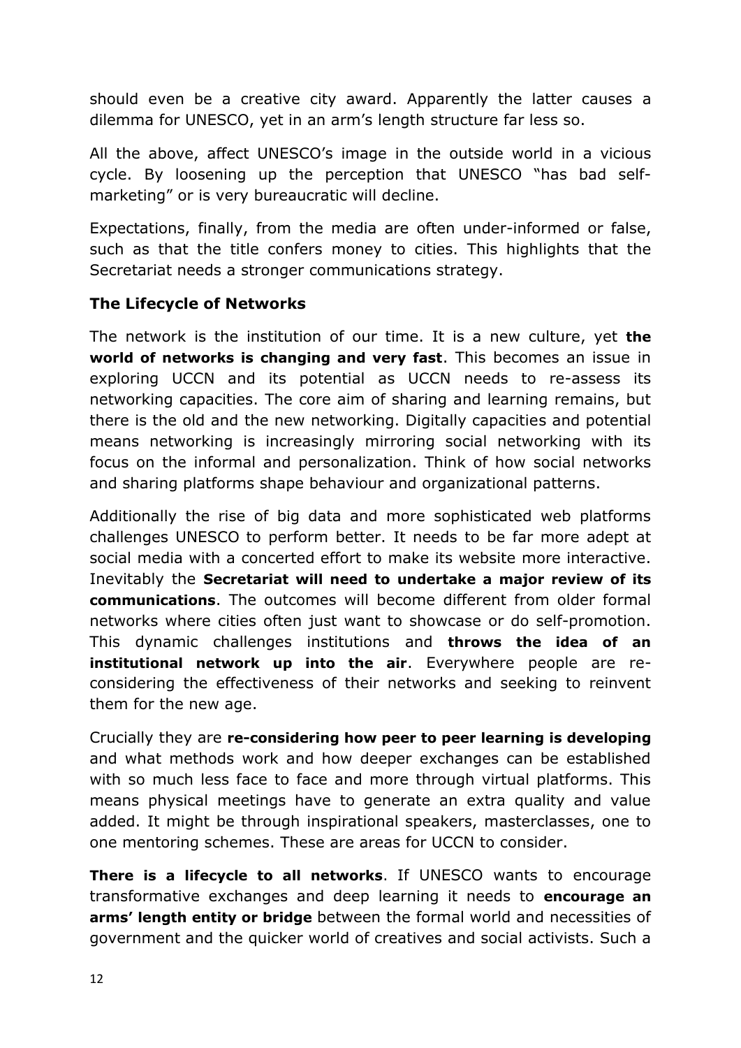should even be a creative city award. Apparently the latter causes a dilemma for UNESCO, yet in an arm's length structure far less so.

All the above, affect UNESCO's image in the outside world in a vicious cycle. By loosening up the perception that UNESCO "has bad self-marketing" or is very bureaucratic will decline.

Expectations, finally, from the media are often under-informed or false, such as that the title confers money to cities. This highlights that the Secretariat needs a stronger communications strategy.

**The Lifecycle of Networks**

The network is the institution of our time. It is a new culture, yet **the world of networks is changing and very fast**. This becomes an issue in exploring UCCN and its potential as UCCN needs to re-assess its networking capacities. The core aim of sharing and learning remains, but there is the old and the new networking. Digitally capacities and potential means networking is increasingly mirroring social networking with its focus on the informal and personalization. Think of how social networks and sharing platforms shape behaviour and organizational patterns.

Additionally the rise of big data and more sophisticated web platforms challenges UNESCO to perform better. It needs to be far more adept at social media with a concerted effort to make its website more interactive. Inevitably the **Secretariat will need to undertake a major review of its communications**. The outcomes will become different from older formal networks where cities often just want to showcase or do self-promotion. This dynamic challenges institutions and **throws the idea of an institutional network up into the air**. Everywhere people are re-considering the effectiveness of their networks and seeking to reinvent them for the new age.

Crucially they are **re-considering how peer to peer learning is developing** and what methods work and how deeper exchanges can be established with so much less face to face and more through virtual platforms. This means physical meetings have to generate an extra quality and value added. It might be through inspirational speakers, masterclasses, one to one mentoring schemes. These are areas for UCCN to consider.

**There is a lifecycle to all networks**. If UNESCO wants to encourage transformative exchanges and deep learning it needs to **encourage an arms' length entity or bridge** between the formal world and necessities of government and the quicker world of creatives and social activists. Such a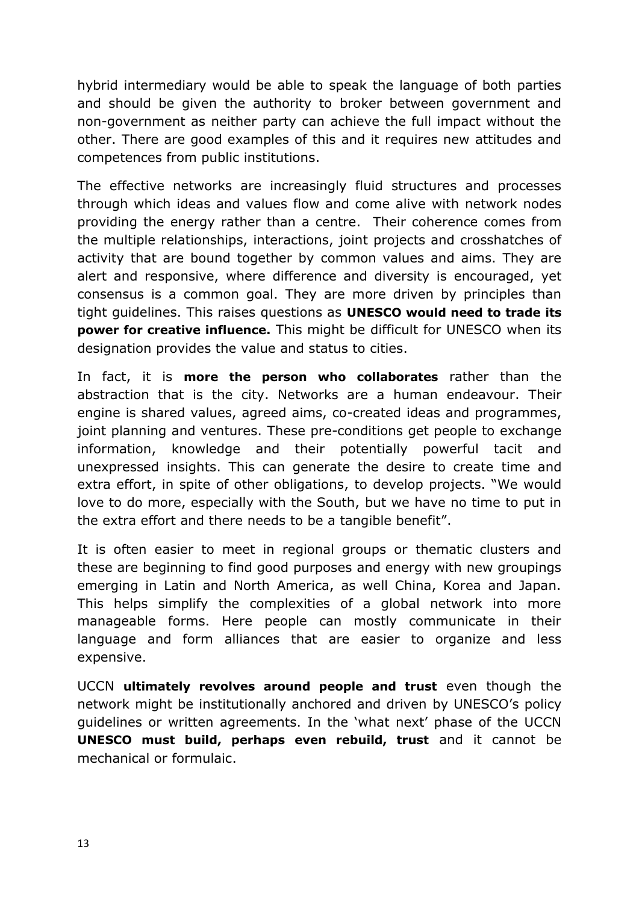hybrid intermediary would be able to speak the language of both parties and should be given the authority to broker between government and non-government as neither party can achieve the full impact without the other. There are good examples of this and it requires new attitudes and competences from public institutions.

The effective networks are increasingly fluid structures and processes through which ideas and values flow and come alive with network nodes providing the energy rather than a centre. Their coherence comes from the multiple relationships, interactions, joint projects and crosshatches of activity that are bound together by common values and aims. They are alert and responsive, where difference and diversity is encouraged, yet consensus is a common goal. They are more driven by principles than tight guidelines. This raises questions as **UNESCO would need to trade its power for creative influence.** This might be difficult for UNESCO when its designation provides the value and status to cities.

In fact, it is **more the person who collaborates** rather than the abstraction that is the city. Networks are a human endeavour. Their engine is shared values, agreed aims, co-created ideas and programmes, joint planning and ventures. These pre-conditions get people to exchange information, knowledge and their potentially powerful tacit and unexpressed insights. This can generate the desire to create time and extra effort, in spite of other obligations, to develop projects. "We would love to do more, especially with the South, but we have no time to put in the extra effort and there needs to be a tangible benefit".

It is often easier to meet in regional groups or thematic clusters and these are beginning to find good purposes and energy with new groupings emerging in Latin and North America, as well China, Korea and Japan. This helps simplify the complexities of a global network into more manageable forms. Here people can mostly communicate in their language and form alliances that are easier to organize and less expensive.

UCCN **ultimately revolves around people and trust** even though the network might be institutionally anchored and driven by UNESCO's policy guidelines or written agreements. In the 'what next' phase of the UCCN **UNESCO must build, perhaps even rebuild, trust** and it cannot be mechanical or formulaic.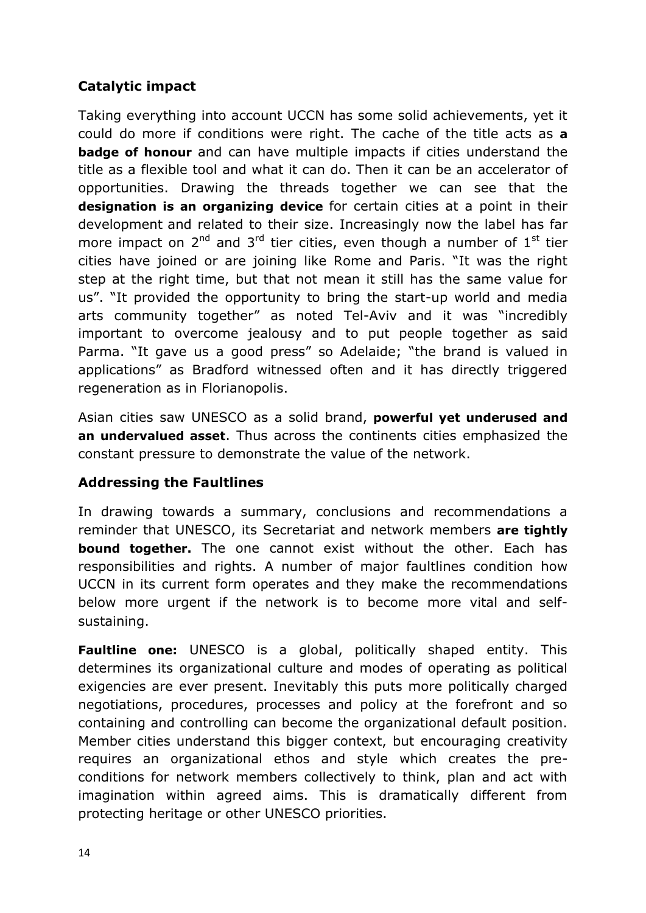### Catalytic impact

Taking everything into account UCCN has some solid achievements, yet it could do more if conditions were right. The cache of the title acts as **a badge of honour** and can have multiple impacts if cities understand the title as a flexible tool and what it can do. Then it can be an accelerator of opportunities. Drawing the threads together we can see that the **designation is an organizing device** for certain cities at a point in their development and related to their size. Increasingly now the label has far more impact on 2nd and 3rd tier cities, even though a number of 1st tier cities have joined or are joining like Rome and Paris. "It was the right step at the right time, but that not mean it still has the same value for us". "It provided the opportunity to bring the start-up world and media arts community together" as noted Tel-Aviv and it was "incredibly important to overcome jealousy and to put people together as said Parma. "It gave us a good press" so Adelaide; "the brand is valued in applications" as Bradford witnessed often and it has directly triggered regeneration as in Florianopolis.

Asian cities saw UNESCO as a solid brand, **powerful yet underused and an undervalued asset**. Thus across the continents cities emphasized the constant pressure to demonstrate the value of the network.

### Addressing the Faultlines

In drawing towards a summary, conclusions and recommendations a reminder that UNESCO, its Secretariat and network members **are tightly bound together.** The one cannot exist without the other. Each has responsibilities and rights. A number of major faultlines condition how UCCN in its current form operates and they make the recommendations below more urgent if the network is to become more vital and self-sustaining.

**Faultline one:** UNESCO is a global, politically shaped entity. This determines its organizational culture and modes of operating as political exigencies are ever present. Inevitably this puts more politically charged negotiations, procedures, processes and policy at the forefront and so containing and controlling can become the organizational default position. Member cities understand this bigger context, but encouraging creativity requires an organizational ethos and style which creates the pre-conditions for network members collectively to think, plan and act with imagination within agreed aims. This is dramatically different from protecting heritage or other UNESCO priorities.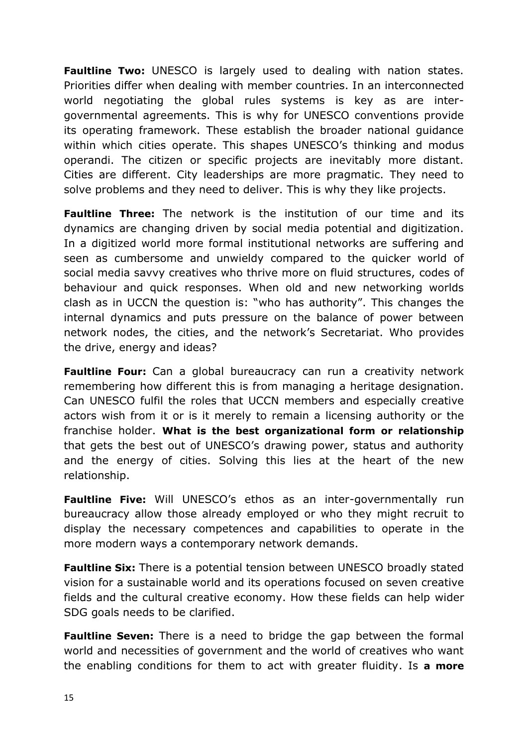**Faultline Two:** UNESCO is largely used to dealing with nation states. Priorities differ when dealing with member countries. In an interconnected world negotiating the global rules systems is key as are inter-governmental agreements. This is why for UNESCO conventions provide its operating framework. These establish the broader national guidance within which cities operate. This shapes UNESCO's thinking and modus operandi. The citizen or specific projects are inevitably more distant. Cities are different. City leaderships are more pragmatic. They need to solve problems and they need to deliver. This is why they like projects.

**Faultline Three:** The network is the institution of our time and its dynamics are changing driven by social media potential and digitization. In a digitized world more formal institutional networks are suffering and seen as cumbersome and unwieldy compared to the quicker world of social media savvy creatives who thrive more on fluid structures, codes of behaviour and quick responses. When old and new networking worlds clash as in UCCN the question is: "who has authority". This changes the internal dynamics and puts pressure on the balance of power between network nodes, the cities, and the network's Secretariat. Who provides the drive, energy and ideas?

**Faultline Four:** Can a global bureaucracy can run a creativity network remembering how different this is from managing a heritage designation. Can UNESCO fulfil the roles that UCCN members and especially creative actors wish from it or is it merely to remain a licensing authority or the franchise holder. **What is the best organizational form or relationship** that gets the best out of UNESCO's drawing power, status and authority and the energy of cities. Solving this lies at the heart of the new relationship.

**Faultline Five:** Will UNESCO's ethos as an inter-governmentally run bureaucracy allow those already employed or who they might recruit to display the necessary competences and capabilities to operate in the more modern ways a contemporary network demands.

**Faultline Six:** There is a potential tension between UNESCO broadly stated vision for a sustainable world and its operations focused on seven creative fields and the cultural creative economy. How these fields can help wider SDG goals needs to be clarified.

**Faultline Seven:** There is a need to bridge the gap between the formal world and necessities of government and the world of creatives who want the enabling conditions for them to act with greater fluidity. Is **a more**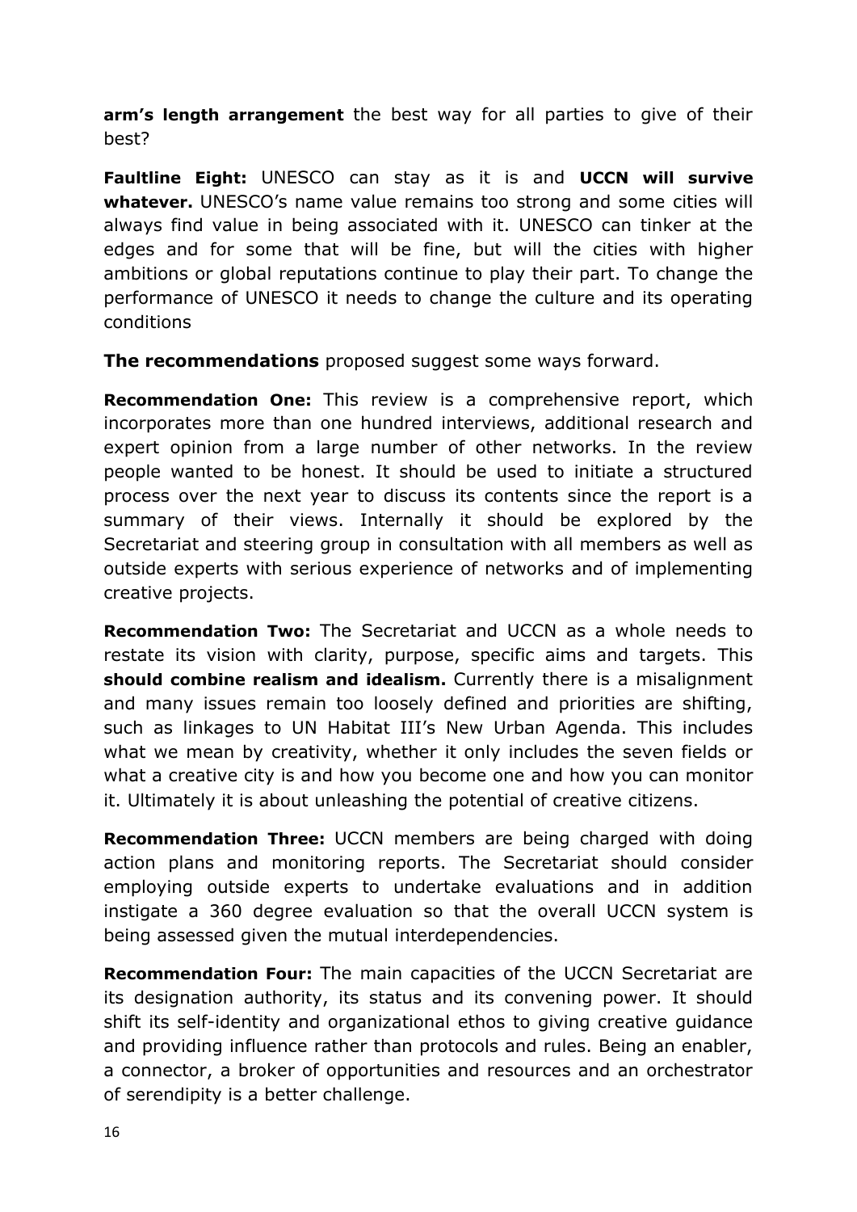**arm's length arrangement** the best way for all parties to give of their best?

**Faultline Eight:** UNESCO can stay as it is and **UCCN will survive whatever.** UNESCO's name value remains too strong and some cities will always find value in being associated with it. UNESCO can tinker at the edges and for some that will be fine, but will the cities with higher ambitions or global reputations continue to play their part. To change the performance of UNESCO it needs to change the culture and its operating conditions

**The recommendations** proposed suggest some ways forward.

**Recommendation One:** This review is a comprehensive report, which incorporates more than one hundred interviews, additional research and expert opinion from a large number of other networks. In the review people wanted to be honest. It should be used to initiate a structured process over the next year to discuss its contents since the report is a summary of their views. Internally it should be explored by the Secretariat and steering group in consultation with all members as well as outside experts with serious experience of networks and of implementing creative projects.

**Recommendation Two:** The Secretariat and UCCN as a whole needs to restate its vision with clarity, purpose, specific aims and targets. This **should combine realism and idealism.** Currently there is a misalignment and many issues remain too loosely defined and priorities are shifting, such as linkages to UN Habitat III's New Urban Agenda. This includes what we mean by creativity, whether it only includes the seven fields or what a creative city is and how you become one and how you can monitor it. Ultimately it is about unleashing the potential of creative citizens.

**Recommendation Three:** UCCN members are being charged with doing action plans and monitoring reports. The Secretariat should consider employing outside experts to undertake evaluations and in addition instigate a 360 degree evaluation so that the overall UCCN system is being assessed given the mutual interdependencies.

**Recommendation Four:** The main capacities of the UCCN Secretariat are its designation authority, its status and its convening power. It should shift its self-identity and organizational ethos to giving creative guidance and providing influence rather than protocols and rules. Being an enabler, a connector, a broker of opportunities and resources and an orchestrator of serendipity is a better challenge.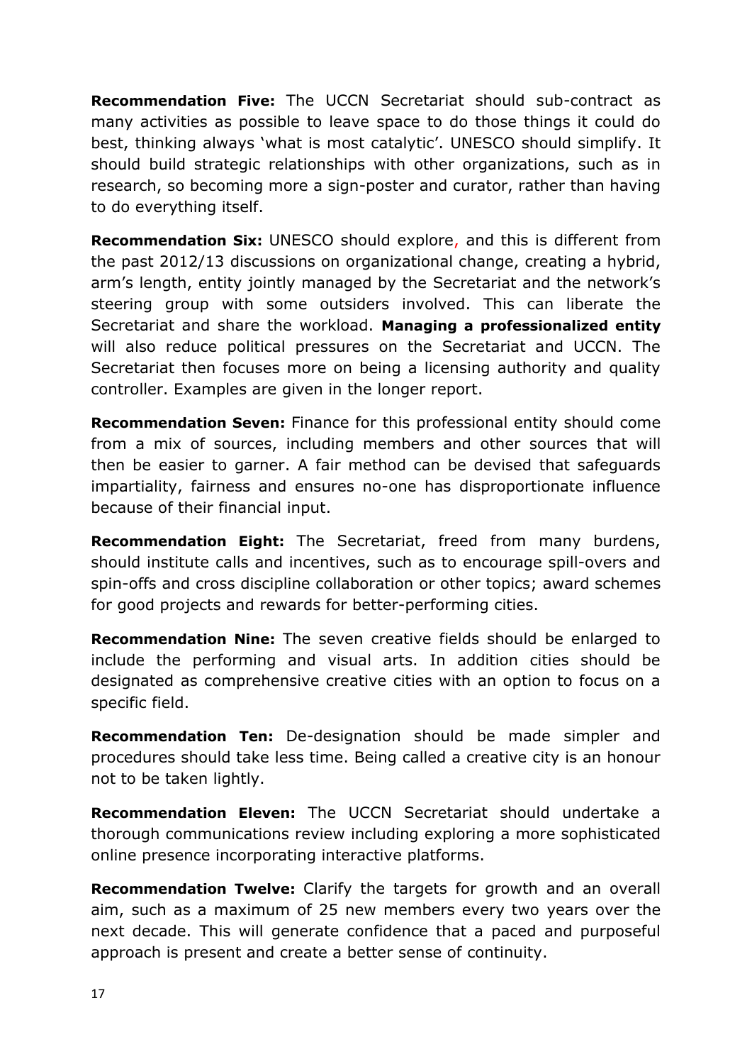**Recommendation Five:** The UCCN Secretariat should sub-contract as many activities as possible to leave space to do those things it could do best, thinking always 'what is most catalytic'. UNESCO should simplify. It should build strategic relationships with other organizations, such as in research, so becoming more a sign-poster and curator, rather than having to do everything itself.

**Recommendation Six:** UNESCO should explore, and this is different from the past 2012/13 discussions on organizational change, creating a hybrid, arm's length, entity jointly managed by the Secretariat and the network's steering group with some outsiders involved. This can liberate the Secretariat and share the workload. **Managing a professionalized entity** will also reduce political pressures on the Secretariat and UCCN. The Secretariat then focuses more on being a licensing authority and quality controller. Examples are given in the longer report.

**Recommendation Seven:** Finance for this professional entity should come from a mix of sources, including members and other sources that will then be easier to garner. A fair method can be devised that safeguards impartiality, fairness and ensures no-one has disproportionate influence because of their financial input.

**Recommendation Eight:** The Secretariat, freed from many burdens, should institute calls and incentives, such as to encourage spill-overs and spin-offs and cross discipline collaboration or other topics; award schemes for good projects and rewards for better-performing cities.

**Recommendation Nine:** The seven creative fields should be enlarged to include the performing and visual arts. In addition cities should be designated as comprehensive creative cities with an option to focus on a specific field.

**Recommendation Ten:** De-designation should be made simpler and procedures should take less time. Being called a creative city is an honour not to be taken lightly.

**Recommendation Eleven:** The UCCN Secretariat should undertake a thorough communications review including exploring a more sophisticated online presence incorporating interactive platforms.

**Recommendation Twelve:** Clarify the targets for growth and an overall aim, such as a maximum of 25 new members every two years over the next decade. This will generate confidence that a paced and purposeful approach is present and create a better sense of continuity.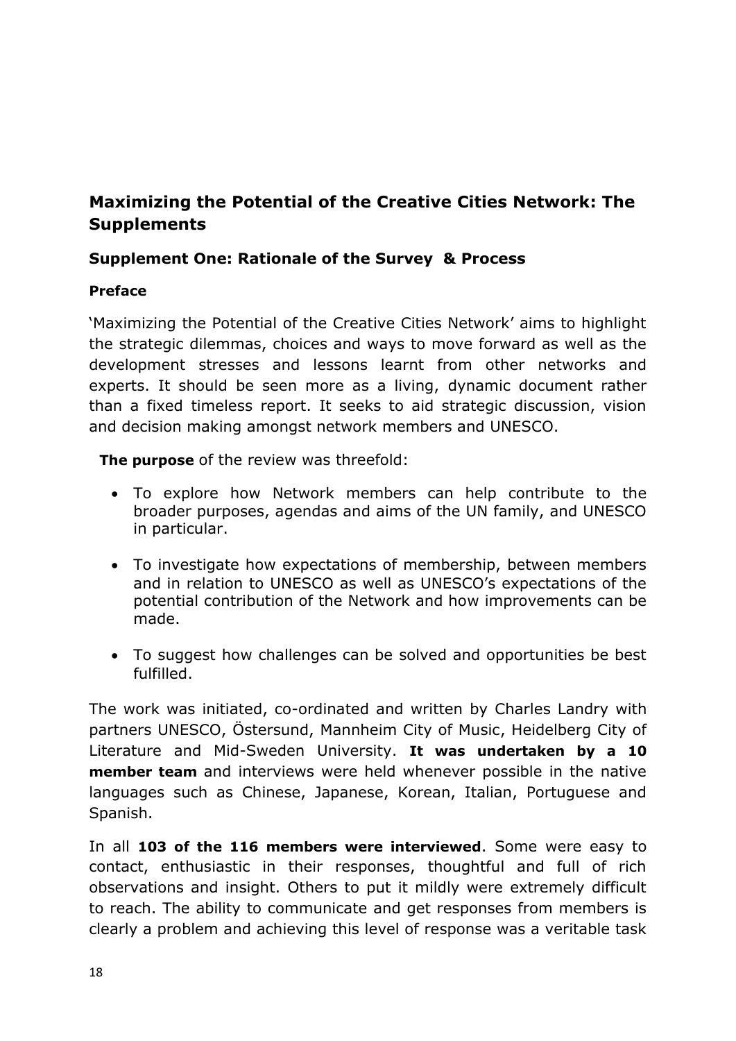## Maximizing the Potential of the Creative Cities Network: The Supplements

### Supplement One: Rationale of the Survey & Process

#### Preface

'Maximizing the Potential of the Creative Cities Network' aims to highlight the strategic dilemmas, choices and ways to move forward as well as the development stresses and lessons learnt from other networks and experts. It should be seen more as a living, dynamic document rather than a fixed timeless report. It seeks to aid strategic discussion, vision and decision making amongst network members and UNESCO.

**The purpose** of the review was threefold:

- To explore how Network members can help contribute to the broader purposes, agendas and aims of the UN family, and UNESCO in particular.
- To investigate how expectations of membership, between members and in relation to UNESCO as well as UNESCO's expectations of the potential contribution of the Network and how improvements can be made.
- To suggest how challenges can be solved and opportunities be best fulfilled.

The work was initiated, co-ordinated and written by Charles Landry with partners UNESCO, Östersund, Mannheim City of Music, Heidelberg City of Literature and Mid-Sweden University. **It was undertaken by a 10 member team** and interviews were held whenever possible in the native languages such as Chinese, Japanese, Korean, Italian, Portuguese and Spanish.

In all **103 of the 116 members were interviewed**. Some were easy to contact, enthusiastic in their responses, thoughtful and full of rich observations and insight. Others to put it mildly were extremely difficult to reach. The ability to communicate and get responses from members is clearly a problem and achieving this level of response was a veritable task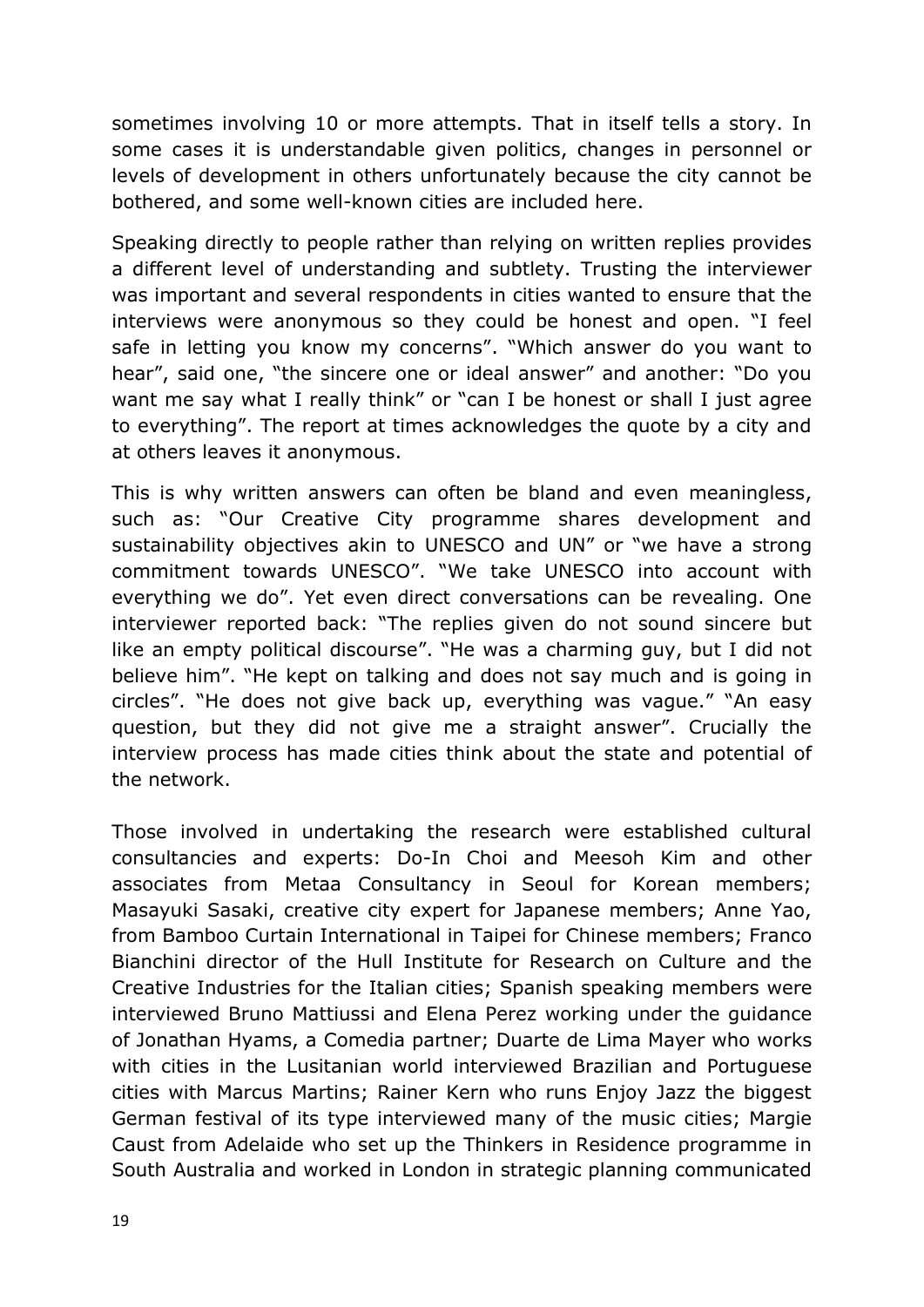sometimes involving 10 or more attempts. That in itself tells a story. In some cases it is understandable given politics, changes in personnel or levels of development in others unfortunately because the city cannot be bothered, and some well-known cities are included here.

Speaking directly to people rather than relying on written replies provides a different level of understanding and subtlety. Trusting the interviewer was important and several respondents in cities wanted to ensure that the interviews were anonymous so they could be honest and open. "I feel safe in letting you know my concerns". "Which answer do you want to hear", said one, "the sincere one or ideal answer" and another: "Do you want me say what I really think" or "can I be honest or shall I just agree to everything". The report at times acknowledges the quote by a city and at others leaves it anonymous.

This is why written answers can often be bland and even meaningless, such as: "Our Creative City programme shares development and sustainability objectives akin to UNESCO and UN" or "we have a strong commitment towards UNESCO". "We take UNESCO into account with everything we do". Yet even direct conversations can be revealing. One interviewer reported back: "The replies given do not sound sincere but like an empty political discourse". "He was a charming guy, but I did not believe him". "He kept on talking and does not say much and is going in circles". "He does not give back up, everything was vague." "An easy question, but they did not give me a straight answer". Crucially the interview process has made cities think about the state and potential of the network.

Those involved in undertaking the research were established cultural consultancies and experts: Do-In Choi and Meesoh Kim and other associates from Metaa Consultancy in Seoul for Korean members; Masayuki Sasaki, creative city expert for Japanese members; Anne Yao, from Bamboo Curtain International in Taipei for Chinese members; Franco Bianchini director of the Hull Institute for Research on Culture and the Creative Industries for the Italian cities; Spanish speaking members were interviewed Bruno Mattiussi and Elena Perez working under the guidance of Jonathan Hyams, a Comedia partner; Duarte de Lima Mayer who works with cities in the Lusitanian world interviewed Brazilian and Portuguese cities with Marcus Martins; Rainer Kern who runs Enjoy Jazz the biggest German festival of its type interviewed many of the music cities; Margie Caust from Adelaide who set up the Thinkers in Residence programme in South Australia and worked in London in strategic planning communicated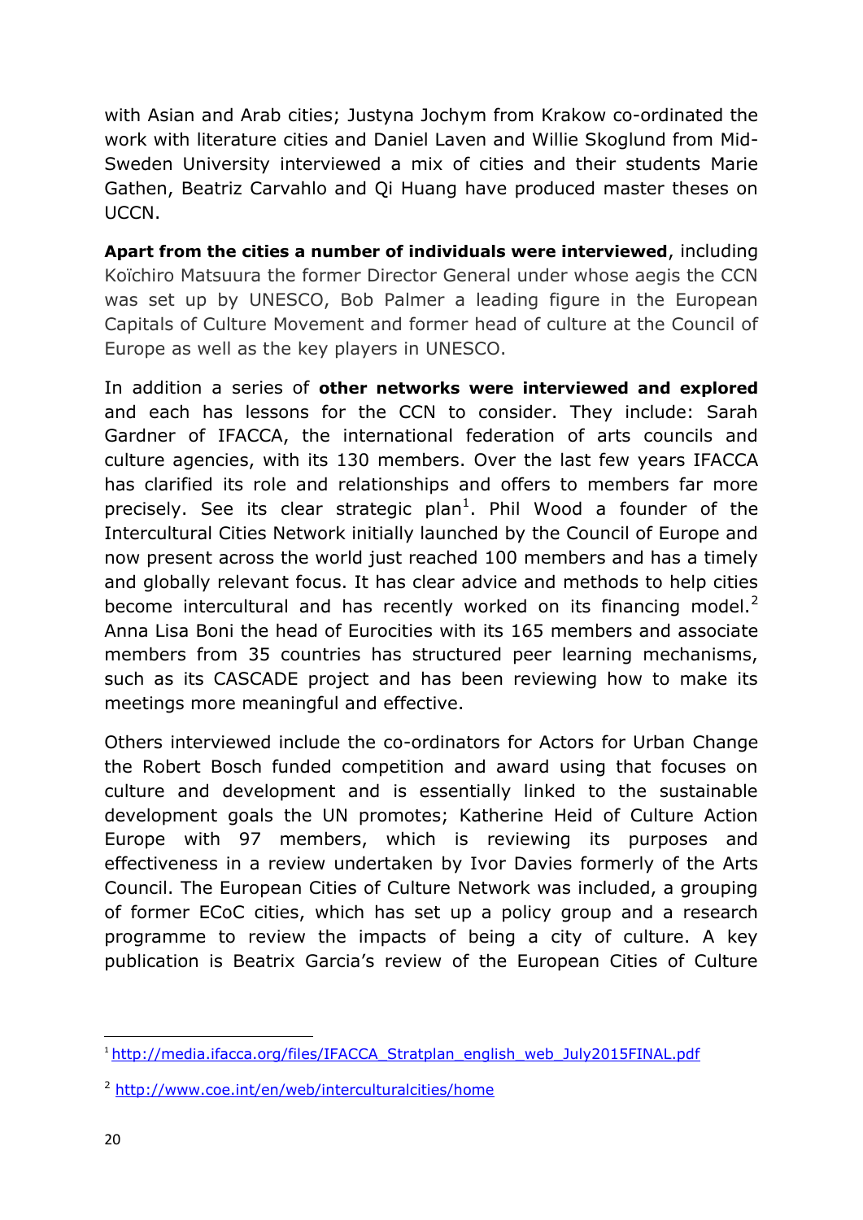with Asian and Arab cities; Justyna Jochym from Krakow co-ordinated the work with literature cities and Daniel Laven and Willie Skoglund from Mid-Sweden University interviewed a mix of cities and their students Marie Gathen, Beatriz Carvahlo and Qi Huang have produced master theses on UCCN.

**Apart from the cities a number of individuals were interviewed**, including Koïchiro Matsuura the former Director General under whose aegis the CCN was set up by UNESCO, Bob Palmer a leading figure in the European Capitals of Culture Movement and former head of culture at the Council of Europe as well as the key players in UNESCO.

In addition a series of **other networks were interviewed and explored** and each has lessons for the CCN to consider. They include: Sarah Gardner of IFACCA, the international federation of arts councils and culture agencies, with its 130 members. Over the last few years IFACCA has clarified its role and relationships and offers to members far more precisely. See its clear strategic plan[1]. Phil Wood a founder of the Intercultural Cities Network initially launched by the Council of Europe and now present across the world just reached 100 members and has a timely and globally relevant focus. It has clear advice and methods to help cities become intercultural and has recently worked on its financing model.[2] Anna Lisa Boni the head of Eurocities with its 165 members and associate members from 35 countries has structured peer learning mechanisms, such as its CASCADE project and has been reviewing how to make its meetings more meaningful and effective.

Others interviewed include the co-ordinators for Actors for Urban Change the Robert Bosch funded competition and award using that focuses on culture and development and is essentially linked to the sustainable development goals the UN promotes; Katherine Heid of Culture Action Europe with 97 members, which is reviewing its purposes and effectiveness in a review undertaken by Ivor Davies formerly of the Arts Council. The European Cities of Culture Network was included, a grouping of former ECoC cities, which has set up a policy group and a research programme to review the impacts of being a city of culture. A key publication is Beatrix Garcia's review of the European Cities of Culture

---

[1] http://media.ifacca.org/files/IFACCA_Stratplan_english_web_July2015FINAL.pdf

[2] http://www.coe.int/en/web/interculturalcities/home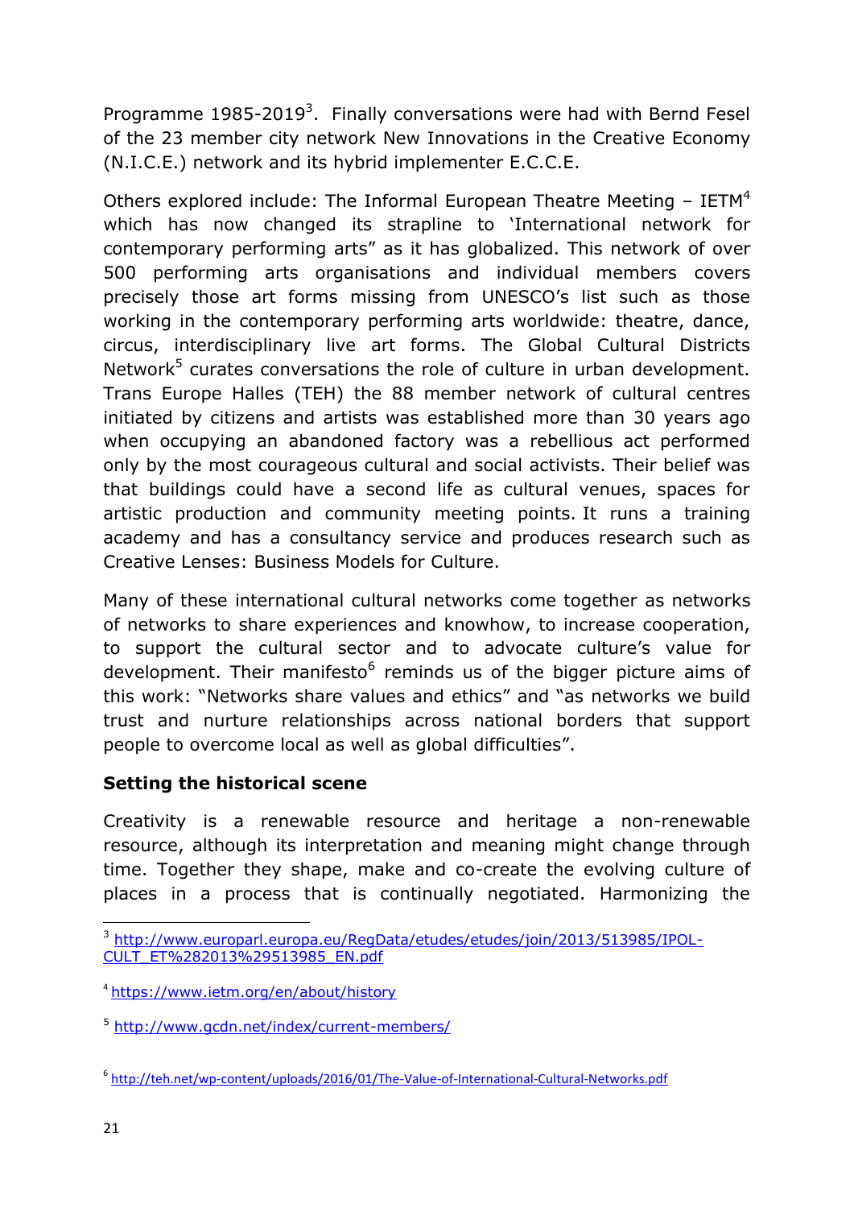Programme 1985-2019[3]. Finally conversations were had with Bernd Fesel of the 23 member city network New Innovations in the Creative Economy (N.I.C.E.) network and its hybrid implementer E.C.C.E.

Others explored include: The Informal European Theatre Meeting – IETM[4] which has now changed its strapline to 'International network for contemporary performing arts" as it has globalized. This network of over 500 performing arts organisations and individual members covers precisely those art forms missing from UNESCO's list such as those working in the contemporary performing arts worldwide: theatre, dance, circus, interdisciplinary live art forms. The Global Cultural Districts Network[5] curates conversations the role of culture in urban development. Trans Europe Halles (TEH) the 88 member network of cultural centres initiated by citizens and artists was established more than 30 years ago when occupying an abandoned factory was a rebellious act performed only by the most courageous cultural and social activists. Their belief was that buildings could have a second life as cultural venues, spaces for artistic production and community meeting points. It runs a training academy and has a consultancy service and produces research such as Creative Lenses: Business Models for Culture.

Many of these international cultural networks come together as networks of networks to share experiences and knowhow, to increase cooperation, to support the cultural sector and to advocate culture's value for development. Their manifesto[6] reminds us of the bigger picture aims of this work: "Networks share values and ethics" and "as networks we build trust and nurture relationships across national borders that support people to overcome local as well as global difficulties".

## Setting the historical scene

Creativity is a renewable resource and heritage a non-renewable resource, although its interpretation and meaning might change through time. Together they shape, make and co-create the evolving culture of places in a process that is continually negotiated. Harmonizing the

---

[3] http://www.europarl.europa.eu/RegData/etudes/etudes/join/2013/513985/IPOL-CULT_ET%282013%29513985_EN.pdf

[4] https://www.ietm.org/en/about/history

[5] http://www.gcdn.net/index/current-members/

[6] http://teh.net/wp-content/uploads/2016/01/The-Value-of-International-Cultural-Networks.pdf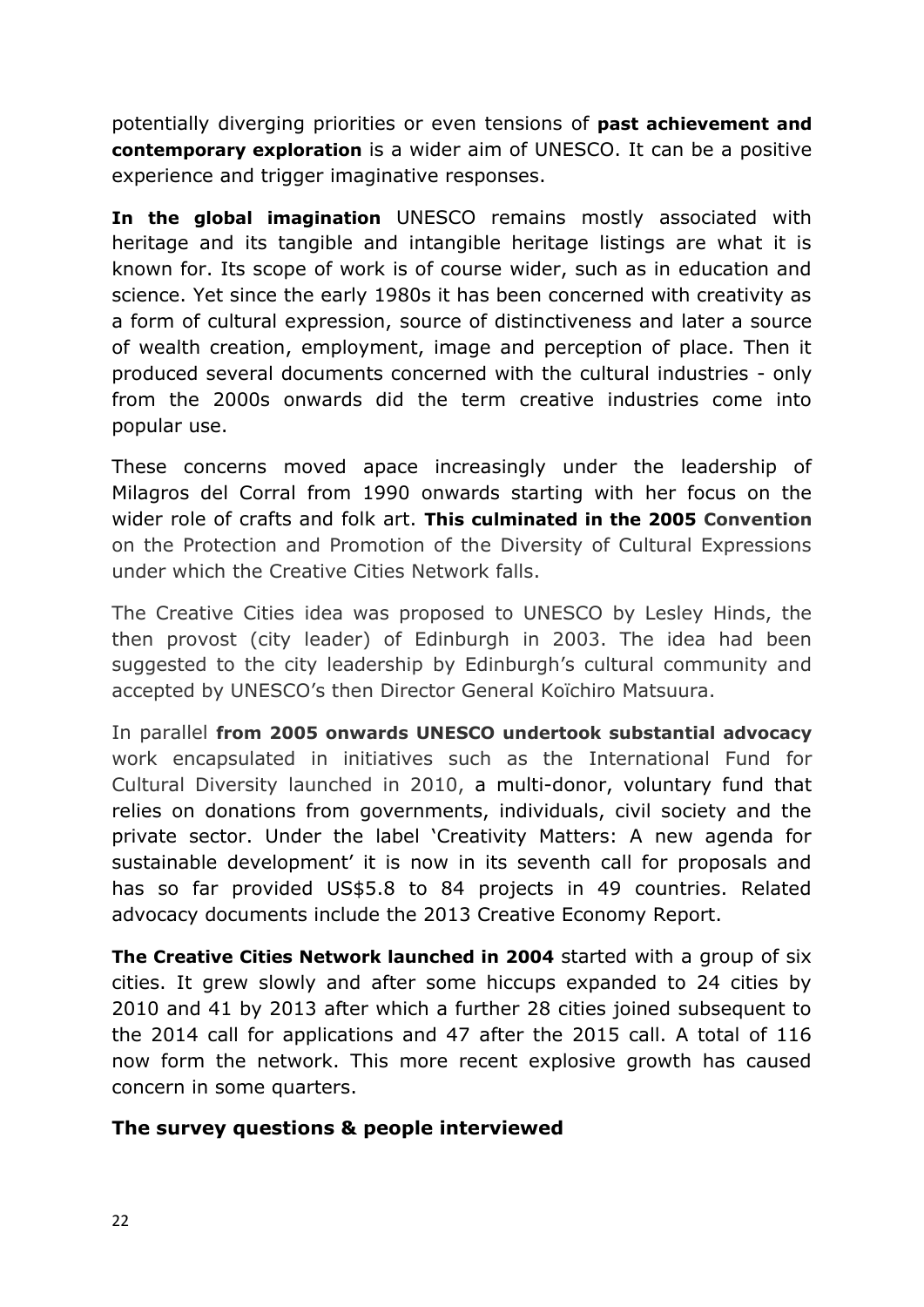potentially diverging priorities or even tensions of **past achievement and contemporary exploration** is a wider aim of UNESCO. It can be a positive experience and trigger imaginative responses.

**In the global imagination** UNESCO remains mostly associated with heritage and its tangible and intangible heritage listings are what it is known for. Its scope of work is of course wider, such as in education and science. Yet since the early 1980s it has been concerned with creativity as a form of cultural expression, source of distinctiveness and later a source of wealth creation, employment, image and perception of place. Then it produced several documents concerned with the cultural industries - only from the 2000s onwards did the term creative industries come into popular use.

These concerns moved apace increasingly under the leadership of Milagros del Corral from 1990 onwards starting with her focus on the wider role of crafts and folk art. **This culminated in the 2005 Convention** on the Protection and Promotion of the Diversity of Cultural Expressions under which the Creative Cities Network falls.

The Creative Cities idea was proposed to UNESCO by Lesley Hinds, the then provost (city leader) of Edinburgh in 2003. The idea had been suggested to the city leadership by Edinburgh's cultural community and accepted by UNESCO's then Director General Koïchiro Matsuura.

In parallel **from 2005 onwards UNESCO undertook substantial advocacy** work encapsulated in initiatives such as the International Fund for Cultural Diversity launched in 2010, a multi-donor, voluntary fund that relies on donations from governments, individuals, civil society and the private sector. Under the label 'Creativity Matters: A new agenda for sustainable development' it is now in its seventh call for proposals and has so far provided US$5.8 to 84 projects in 49 countries. Related advocacy documents include the 2013 Creative Economy Report.

**The Creative Cities Network launched in 2004** started with a group of six cities. It grew slowly and after some hiccups expanded to 24 cities by 2010 and 41 by 2013 after which a further 28 cities joined subsequent to the 2014 call for applications and 47 after the 2015 call. A total of 116 now form the network. This more recent explosive growth has caused concern in some quarters.

**The survey questions & people interviewed**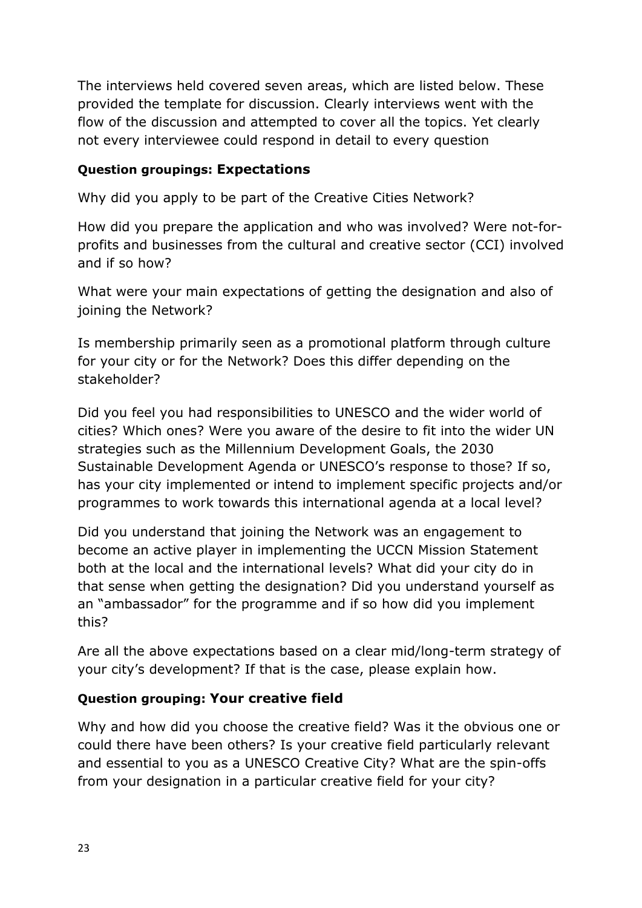The interviews held covered seven areas, which are listed below. These provided the template for discussion. Clearly interviews went with the flow of the discussion and attempted to cover all the topics. Yet clearly not every interviewee could respond in detail to every question

#### Question groupings: Expectations

Why did you apply to be part of the Creative Cities Network?

How did you prepare the application and who was involved? Were not-for-profits and businesses from the cultural and creative sector (CCI) involved and if so how?

What were your main expectations of getting the designation and also of joining the Network?

Is membership primarily seen as a promotional platform through culture for your city or for the Network? Does this differ depending on the stakeholder?

Did you feel you had responsibilities to UNESCO and the wider world of cities? Which ones? Were you aware of the desire to fit into the wider UN strategies such as the Millennium Development Goals, the 2030 Sustainable Development Agenda or UNESCO's response to those? If so, has your city implemented or intend to implement specific projects and/or programmes to work towards this international agenda at a local level?

Did you understand that joining the Network was an engagement to become an active player in implementing the UCCN Mission Statement both at the local and the international levels? What did your city do in that sense when getting the designation? Did you understand yourself as an "ambassador" for the programme and if so how did you implement this?

Are all the above expectations based on a clear mid/long-term strategy of your city's development? If that is the case, please explain how.

#### Question grouping: Your creative field

Why and how did you choose the creative field? Was it the obvious one or could there have been others? Is your creative field particularly relevant and essential to you as a UNESCO Creative City? What are the spin-offs from your designation in a particular creative field for your city?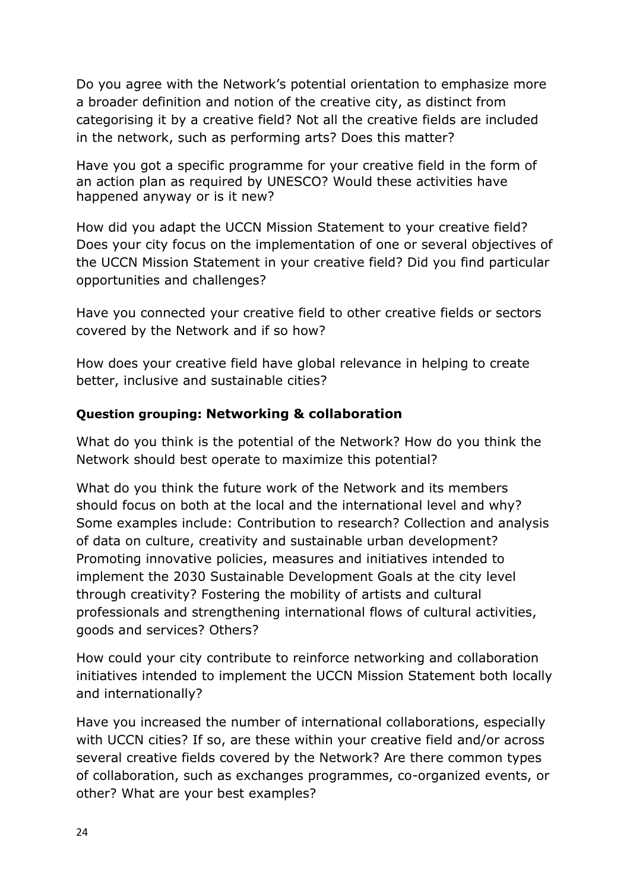Do you agree with the Network's potential orientation to emphasize more a broader definition and notion of the creative city, as distinct from categorising it by a creative field? Not all the creative fields are included in the network, such as performing arts? Does this matter?

Have you got a specific programme for your creative field in the form of an action plan as required by UNESCO? Would these activities have happened anyway or is it new?

How did you adapt the UCCN Mission Statement to your creative field? Does your city focus on the implementation of one or several objectives of the UCCN Mission Statement in your creative field? Did you find particular opportunities and challenges?

Have you connected your creative field to other creative fields or sectors covered by the Network and if so how?

How does your creative field have global relevance in helping to create better, inclusive and sustainable cities?

#### Question grouping: Networking & collaboration

What do you think is the potential of the Network? How do you think the Network should best operate to maximize this potential?

What do you think the future work of the Network and its members should focus on both at the local and the international level and why? Some examples include: Contribution to research? Collection and analysis of data on culture, creativity and sustainable urban development? Promoting innovative policies, measures and initiatives intended to implement the 2030 Sustainable Development Goals at the city level through creativity? Fostering the mobility of artists and cultural professionals and strengthening international flows of cultural activities, goods and services? Others?

How could your city contribute to reinforce networking and collaboration initiatives intended to implement the UCCN Mission Statement both locally and internationally?

Have you increased the number of international collaborations, especially with UCCN cities? If so, are these within your creative field and/or across several creative fields covered by the Network? Are there common types of collaboration, such as exchanges programmes, co-organized events, or other? What are your best examples?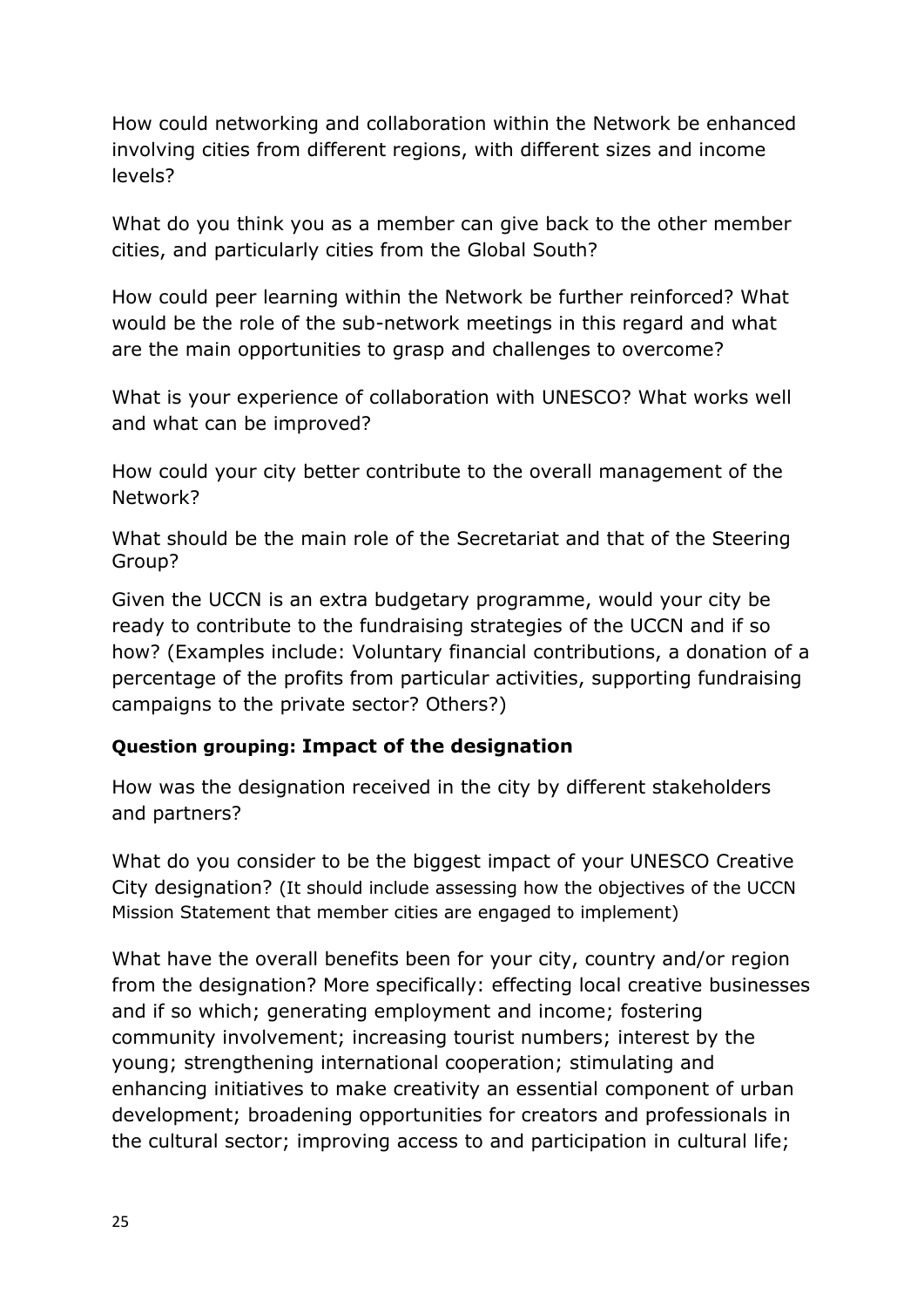How could networking and collaboration within the Network be enhanced involving cities from different regions, with different sizes and income levels?

What do you think you as a member can give back to the other member cities, and particularly cities from the Global South?

How could peer learning within the Network be further reinforced? What would be the role of the sub-network meetings in this regard and what are the main opportunities to grasp and challenges to overcome?

What is your experience of collaboration with UNESCO? What works well and what can be improved?

How could your city better contribute to the overall management of the Network?

What should be the main role of the Secretariat and that of the Steering Group?

Given the UCCN is an extra budgetary programme, would your city be ready to contribute to the fundraising strategies of the UCCN and if so how? (Examples include: Voluntary financial contributions, a donation of a percentage of the profits from particular activities, supporting fundraising campaigns to the private sector? Others?)

**Question grouping: Impact of the designation**

How was the designation received in the city by different stakeholders and partners?

What do you consider to be the biggest impact of your UNESCO Creative City designation? (It should include assessing how the objectives of the UCCN Mission Statement that member cities are engaged to implement)

What have the overall benefits been for your city, country and/or region from the designation? More specifically: effecting local creative businesses and if so which; generating employment and income; fostering community involvement; increasing tourist numbers; interest by the young; strengthening international cooperation; stimulating and enhancing initiatives to make creativity an essential component of urban development; broadening opportunities for creators and professionals in the cultural sector; improving access to and participation in cultural life;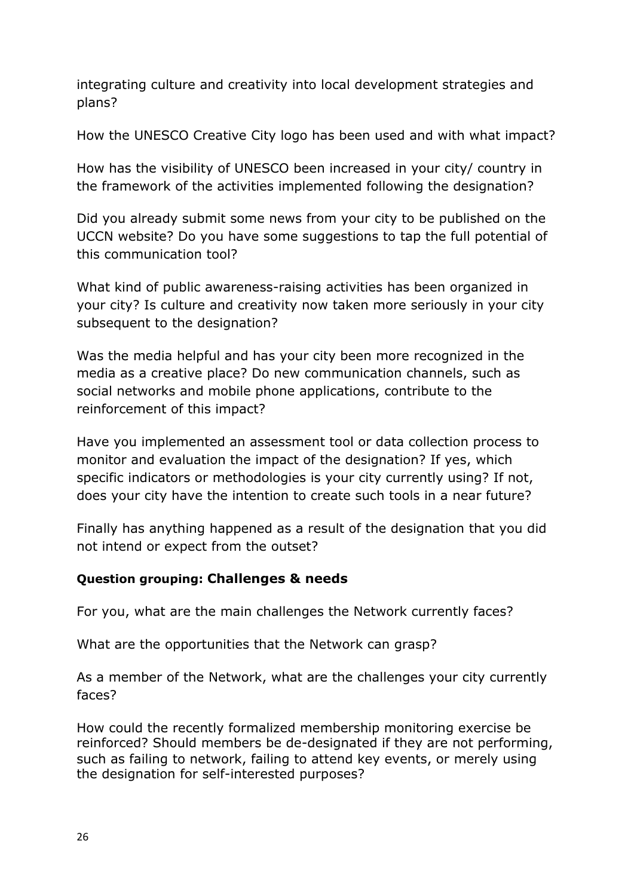integrating culture and creativity into local development strategies and plans?

How the UNESCO Creative City logo has been used and with what impact?

How has the visibility of UNESCO been increased in your city/ country in the framework of the activities implemented following the designation?

Did you already submit some news from your city to be published on the UCCN website? Do you have some suggestions to tap the full potential of this communication tool?

What kind of public awareness-raising activities has been organized in your city? Is culture and creativity now taken more seriously in your city subsequent to the designation?

Was the media helpful and has your city been more recognized in the media as a creative place? Do new communication channels, such as social networks and mobile phone applications, contribute to the reinforcement of this impact?

Have you implemented an assessment tool or data collection process to monitor and evaluation the impact of the designation? If yes, which specific indicators or methodologies is your city currently using? If not, does your city have the intention to create such tools in a near future?

Finally has anything happened as a result of the designation that you did not intend or expect from the outset?

**Question grouping: Challenges & needs**

For you, what are the main challenges the Network currently faces?

What are the opportunities that the Network can grasp?

As a member of the Network, what are the challenges your city currently faces?

How could the recently formalized membership monitoring exercise be reinforced? Should members be de-designated if they are not performing, such as failing to network, failing to attend key events, or merely using the designation for self-interested purposes?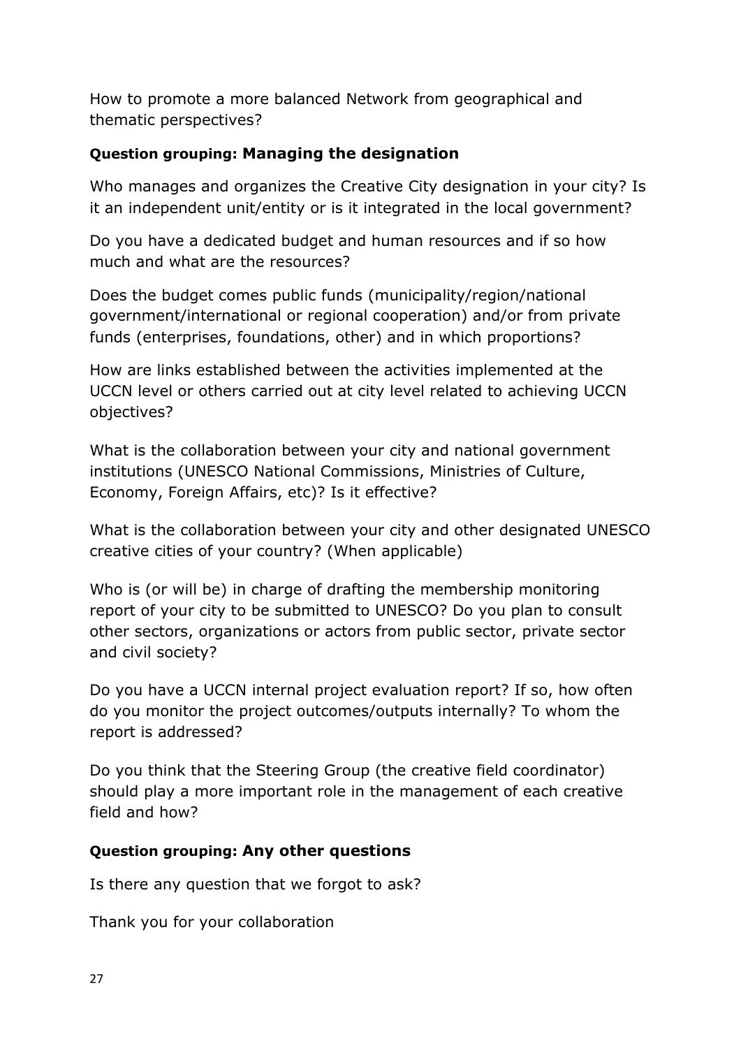How to promote a more balanced Network from geographical and thematic perspectives?

### Question grouping: Managing the designation

Who manages and organizes the Creative City designation in your city? Is it an independent unit/entity or is it integrated in the local government?

Do you have a dedicated budget and human resources and if so how much and what are the resources?

Does the budget comes public funds (municipality/region/national government/international or regional cooperation) and/or from private funds (enterprises, foundations, other) and in which proportions?

How are links established between the activities implemented at the UCCN level or others carried out at city level related to achieving UCCN objectives?

What is the collaboration between your city and national government institutions (UNESCO National Commissions, Ministries of Culture, Economy, Foreign Affairs, etc)? Is it effective?

What is the collaboration between your city and other designated UNESCO creative cities of your country? (When applicable)

Who is (or will be) in charge of drafting the membership monitoring report of your city to be submitted to UNESCO? Do you plan to consult other sectors, organizations or actors from public sector, private sector and civil society?

Do you have a UCCN internal project evaluation report? If so, how often do you monitor the project outcomes/outputs internally? To whom the report is addressed?

Do you think that the Steering Group (the creative field coordinator) should play a more important role in the management of each creative field and how?

### Question grouping: Any other questions

Is there any question that we forgot to ask?

Thank you for your collaboration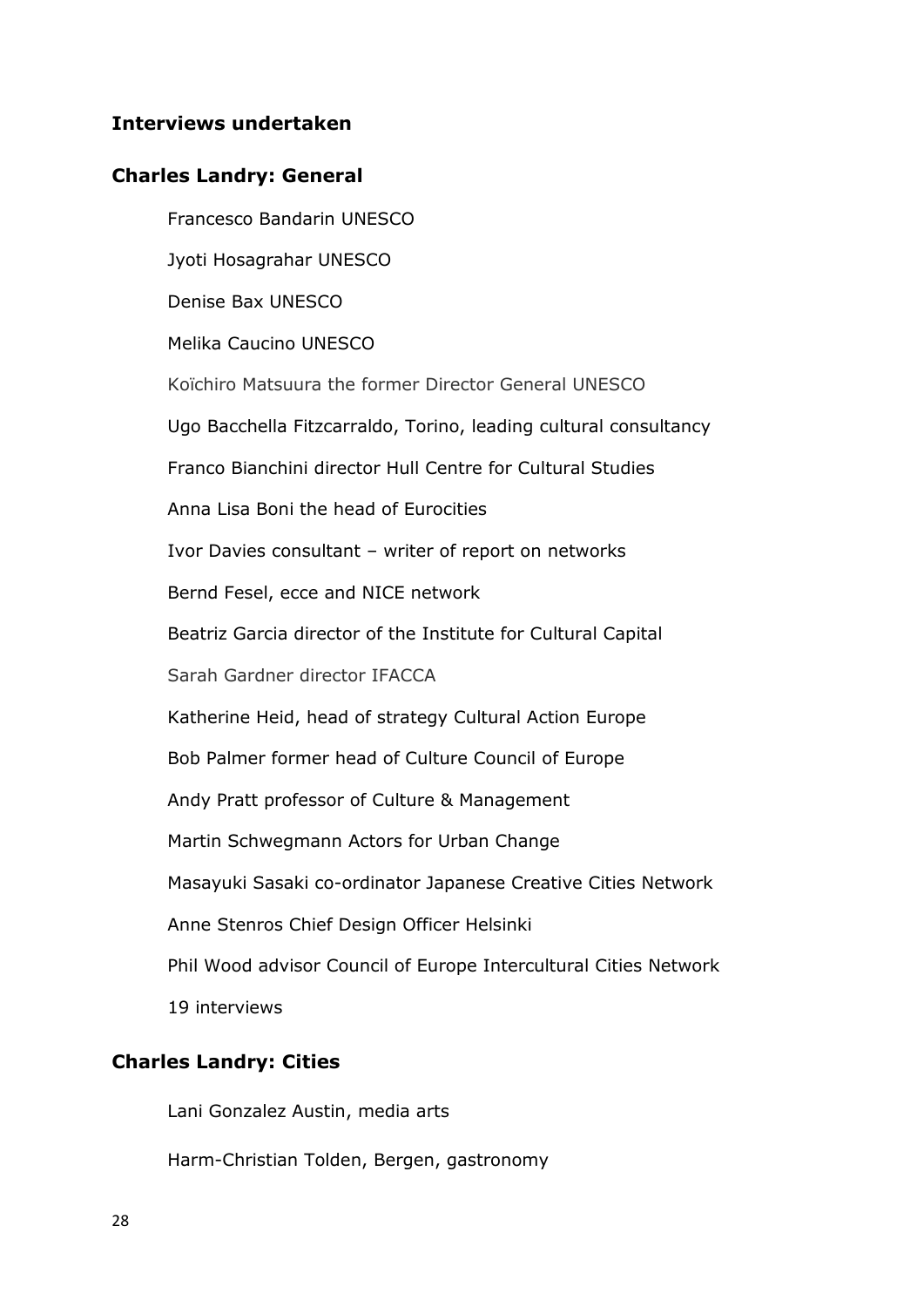## Interviews undertaken

### Charles Landry: General

Francesco Bandarin UNESCO

Jyoti Hosagrahar UNESCO

Denise Bax UNESCO

Melika Caucino UNESCO

Koïchiro Matsuura the former Director General UNESCO

Ugo Bacchella Fitzcarraldo, Torino, leading cultural consultancy

Franco Bianchini director Hull Centre for Cultural Studies

Anna Lisa Boni the head of Eurocities

Ivor Davies consultant – writer of report on networks

Bernd Fesel, ecce and NICE network

Beatriz Garcia director of the Institute for Cultural Capital

Sarah Gardner director IFACCA

Katherine Heid, head of strategy Cultural Action Europe

Bob Palmer former head of Culture Council of Europe

Andy Pratt professor of Culture & Management

Martin Schwegmann Actors for Urban Change

Masayuki Sasaki co-ordinator Japanese Creative Cities Network

Anne Stenros Chief Design Officer Helsinki

Phil Wood advisor Council of Europe Intercultural Cities Network

19 interviews

### Charles Landry: Cities

Lani Gonzalez Austin, media arts

Harm-Christian Tolden, Bergen, gastronomy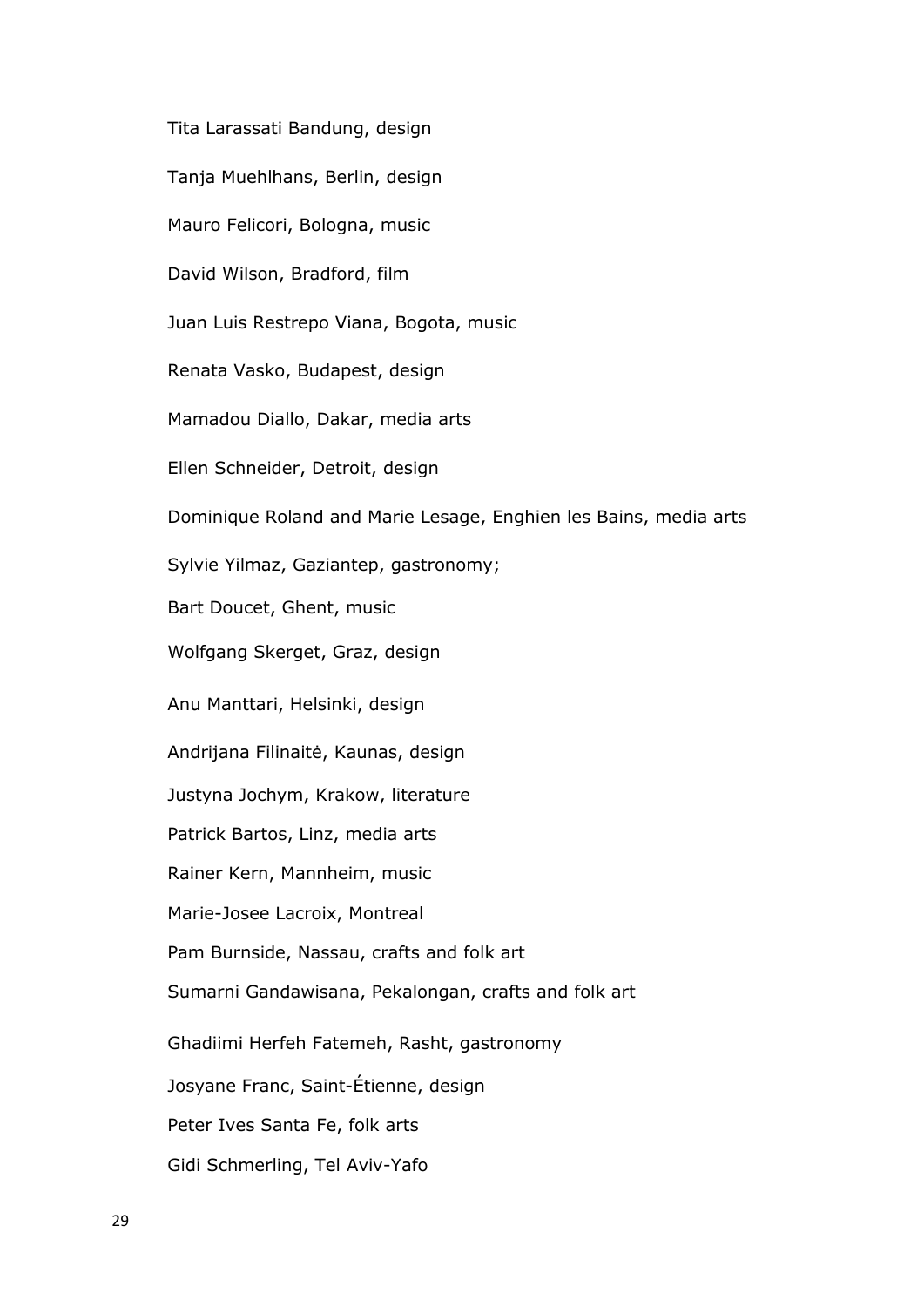Tita Larassati Bandung, design

Tanja Muehlhans, Berlin, design

Mauro Felicori, Bologna, music

David Wilson, Bradford, film

Juan Luis Restrepo Viana, Bogota, music

Renata Vasko, Budapest, design

Mamadou Diallo, Dakar, media arts

Ellen Schneider, Detroit, design

Dominique Roland and Marie Lesage, Enghien les Bains, media arts

Sylvie Yilmaz, Gaziantep, gastronomy;

Bart Doucet, Ghent, music

Wolfgang Skerget, Graz, design

Anu Manttari, Helsinki, design

Andrijana Filinaitė, Kaunas, design

Justyna Jochym, Krakow, literature

Patrick Bartos, Linz, media arts

Rainer Kern, Mannheim, music

Marie-Josee Lacroix, Montreal

Pam Burnside, Nassau, crafts and folk art

Sumarni Gandawisana, Pekalongan, crafts and folk art

Ghadiimi Herfeh Fatemeh, Rasht, gastronomy

Josyane Franc, Saint-Étienne, design

Peter Ives Santa Fe, folk arts

Gidi Schmerling, Tel Aviv-Yafo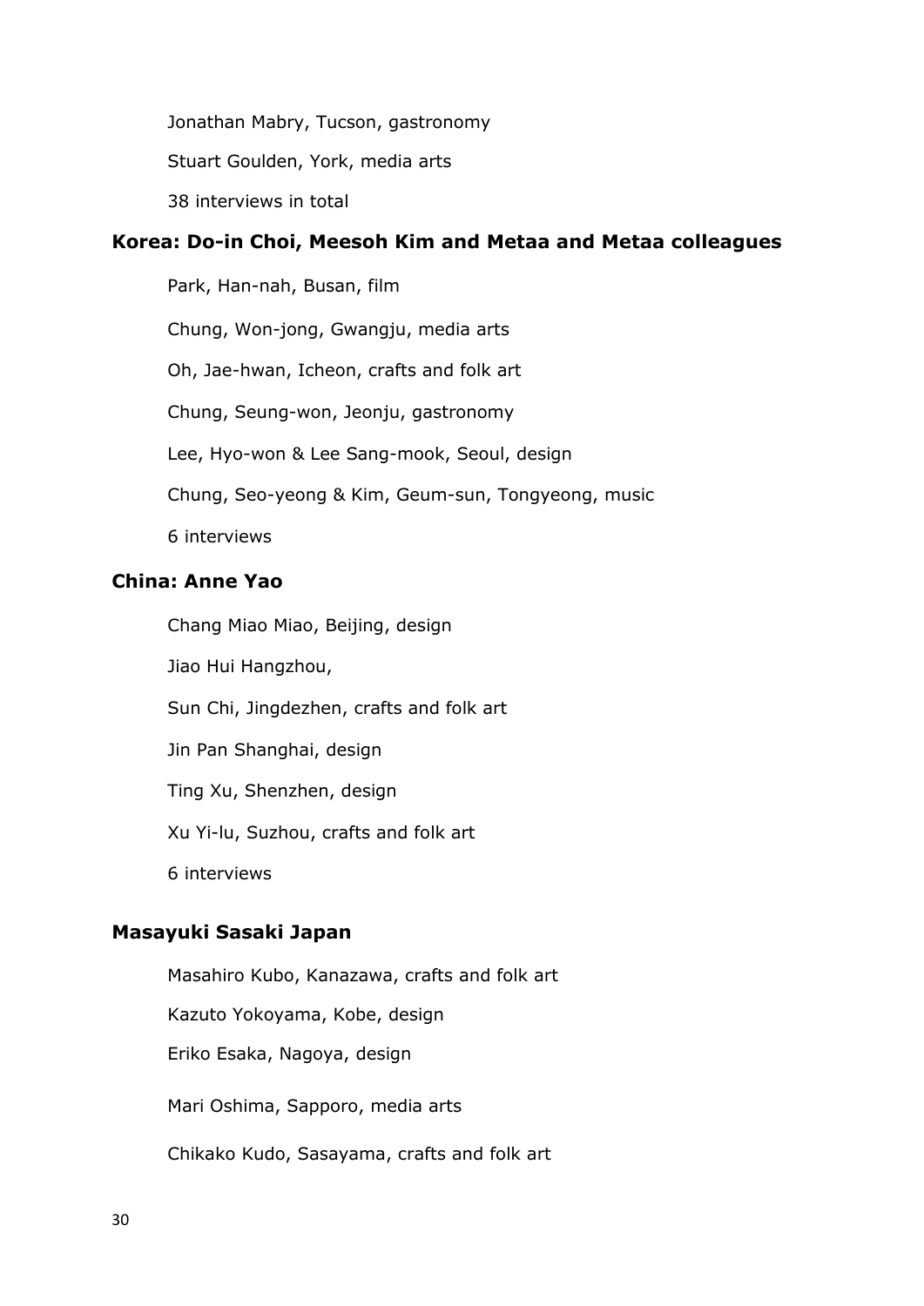Jonathan Mabry, Tucson, gastronomy

Stuart Goulden, York, media arts

38 interviews in total

### Korea: Do-in Choi, Meesoh Kim and Metaa and Metaa colleagues

Park, Han-nah, Busan, film

Chung, Won-jong, Gwangju, media arts

Oh, Jae-hwan, Icheon, crafts and folk art

Chung, Seung-won, Jeonju, gastronomy

Lee, Hyo-won & Lee Sang-mook, Seoul, design

Chung, Seo-yeong & Kim, Geum-sun, Tongyeong, music

6 interviews

### China: Anne Yao

Chang Miao Miao, Beijing, design

Jiao Hui Hangzhou,

Sun Chi, Jingdezhen, crafts and folk art

Jin Pan Shanghai, design

Ting Xu, Shenzhen, design

Xu Yi-lu, Suzhou, crafts and folk art

6 interviews

### Masayuki Sasaki Japan

Masahiro Kubo, Kanazawa, crafts and folk art

Kazuto Yokoyama, Kobe, design

Eriko Esaka, Nagoya, design

Mari Oshima, Sapporo, media arts

Chikako Kudo, Sasayama, crafts and folk art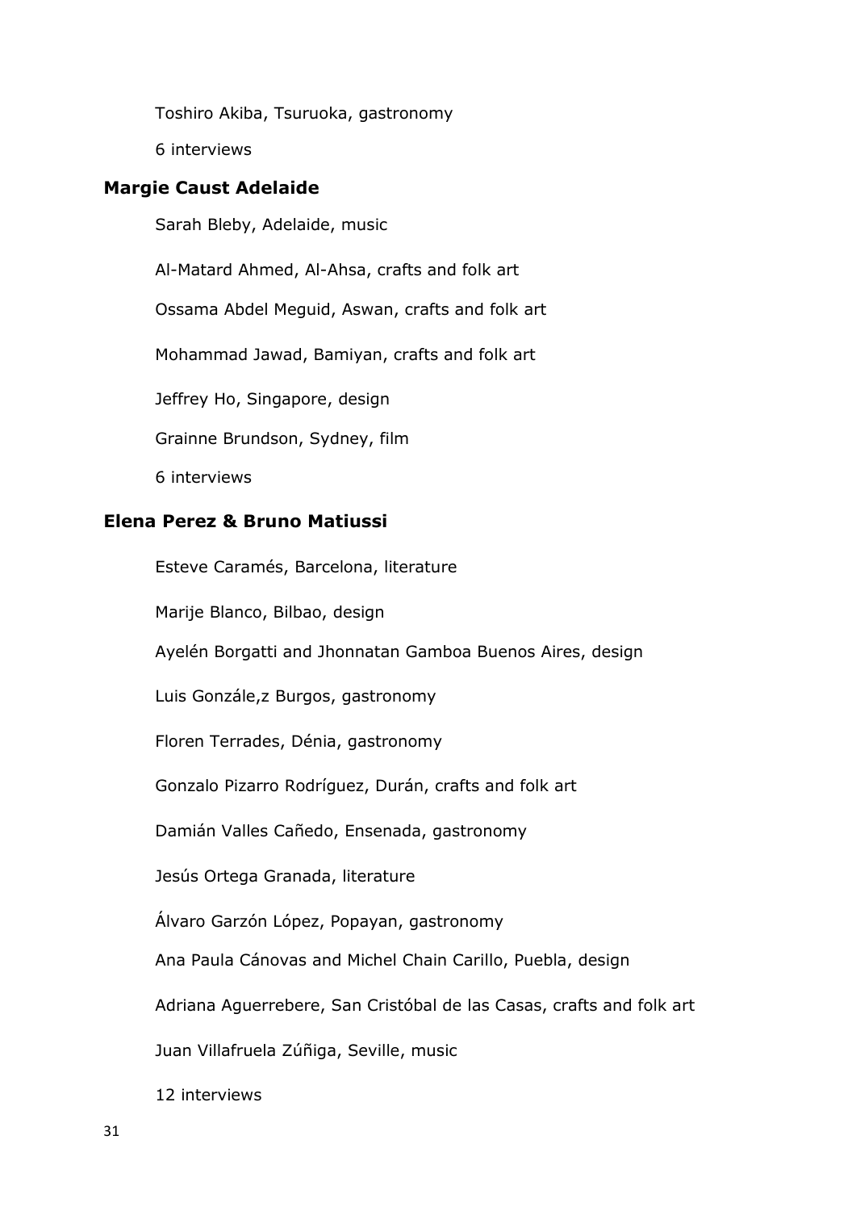Toshiro Akiba, Tsuruoka, gastronomy

6 interviews

**Margie Caust Adelaide**

Sarah Bleby, Adelaide, music

Al-Matard Ahmed, Al-Ahsa, crafts and folk art

Ossama Abdel Meguid, Aswan, crafts and folk art

Mohammad Jawad, Bamiyan, crafts and folk art

Jeffrey Ho, Singapore, design

Grainne Brundson, Sydney, film

6 interviews

**Elena Perez & Bruno Matiussi**

Esteve Caramés, Barcelona, literature

Marije Blanco, Bilbao, design

Ayelén Borgatti and Jhonnatan Gamboa Buenos Aires, design

Luis Gonzále,z Burgos, gastronomy

Floren Terrades, Dénia, gastronomy

Gonzalo Pizarro Rodríguez, Durán, crafts and folk art

Damián Valles Cañedo, Ensenada, gastronomy

Jesús Ortega Granada, literature

Álvaro Garzón López, Popayan, gastronomy

Ana Paula Cánovas and Michel Chain Carillo, Puebla, design

Adriana Aguerrebere, San Cristóbal de las Casas, crafts and folk art

Juan Villafruela Zúñiga, Seville, music

12 interviews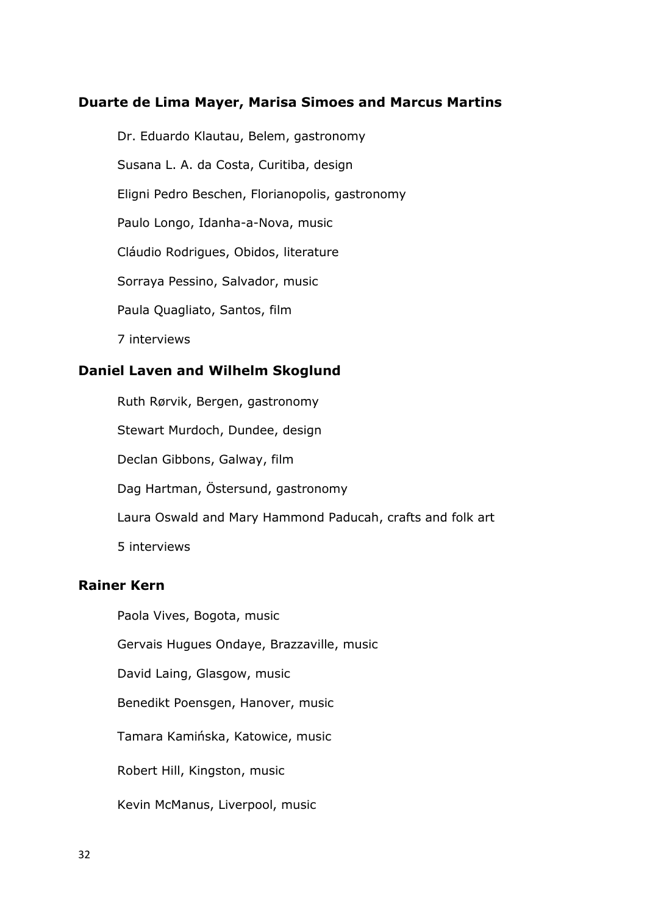**Duarte de Lima Mayer, Marisa Simoes and Marcus Martins**

Dr. Eduardo Klautau, Belem, gastronomy

Susana L. A. da Costa, Curitiba, design

Eligni Pedro Beschen, Florianopolis, gastronomy

Paulo Longo, Idanha-a-Nova, music

Cláudio Rodrigues, Obidos, literature

Sorraya Pessino, Salvador, music

Paula Quagliato, Santos, film

7 interviews

**Daniel Laven and Wilhelm Skoglund**

Ruth Rørvik, Bergen, gastronomy

Stewart Murdoch, Dundee, design

Declan Gibbons, Galway, film

Dag Hartman, Östersund, gastronomy

Laura Oswald and Mary Hammond Paducah, crafts and folk art

5 interviews

**Rainer Kern**

Paola Vives, Bogota, music

Gervais Hugues Ondaye, Brazzaville, music

David Laing, Glasgow, music

Benedikt Poensgen, Hanover, music

Tamara Kamińska, Katowice, music

Robert Hill, Kingston, music

Kevin McManus, Liverpool, music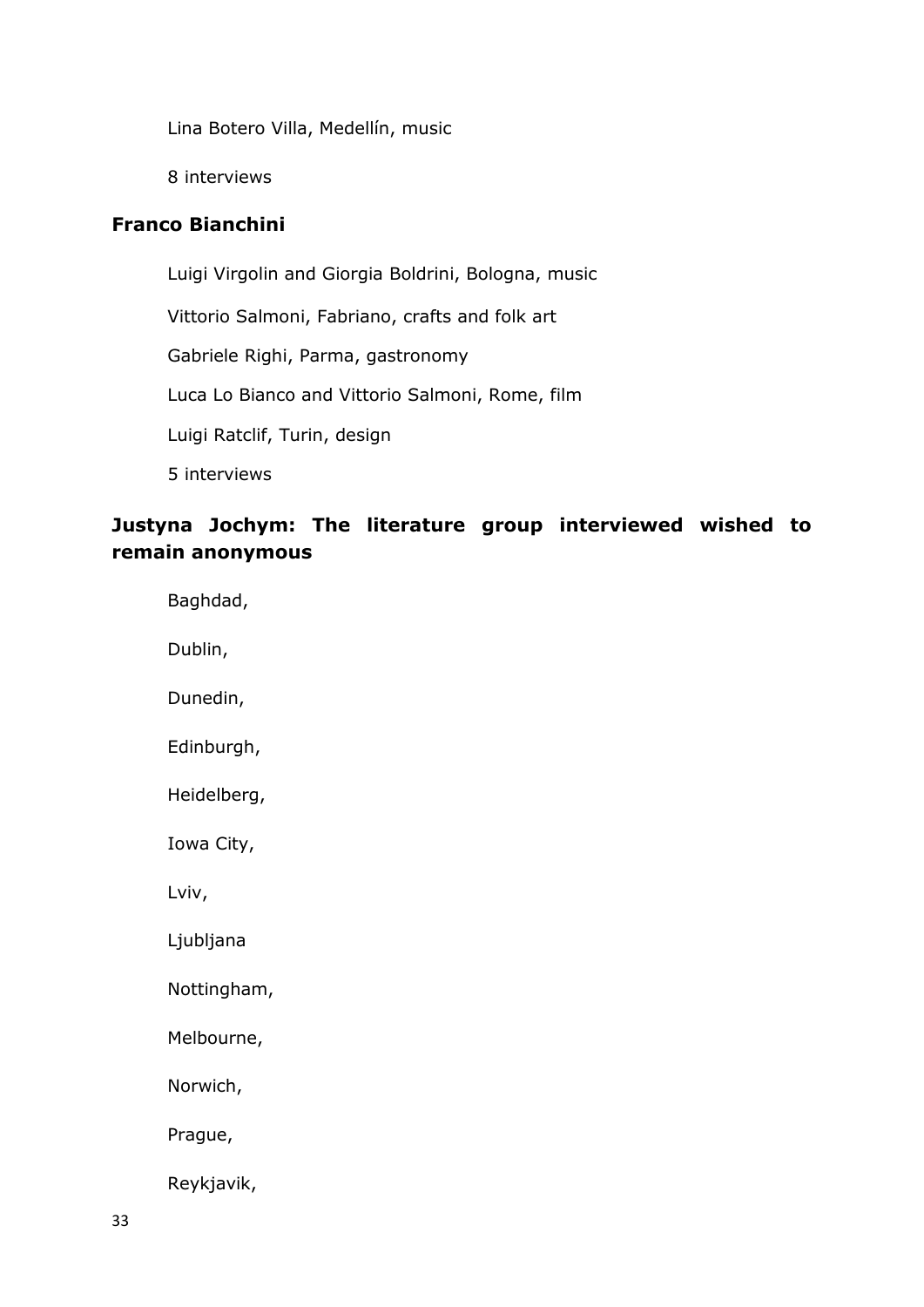Lina Botero Villa, Medellín, music

8 interviews

**Franco Bianchini**

Luigi Virgolin and Giorgia Boldrini, Bologna, music

Vittorio Salmoni, Fabriano, crafts and folk art

Gabriele Righi, Parma, gastronomy

Luca Lo Bianco and Vittorio Salmoni, Rome, film

Luigi Ratclif, Turin, design

5 interviews

**Justyna Jochym: The literature group interviewed wished to remain anonymous**

Baghdad,

Dublin,

Dunedin,

Edinburgh,

Heidelberg,

Iowa City,

Lviv,

Ljubljana

Nottingham,

Melbourne,

Norwich,

Prague,

Reykjavik,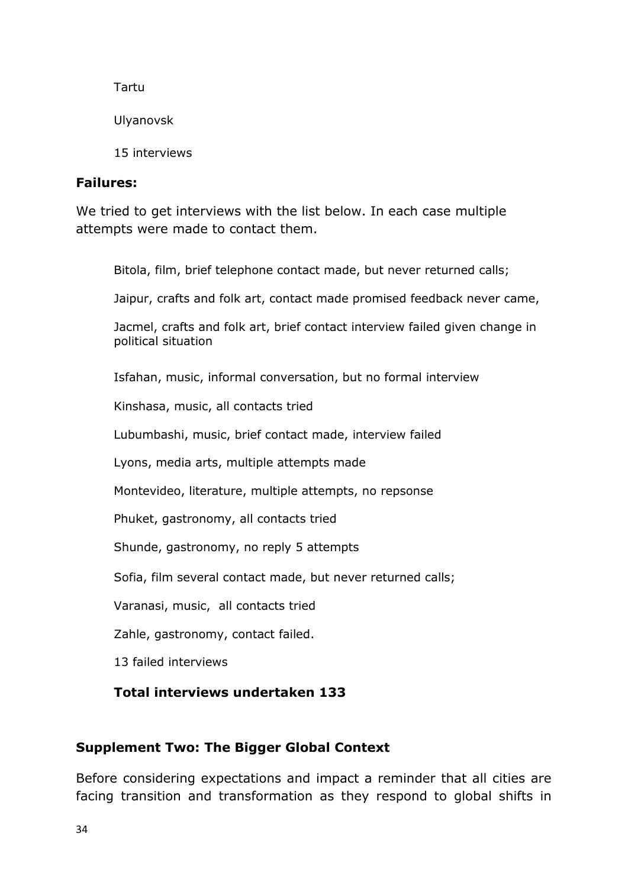Tartu

Ulyanovsk

15 interviews

**Failures:**

We tried to get interviews with the list below. In each case multiple attempts were made to contact them.

Bitola, film, brief telephone contact made, but never returned calls;

Jaipur, crafts and folk art, contact made promised feedback never came,

Jacmel, crafts and folk art, brief contact interview failed given change in political situation

Isfahan, music, informal conversation, but no formal interview

Kinshasa, music, all contacts tried

Lubumbashi, music, brief contact made, interview failed

Lyons, media arts, multiple attempts made

Montevideo, literature, multiple attempts, no repsonse

Phuket, gastronomy, all contacts tried

Shunde, gastronomy, no reply 5 attempts

Sofia, film several contact made, but never returned calls;

Varanasi, music, all contacts tried

Zahle, gastronomy, contact failed.

13 failed interviews

**Total interviews undertaken 133**

## Supplement Two: The Bigger Global Context

Before considering expectations and impact a reminder that all cities are facing transition and transformation as they respond to global shifts in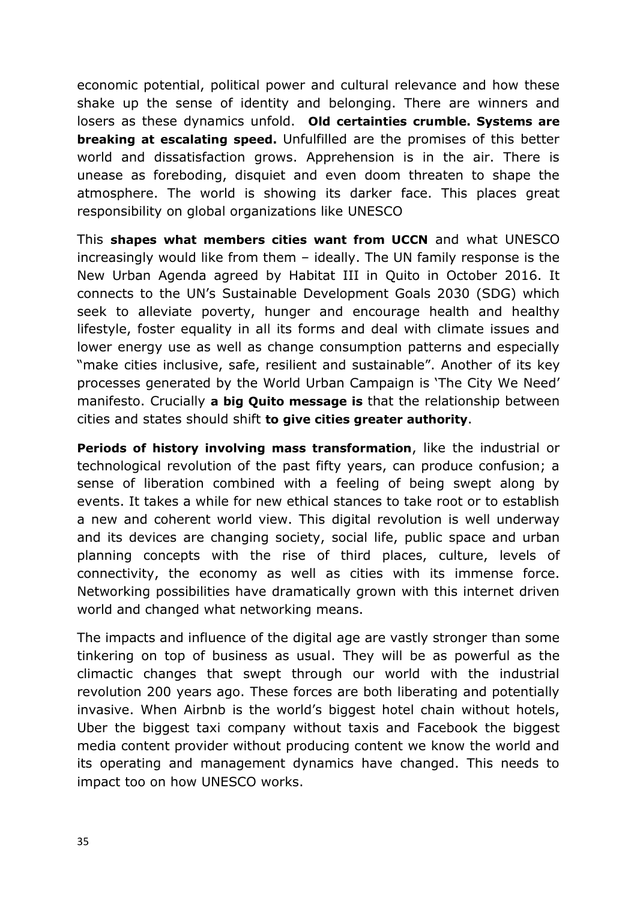economic potential, political power and cultural relevance and how these shake up the sense of identity and belonging. There are winners and losers as these dynamics unfold. **Old certainties crumble. Systems are breaking at escalating speed.** Unfulfilled are the promises of this better world and dissatisfaction grows. Apprehension is in the air. There is unease as foreboding, disquiet and even doom threaten to shape the atmosphere. The world is showing its darker face. This places great responsibility on global organizations like UNESCO

This **shapes what members cities want from UCCN** and what UNESCO increasingly would like from them – ideally. The UN family response is the New Urban Agenda agreed by Habitat III in Quito in October 2016. It connects to the UN's Sustainable Development Goals 2030 (SDG) which seek to alleviate poverty, hunger and encourage health and healthy lifestyle, foster equality in all its forms and deal with climate issues and lower energy use as well as change consumption patterns and especially "make cities inclusive, safe, resilient and sustainable". Another of its key processes generated by the World Urban Campaign is 'The City We Need' manifesto. Crucially **a big Quito message is** that the relationship between cities and states should shift **to give cities greater authority**.

**Periods of history involving mass transformation**, like the industrial or technological revolution of the past fifty years, can produce confusion; a sense of liberation combined with a feeling of being swept along by events. It takes a while for new ethical stances to take root or to establish a new and coherent world view. This digital revolution is well underway and its devices are changing society, social life, public space and urban planning concepts with the rise of third places, culture, levels of connectivity, the economy as well as cities with its immense force. Networking possibilities have dramatically grown with this internet driven world and changed what networking means.

The impacts and influence of the digital age are vastly stronger than some tinkering on top of business as usual. They will be as powerful as the climactic changes that swept through our world with the industrial revolution 200 years ago. These forces are both liberating and potentially invasive. When Airbnb is the world's biggest hotel chain without hotels, Uber the biggest taxi company without taxis and Facebook the biggest media content provider without producing content we know the world and its operating and management dynamics have changed. This needs to impact too on how UNESCO works.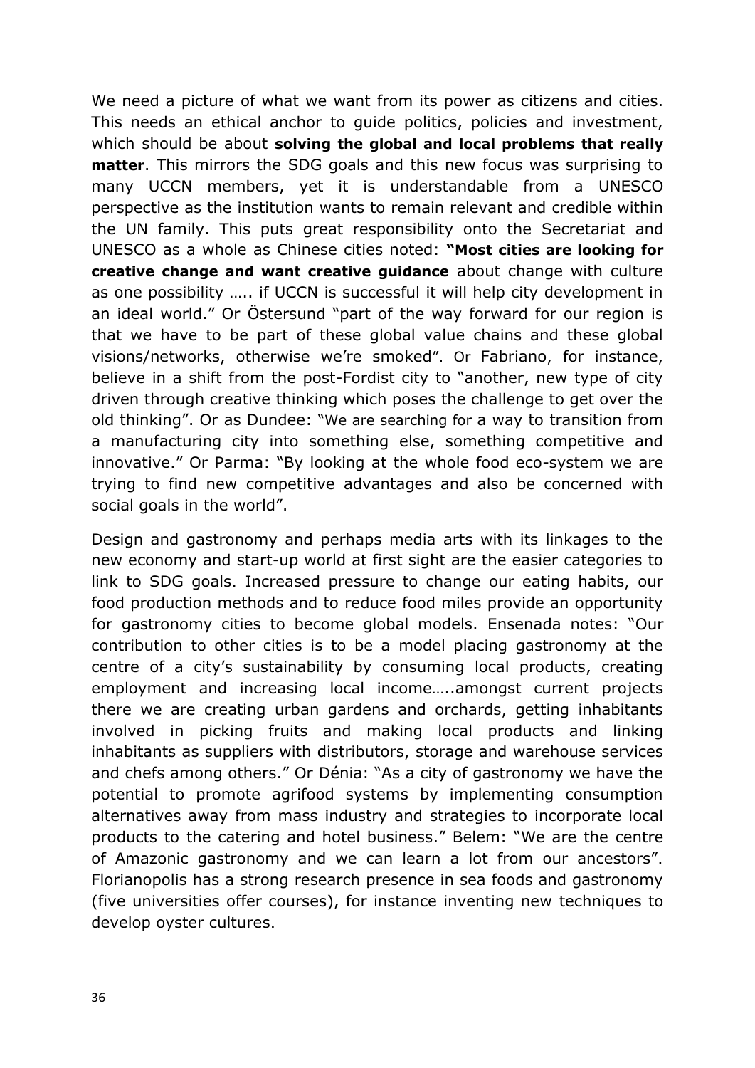We need a picture of what we want from its power as citizens and cities. This needs an ethical anchor to guide politics, policies and investment, which should be about **solving the global and local problems that really matter**. This mirrors the SDG goals and this new focus was surprising to many UCCN members, yet it is understandable from a UNESCO perspective as the institution wants to remain relevant and credible within the UN family. This puts great responsibility onto the Secretariat and UNESCO as a whole as Chinese cities noted: **"Most cities are looking for creative change and want creative guidance** about change with culture as one possibility ….. if UCCN is successful it will help city development in an ideal world." Or Östersund "part of the way forward for our region is that we have to be part of these global value chains and these global visions/networks, otherwise we're smoked". Or Fabriano, for instance, believe in a shift from the post-Fordist city to "another, new type of city driven through creative thinking which poses the challenge to get over the old thinking". Or as Dundee: "We are searching for a way to transition from a manufacturing city into something else, something competitive and innovative." Or Parma: "By looking at the whole food eco-system we are trying to find new competitive advantages and also be concerned with social goals in the world".

Design and gastronomy and perhaps media arts with its linkages to the new economy and start-up world at first sight are the easier categories to link to SDG goals. Increased pressure to change our eating habits, our food production methods and to reduce food miles provide an opportunity for gastronomy cities to become global models. Ensenada notes: "Our contribution to other cities is to be a model placing gastronomy at the centre of a city's sustainability by consuming local products, creating employment and increasing local income…..amongst current projects there we are creating urban gardens and orchards, getting inhabitants involved in picking fruits and making local products and linking inhabitants as suppliers with distributors, storage and warehouse services and chefs among others." Or Dénia: "As a city of gastronomy we have the potential to promote agrifood systems by implementing consumption alternatives away from mass industry and strategies to incorporate local products to the catering and hotel business." Belem: "We are the centre of Amazonic gastronomy and we can learn a lot from our ancestors". Florianopolis has a strong research presence in sea foods and gastronomy (five universities offer courses), for instance inventing new techniques to develop oyster cultures.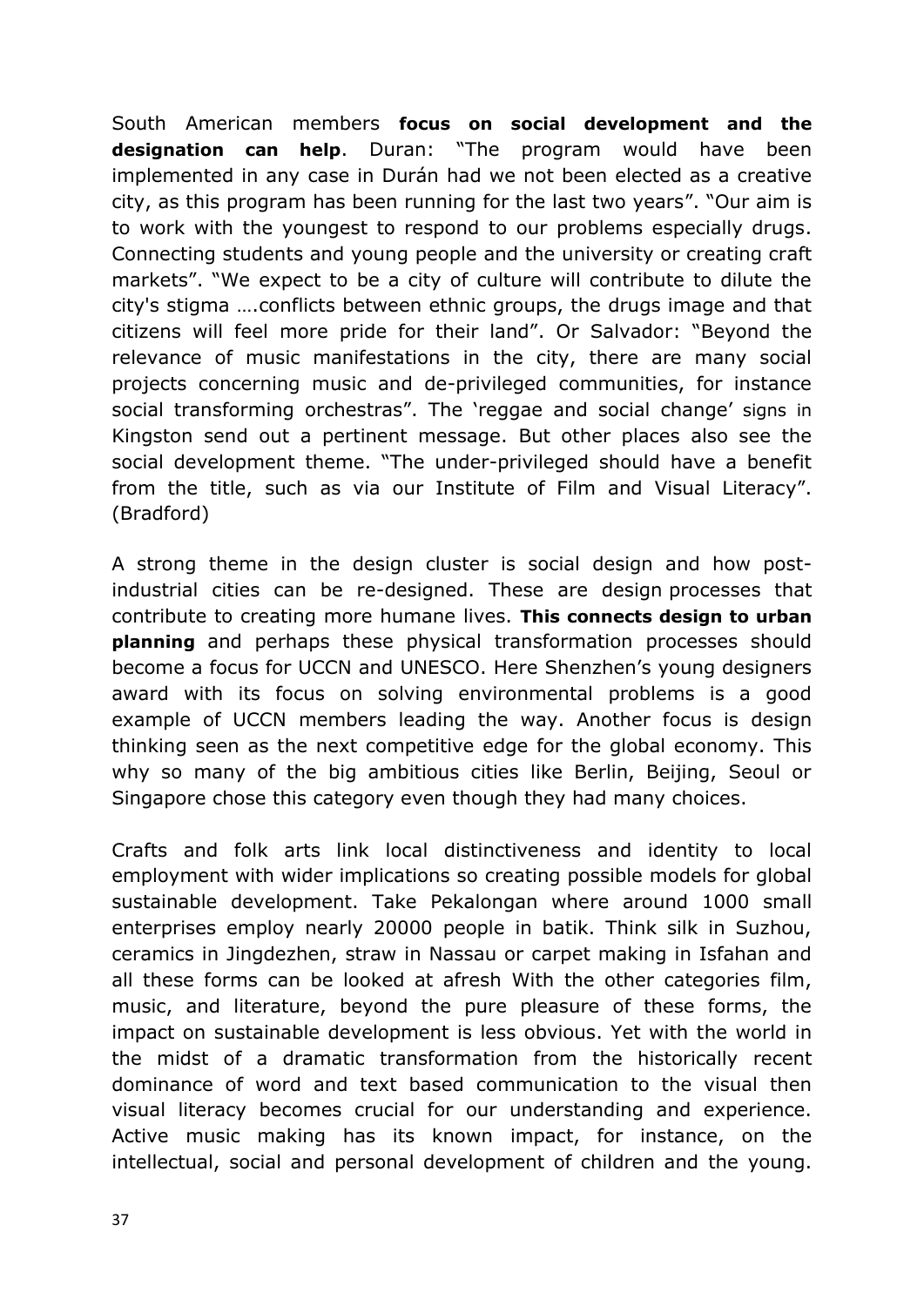South American members **focus on social development and the designation can help**. Duran: "The program would have been implemented in any case in Durán had we not been elected as a creative city, as this program has been running for the last two years". "Our aim is to work with the youngest to respond to our problems especially drugs. Connecting students and young people and the university or creating craft markets". "We expect to be a city of culture will contribute to dilute the city's stigma ….conflicts between ethnic groups, the drugs image and that citizens will feel more pride for their land". Or Salvador: "Beyond the relevance of music manifestations in the city, there are many social projects concerning music and de-privileged communities, for instance social transforming orchestras". The 'reggae and social change' signs in Kingston send out a pertinent message. But other places also see the social development theme. "The under-privileged should have a benefit from the title, such as via our Institute of Film and Visual Literacy". (Bradford)

A strong theme in the design cluster is social design and how post-industrial cities can be re-designed. These are design processes that contribute to creating more humane lives. **This connects design to urban planning** and perhaps these physical transformation processes should become a focus for UCCN and UNESCO. Here Shenzhen's young designers award with its focus on solving environmental problems is a good example of UCCN members leading the way. Another focus is design thinking seen as the next competitive edge for the global economy. This why so many of the big ambitious cities like Berlin, Beijing, Seoul or Singapore chose this category even though they had many choices.

Crafts and folk arts link local distinctiveness and identity to local employment with wider implications so creating possible models for global sustainable development. Take Pekalongan where around 1000 small enterprises employ nearly 20000 people in batik. Think silk in Suzhou, ceramics in Jingdezhen, straw in Nassau or carpet making in Isfahan and all these forms can be looked at afresh With the other categories film, music, and literature, beyond the pure pleasure of these forms, the impact on sustainable development is less obvious. Yet with the world in the midst of a dramatic transformation from the historically recent dominance of word and text based communication to the visual then visual literacy becomes crucial for our understanding and experience. Active music making has its known impact, for instance, on the intellectual, social and personal development of children and the young.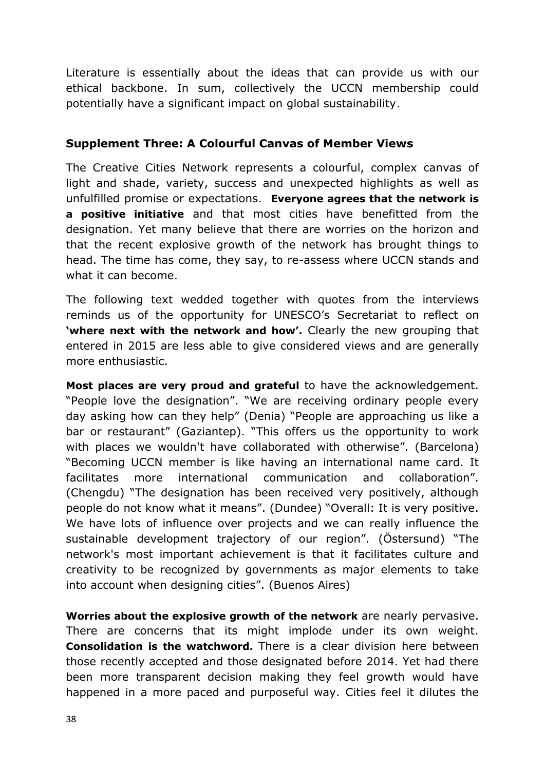Literature is essentially about the ideas that can provide us with our ethical backbone. In sum, collectively the UCCN membership could potentially have a significant impact on global sustainability.

## Supplement Three: A Colourful Canvas of Member Views

The Creative Cities Network represents a colourful, complex canvas of light and shade, variety, success and unexpected highlights as well as unfulfilled promise or expectations. **Everyone agrees that the network is a positive initiative** and that most cities have benefitted from the designation. Yet many believe that there are worries on the horizon and that the recent explosive growth of the network has brought things to head. The time has come, they say, to re-assess where UCCN stands and what it can become.

The following text wedded together with quotes from the interviews reminds us of the opportunity for UNESCO's Secretariat to reflect on **'where next with the network and how'.** Clearly the new grouping that entered in 2015 are less able to give considered views and are generally more enthusiastic.

**Most places are very proud and grateful** to have the acknowledgement. "People love the designation". "We are receiving ordinary people every day asking how can they help" (Denia) "People are approaching us like a bar or restaurant" (Gaziantep). "This offers us the opportunity to work with places we wouldn't have collaborated with otherwise". (Barcelona) "Becoming UCCN member is like having an international name card. It facilitates more international communication and collaboration". (Chengdu) "The designation has been received very positively, although people do not know what it means". (Dundee) "Overall: It is very positive. We have lots of influence over projects and we can really influence the sustainable development trajectory of our region". (Östersund) "The network's most important achievement is that it facilitates culture and creativity to be recognized by governments as major elements to take into account when designing cities". (Buenos Aires)

**Worries about the explosive growth of the network** are nearly pervasive. There are concerns that its might implode under its own weight. **Consolidation is the watchword.** There is a clear division here between those recently accepted and those designated before 2014. Yet had there been more transparent decision making they feel growth would have happened in a more paced and purposeful way. Cities feel it dilutes the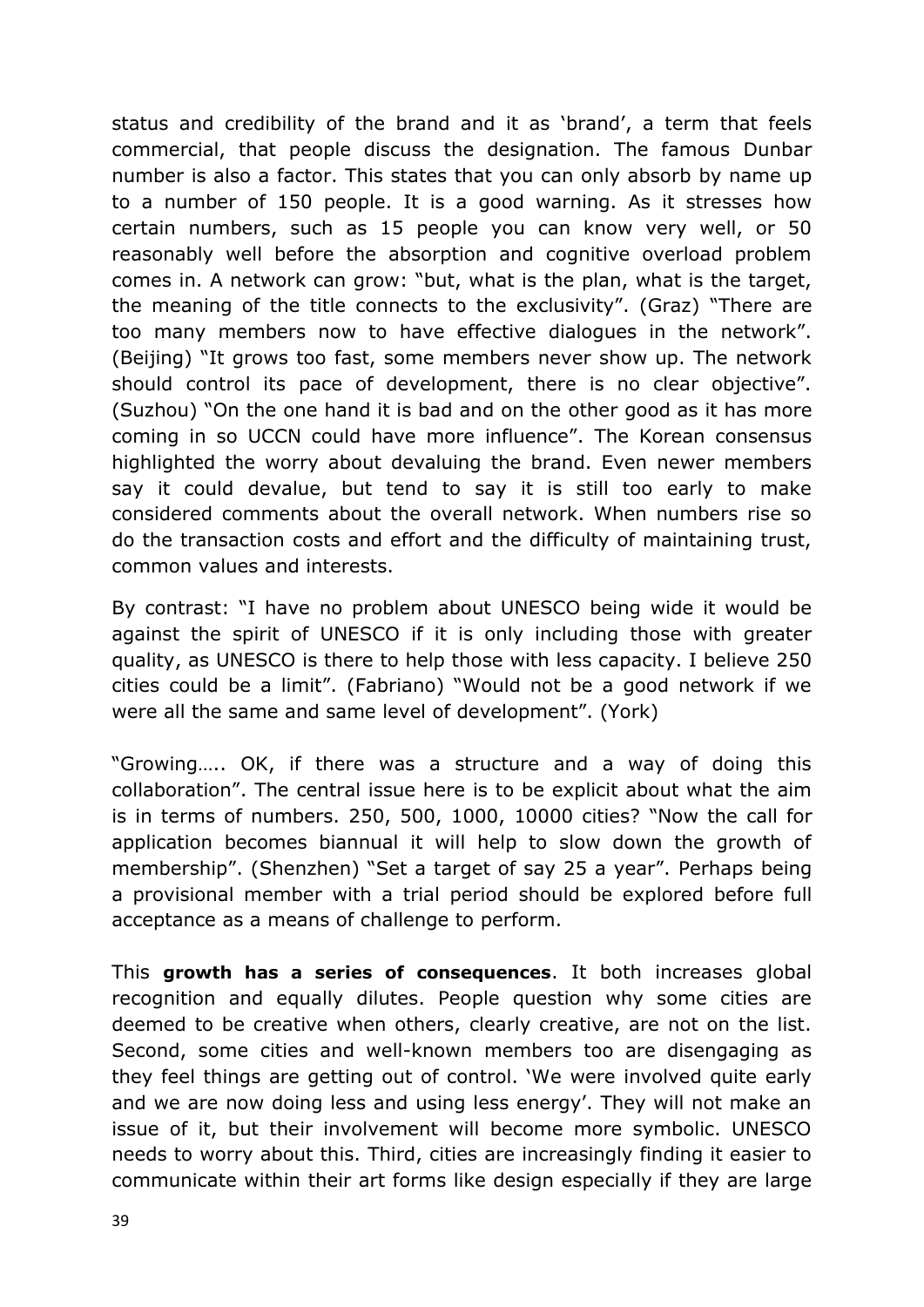status and credibility of the brand and it as 'brand', a term that feels commercial, that people discuss the designation. The famous Dunbar number is also a factor. This states that you can only absorb by name up to a number of 150 people. It is a good warning. As it stresses how certain numbers, such as 15 people you can know very well, or 50 reasonably well before the absorption and cognitive overload problem comes in. A network can grow: "but, what is the plan, what is the target, the meaning of the title connects to the exclusivity". (Graz) "There are too many members now to have effective dialogues in the network". (Beijing) "It grows too fast, some members never show up. The network should control its pace of development, there is no clear objective". (Suzhou) "On the one hand it is bad and on the other good as it has more coming in so UCCN could have more influence". The Korean consensus highlighted the worry about devaluing the brand. Even newer members say it could devalue, but tend to say it is still too early to make considered comments about the overall network. When numbers rise so do the transaction costs and effort and the difficulty of maintaining trust, common values and interests.

By contrast: "I have no problem about UNESCO being wide it would be against the spirit of UNESCO if it is only including those with greater quality, as UNESCO is there to help those with less capacity. I believe 250 cities could be a limit". (Fabriano) "Would not be a good network if we were all the same and same level of development". (York)

"Growing….. OK, if there was a structure and a way of doing this collaboration". The central issue here is to be explicit about what the aim is in terms of numbers. 250, 500, 1000, 10000 cities? "Now the call for application becomes biannual it will help to slow down the growth of membership". (Shenzhen) "Set a target of say 25 a year". Perhaps being a provisional member with a trial period should be explored before full acceptance as a means of challenge to perform.

This **growth has a series of consequences**. It both increases global recognition and equally dilutes. People question why some cities are deemed to be creative when others, clearly creative, are not on the list. Second, some cities and well-known members too are disengaging as they feel things are getting out of control. 'We were involved quite early and we are now doing less and using less energy'. They will not make an issue of it, but their involvement will become more symbolic. UNESCO needs to worry about this. Third, cities are increasingly finding it easier to communicate within their art forms like design especially if they are large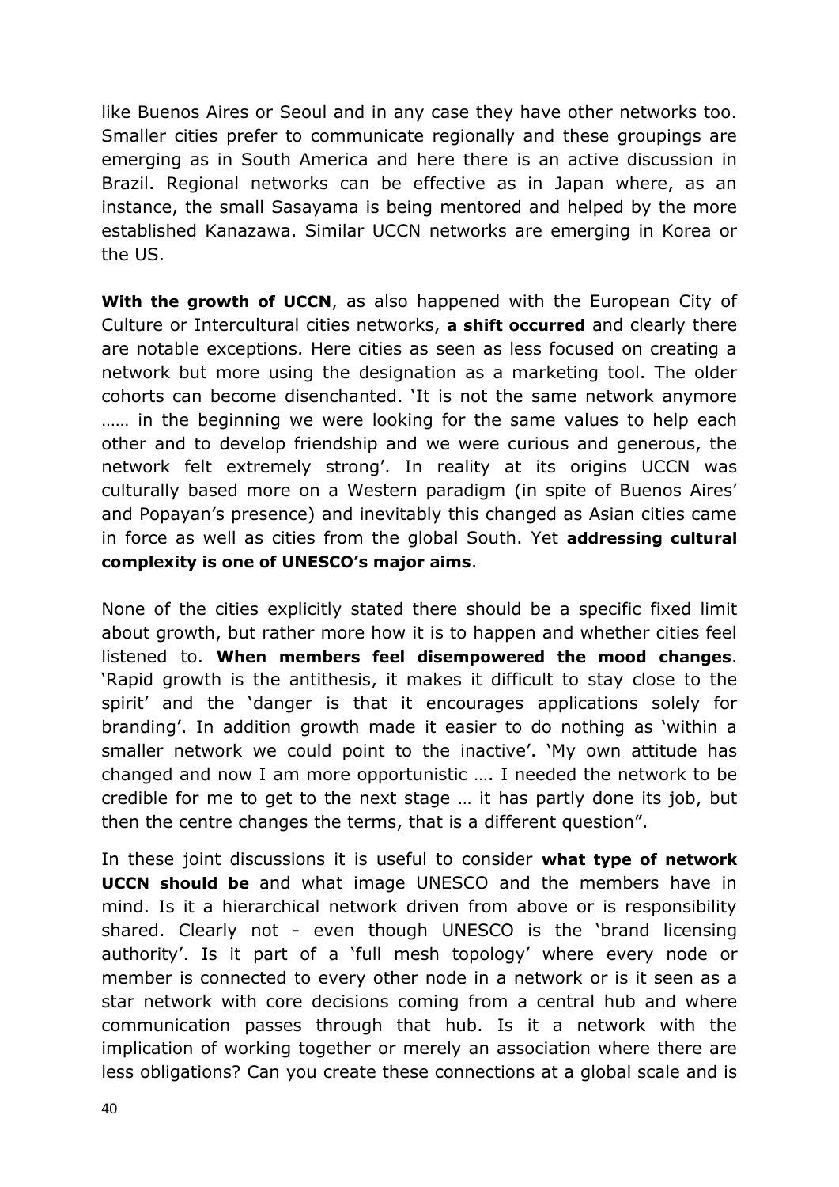like Buenos Aires or Seoul and in any case they have other networks too. Smaller cities prefer to communicate regionally and these groupings are emerging as in South America and here there is an active discussion in Brazil. Regional networks can be effective as in Japan where, as an instance, the small Sasayama is being mentored and helped by the more established Kanazawa. Similar UCCN networks are emerging in Korea or the US.

**With the growth of UCCN**, as also happened with the European City of Culture or Intercultural cities networks, **a shift occurred** and clearly there are notable exceptions. Here cities as seen as less focused on creating a network but more using the designation as a marketing tool. The older cohorts can become disenchanted. 'It is not the same network anymore …… in the beginning we were looking for the same values to help each other and to develop friendship and we were curious and generous, the network felt extremely strong'. In reality at its origins UCCN was culturally based more on a Western paradigm (in spite of Buenos Aires' and Popayan's presence) and inevitably this changed as Asian cities came in force as well as cities from the global South. Yet **addressing cultural complexity is one of UNESCO's major aims**.

None of the cities explicitly stated there should be a specific fixed limit about growth, but rather more how it is to happen and whether cities feel listened to. **When members feel disempowered the mood changes**. 'Rapid growth is the antithesis, it makes it difficult to stay close to the spirit' and the 'danger is that it encourages applications solely for branding'. In addition growth made it easier to do nothing as 'within a smaller network we could point to the inactive'. 'My own attitude has changed and now I am more opportunistic …. I needed the network to be credible for me to get to the next stage … it has partly done its job, but then the centre changes the terms, that is a different question".

In these joint discussions it is useful to consider **what type of network UCCN should be** and what image UNESCO and the members have in mind. Is it a hierarchical network driven from above or is responsibility shared. Clearly not - even though UNESCO is the 'brand licensing authority'. Is it part of a 'full mesh topology' where every node or member is connected to every other node in a network or is it seen as a star network with core decisions coming from a central hub and where communication passes through that hub. Is it a network with the implication of working together or merely an association where there are less obligations? Can you create these connections at a global scale and is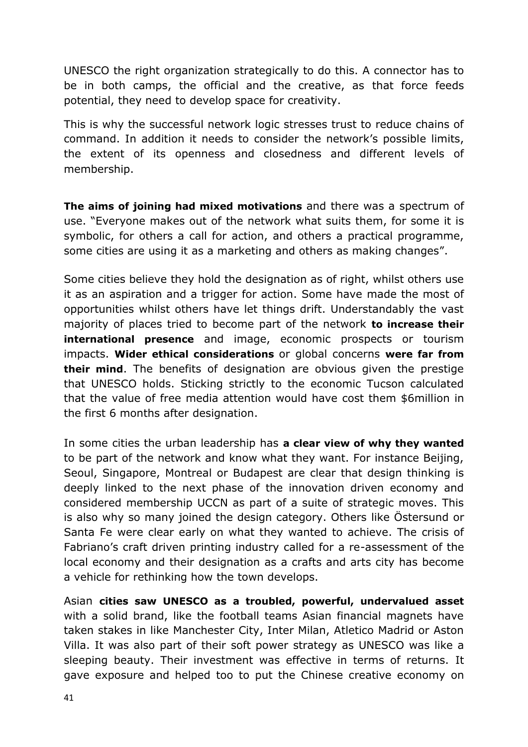UNESCO the right organization strategically to do this. A connector has to be in both camps, the official and the creative, as that force feeds potential, they need to develop space for creativity.

This is why the successful network logic stresses trust to reduce chains of command. In addition it needs to consider the network's possible limits, the extent of its openness and closedness and different levels of membership.

**The aims of joining had mixed motivations** and there was a spectrum of use. "Everyone makes out of the network what suits them, for some it is symbolic, for others a call for action, and others a practical programme, some cities are using it as a marketing and others as making changes".

Some cities believe they hold the designation as of right, whilst others use it as an aspiration and a trigger for action. Some have made the most of opportunities whilst others have let things drift. Understandably the vast majority of places tried to become part of the network **to increase their international presence** and image, economic prospects or tourism impacts. **Wider ethical considerations** or global concerns **were far from their mind**. The benefits of designation are obvious given the prestige that UNESCO holds. Sticking strictly to the economic Tucson calculated that the value of free media attention would have cost them $6million in the first 6 months after designation.

In some cities the urban leadership has **a clear view of why they wanted** to be part of the network and know what they want. For instance Beijing, Seoul, Singapore, Montreal or Budapest are clear that design thinking is deeply linked to the next phase of the innovation driven economy and considered membership UCCN as part of a suite of strategic moves. This is also why so many joined the design category. Others like Östersund or Santa Fe were clear early on what they wanted to achieve. The crisis of Fabriano's craft driven printing industry called for a re-assessment of the local economy and their designation as a crafts and arts city has become a vehicle for rethinking how the town develops.

Asian **cities saw UNESCO as a troubled, powerful, undervalued asset** with a solid brand, like the football teams Asian financial magnets have taken stakes in like Manchester City, Inter Milan, Atletico Madrid or Aston Villa. It was also part of their soft power strategy as UNESCO was like a sleeping beauty. Their investment was effective in terms of returns. It gave exposure and helped too to put the Chinese creative economy on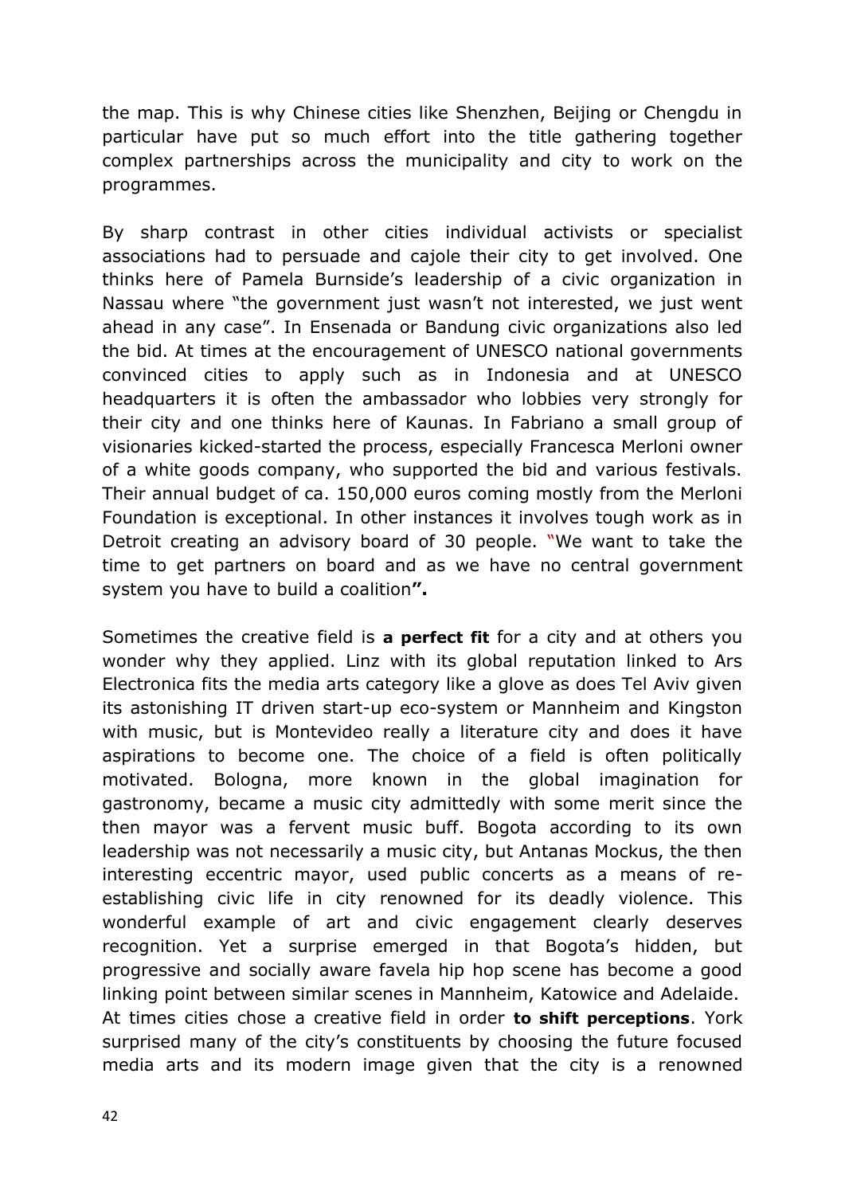the map. This is why Chinese cities like Shenzhen, Beijing or Chengdu in particular have put so much effort into the title gathering together complex partnerships across the municipality and city to work on the programmes.

By sharp contrast in other cities individual activists or specialist associations had to persuade and cajole their city to get involved. One thinks here of Pamela Burnside's leadership of a civic organization in Nassau where "the government just wasn't not interested, we just went ahead in any case". In Ensenada or Bandung civic organizations also led the bid. At times at the encouragement of UNESCO national governments convinced cities to apply such as in Indonesia and at UNESCO headquarters it is often the ambassador who lobbies very strongly for their city and one thinks here of Kaunas. In Fabriano a small group of visionaries kicked-started the process, especially Francesca Merloni owner of a white goods company, who supported the bid and various festivals. Their annual budget of ca. 150,000 euros coming mostly from the Merloni Foundation is exceptional. In other instances it involves tough work as in Detroit creating an advisory board of 30 people. "We want to take the time to get partners on board and as we have no central government system you have to build a coalition**".**

Sometimes the creative field is **a perfect fit** for a city and at others you wonder why they applied. Linz with its global reputation linked to Ars Electronica fits the media arts category like a glove as does Tel Aviv given its astonishing IT driven start-up eco-system or Mannheim and Kingston with music, but is Montevideo really a literature city and does it have aspirations to become one. The choice of a field is often politically motivated. Bologna, more known in the global imagination for gastronomy, became a music city admittedly with some merit since the then mayor was a fervent music buff. Bogota according to its own leadership was not necessarily a music city, but Antanas Mockus, the then interesting eccentric mayor, used public concerts as a means of re-establishing civic life in city renowned for its deadly violence. This wonderful example of art and civic engagement clearly deserves recognition. Yet a surprise emerged in that Bogota's hidden, but progressive and socially aware favela hip hop scene has become a good linking point between similar scenes in Mannheim, Katowice and Adelaide.
At times cities chose a creative field in order **to shift perceptions**. York surprised many of the city's constituents by choosing the future focused media arts and its modern image given that the city is a renowned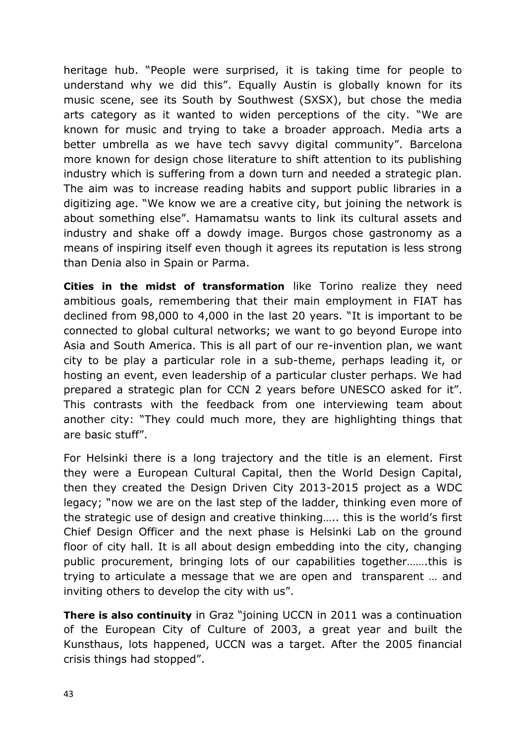heritage hub. "People were surprised, it is taking time for people to understand why we did this". Equally Austin is globally known for its music scene, see its South by Southwest (SXSX), but chose the media arts category as it wanted to widen perceptions of the city. "We are known for music and trying to take a broader approach. Media arts a better umbrella as we have tech savvy digital community". Barcelona more known for design chose literature to shift attention to its publishing industry which is suffering from a down turn and needed a strategic plan. The aim was to increase reading habits and support public libraries in a digitizing age. "We know we are a creative city, but joining the network is about something else". Hamamatsu wants to link its cultural assets and industry and shake off a dowdy image. Burgos chose gastronomy as a means of inspiring itself even though it agrees its reputation is less strong than Denia also in Spain or Parma.

**Cities in the midst of transformation** like Torino realize they need ambitious goals, remembering that their main employment in FIAT has declined from 98,000 to 4,000 in the last 20 years. "It is important to be connected to global cultural networks; we want to go beyond Europe into Asia and South America. This is all part of our re-invention plan, we want city to be play a particular role in a sub-theme, perhaps leading it, or hosting an event, even leadership of a particular cluster perhaps. We had prepared a strategic plan for CCN 2 years before UNESCO asked for it". This contrasts with the feedback from one interviewing team about another city: "They could much more, they are highlighting things that are basic stuff".

For Helsinki there is a long trajectory and the title is an element. First they were a European Cultural Capital, then the World Design Capital, then they created the Design Driven City 2013-2015 project as a WDC legacy; "now we are on the last step of the ladder, thinking even more of the strategic use of design and creative thinking….. this is the world's first Chief Design Officer and the next phase is Helsinki Lab on the ground floor of city hall. It is all about design embedding into the city, changing public procurement, bringing lots of our capabilities together…….this is trying to articulate a message that we are open and transparent … and inviting others to develop the city with us".

**There is also continuity** in Graz "joining UCCN in 2011 was a continuation of the European City of Culture of 2003, a great year and built the Kunsthaus, lots happened, UCCN was a target. After the 2005 financial crisis things had stopped".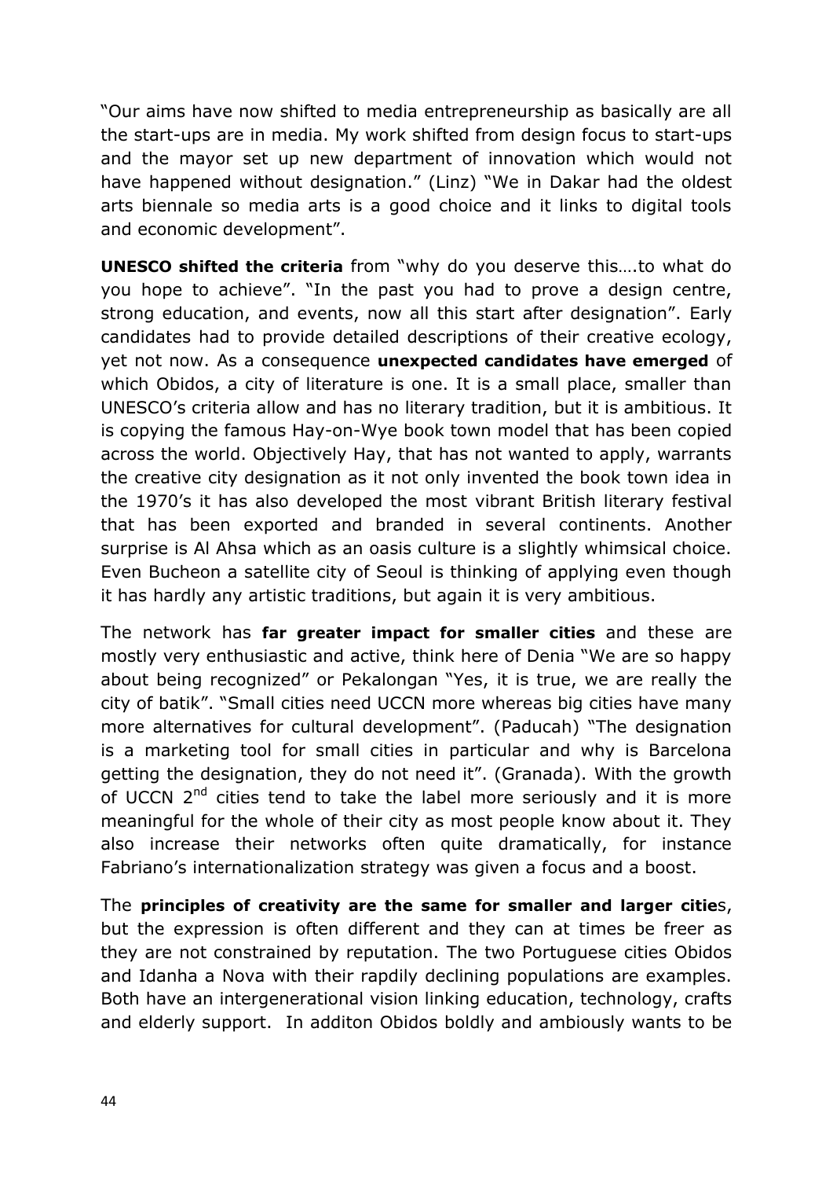"Our aims have now shifted to media entrepreneurship as basically are all the start-ups are in media. My work shifted from design focus to start-ups and the mayor set up new department of innovation which would not have happened without designation." (Linz) "We in Dakar had the oldest arts biennale so media arts is a good choice and it links to digital tools and economic development".

**UNESCO shifted the criteria** from "why do you deserve this….to what do you hope to achieve". "In the past you had to prove a design centre, strong education, and events, now all this start after designation". Early candidates had to provide detailed descriptions of their creative ecology, yet not now. As a consequence **unexpected candidates have emerged** of which Obidos, a city of literature is one. It is a small place, smaller than UNESCO's criteria allow and has no literary tradition, but it is ambitious. It is copying the famous Hay-on-Wye book town model that has been copied across the world. Objectively Hay, that has not wanted to apply, warrants the creative city designation as it not only invented the book town idea in the 1970's it has also developed the most vibrant British literary festival that has been exported and branded in several continents. Another surprise is Al Ahsa which as an oasis culture is a slightly whimsical choice. Even Bucheon a satellite city of Seoul is thinking of applying even though it has hardly any artistic traditions, but again it is very ambitious.

The network has **far greater impact for smaller cities** and these are mostly very enthusiastic and active, think here of Denia "We are so happy about being recognized" or Pekalongan "Yes, it is true, we are really the city of batik". "Small cities need UCCN more whereas big cities have many more alternatives for cultural development". (Paducah) "The designation is a marketing tool for small cities in particular and why is Barcelona getting the designation, they do not need it". (Granada). With the growth of UCCN 2nd cities tend to take the label more seriously and it is more meaningful for the whole of their city as most people know about it. They also increase their networks often quite dramatically, for instance Fabriano's internationalization strategy was given a focus and a boost.

The **principles of creativity are the same for smaller and larger cities**, but the expression is often different and they can at times be freer as they are not constrained by reputation. The two Portuguese cities Obidos and Idanha a Nova with their rapdily declining populations are examples. Both have an intergenerational vision linking education, technology, crafts and elderly support. In additon Obidos boldly and ambiously wants to be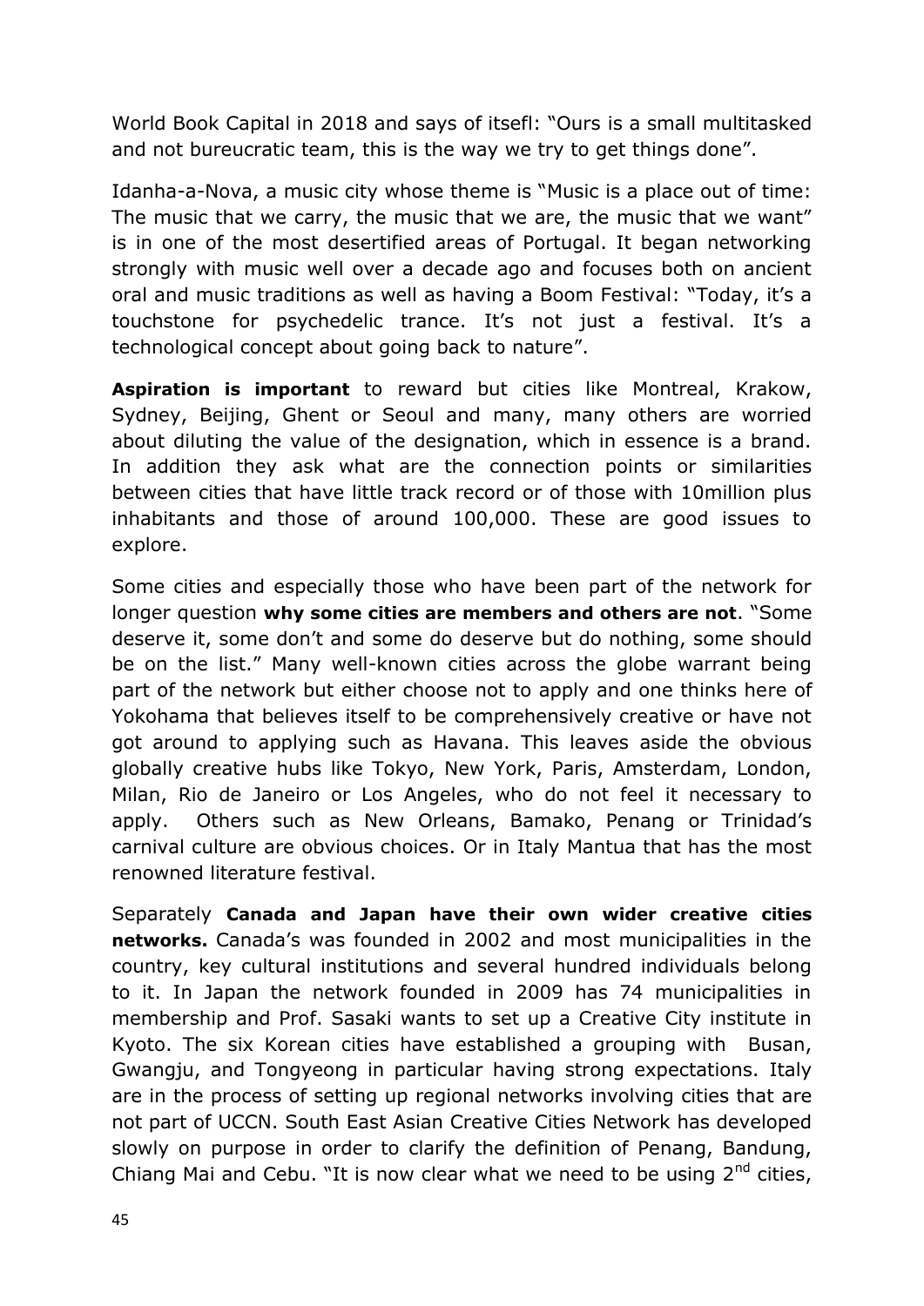World Book Capital in 2018 and says of itsefl: "Ours is a small multitasked and not bureucratic team, this is the way we try to get things done".

Idanha-a-Nova, a music city whose theme is "Music is a place out of time: The music that we carry, the music that we are, the music that we want" is in one of the most desertified areas of Portugal. It began networking strongly with music well over a decade ago and focuses both on ancient oral and music traditions as well as having a Boom Festival: "Today, it's a touchstone for psychedelic trance. It's not just a festival. It's a technological concept about going back to nature".

**Aspiration is important** to reward but cities like Montreal, Krakow, Sydney, Beijing, Ghent or Seoul and many, many others are worried about diluting the value of the designation, which in essence is a brand. In addition they ask what are the connection points or similarities between cities that have little track record or of those with 10million plus inhabitants and those of around 100,000. These are good issues to explore.

Some cities and especially those who have been part of the network for longer question **why some cities are members and others are not**. "Some deserve it, some don't and some do deserve but do nothing, some should be on the list." Many well-known cities across the globe warrant being part of the network but either choose not to apply and one thinks here of Yokohama that believes itself to be comprehensively creative or have not got around to applying such as Havana. This leaves aside the obvious globally creative hubs like Tokyo, New York, Paris, Amsterdam, London, Milan, Rio de Janeiro or Los Angeles, who do not feel it necessary to apply. Others such as New Orleans, Bamako, Penang or Trinidad's carnival culture are obvious choices. Or in Italy Mantua that has the most renowned literature festival.

Separately **Canada and Japan have their own wider creative cities networks.** Canada's was founded in 2002 and most municipalities in the country, key cultural institutions and several hundred individuals belong to it. In Japan the network founded in 2009 has 74 municipalities in membership and Prof. Sasaki wants to set up a Creative City institute in Kyoto. The six Korean cities have established a grouping with Busan, Gwangju, and Tongyeong in particular having strong expectations. Italy are in the process of setting up regional networks involving cities that are not part of UCCN. South East Asian Creative Cities Network has developed slowly on purpose in order to clarify the definition of Penang, Bandung, Chiang Mai and Cebu. "It is now clear what we need to be using 2nd cities,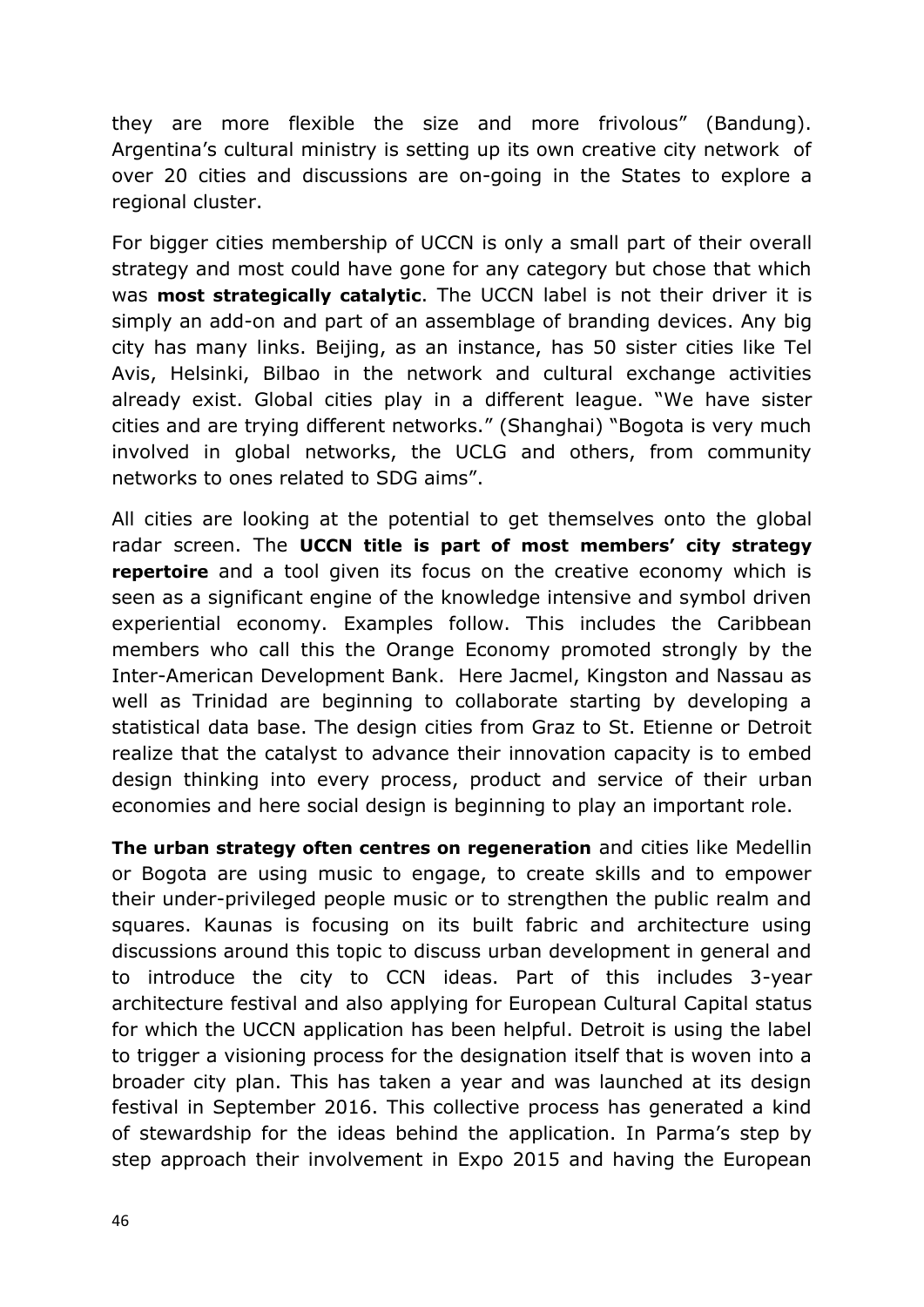they are more flexible the size and more frivolous" (Bandung). Argentina's cultural ministry is setting up its own creative city network of over 20 cities and discussions are on-going in the States to explore a regional cluster.

For bigger cities membership of UCCN is only a small part of their overall strategy and most could have gone for any category but chose that which was **most strategically catalytic**. The UCCN label is not their driver it is simply an add-on and part of an assemblage of branding devices. Any big city has many links. Beijing, as an instance, has 50 sister cities like Tel Avis, Helsinki, Bilbao in the network and cultural exchange activities already exist. Global cities play in a different league. "We have sister cities and are trying different networks." (Shanghai) "Bogota is very much involved in global networks, the UCLG and others, from community networks to ones related to SDG aims".

All cities are looking at the potential to get themselves onto the global radar screen. The **UCCN title is part of most members' city strategy repertoire** and a tool given its focus on the creative economy which is seen as a significant engine of the knowledge intensive and symbol driven experiential economy. Examples follow. This includes the Caribbean members who call this the Orange Economy promoted strongly by the Inter-American Development Bank. Here Jacmel, Kingston and Nassau as well as Trinidad are beginning to collaborate starting by developing a statistical data base. The design cities from Graz to St. Etienne or Detroit realize that the catalyst to advance their innovation capacity is to embed design thinking into every process, product and service of their urban economies and here social design is beginning to play an important role.

**The urban strategy often centres on regeneration** and cities like Medellin or Bogota are using music to engage, to create skills and to empower their under-privileged people music or to strengthen the public realm and squares. Kaunas is focusing on its built fabric and architecture using discussions around this topic to discuss urban development in general and to introduce the city to CCN ideas. Part of this includes 3-year architecture festival and also applying for European Cultural Capital status for which the UCCN application has been helpful. Detroit is using the label to trigger a visioning process for the designation itself that is woven into a broader city plan. This has taken a year and was launched at its design festival in September 2016. This collective process has generated a kind of stewardship for the ideas behind the application. In Parma's step by step approach their involvement in Expo 2015 and having the European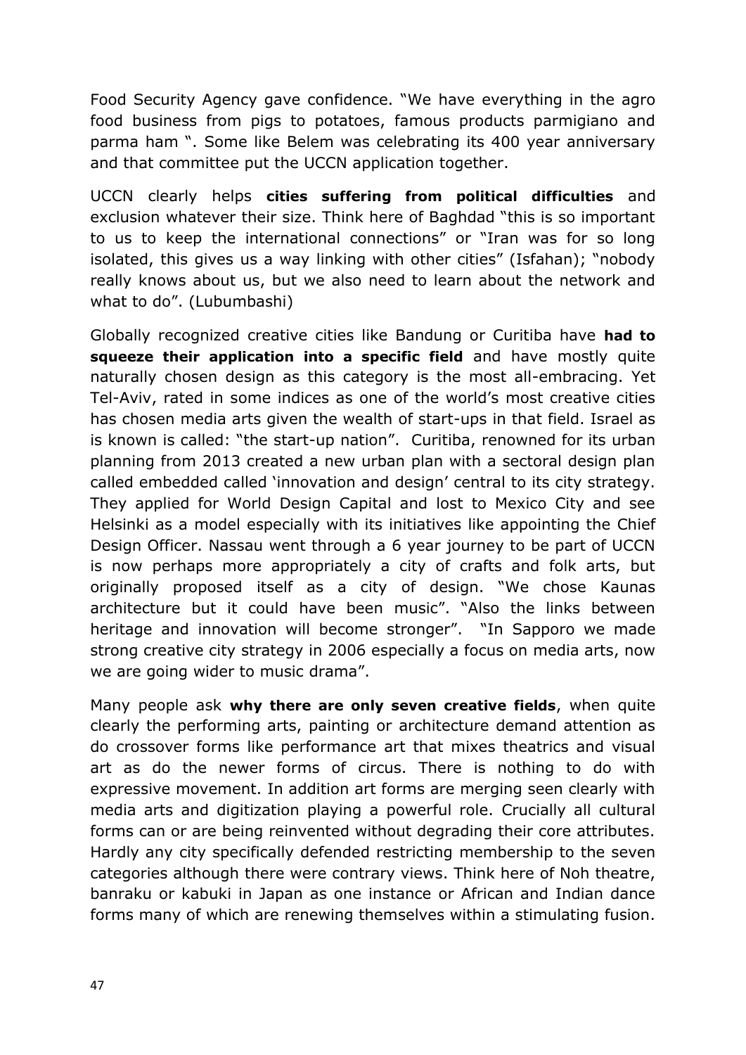Food Security Agency gave confidence. "We have everything in the agro food business from pigs to potatoes, famous products parmigiano and parma ham ". Some like Belem was celebrating its 400 year anniversary and that committee put the UCCN application together.

UCCN clearly helps **cities suffering from political difficulties** and exclusion whatever their size. Think here of Baghdad "this is so important to us to keep the international connections" or "Iran was for so long isolated, this gives us a way linking with other cities" (Isfahan); "nobody really knows about us, but we also need to learn about the network and what to do". (Lubumbashi)

Globally recognized creative cities like Bandung or Curitiba have **had to squeeze their application into a specific field** and have mostly quite naturally chosen design as this category is the most all-embracing. Yet Tel-Aviv, rated in some indices as one of the world's most creative cities has chosen media arts given the wealth of start-ups in that field. Israel as is known is called: "the start-up nation". Curitiba, renowned for its urban planning from 2013 created a new urban plan with a sectoral design plan called embedded called 'innovation and design' central to its city strategy. They applied for World Design Capital and lost to Mexico City and see Helsinki as a model especially with its initiatives like appointing the Chief Design Officer. Nassau went through a 6 year journey to be part of UCCN is now perhaps more appropriately a city of crafts and folk arts, but originally proposed itself as a city of design. "We chose Kaunas architecture but it could have been music". "Also the links between heritage and innovation will become stronger". "In Sapporo we made strong creative city strategy in 2006 especially a focus on media arts, now we are going wider to music drama".

Many people ask **why there are only seven creative fields**, when quite clearly the performing arts, painting or architecture demand attention as do crossover forms like performance art that mixes theatrics and visual art as do the newer forms of circus. There is nothing to do with expressive movement. In addition art forms are merging seen clearly with media arts and digitization playing a powerful role. Crucially all cultural forms can or are being reinvented without degrading their core attributes. Hardly any city specifically defended restricting membership to the seven categories although there were contrary views. Think here of Noh theatre, banraku or kabuki in Japan as one instance or African and Indian dance forms many of which are renewing themselves within a stimulating fusion.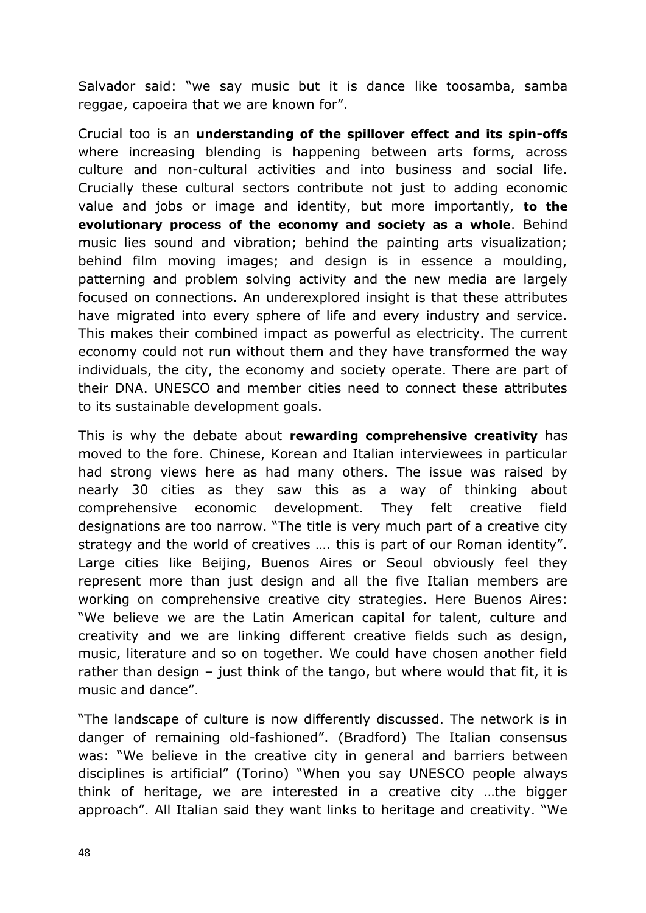Salvador said: "we say music but it is dance like toosamba, samba reggae, capoeira that we are known for".

Crucial too is an **understanding of the spillover effect and its spin-offs** where increasing blending is happening between arts forms, across culture and non-cultural activities and into business and social life. Crucially these cultural sectors contribute not just to adding economic value and jobs or image and identity, but more importantly, **to the evolutionary process of the economy and society as a whole**. Behind music lies sound and vibration; behind the painting arts visualization; behind film moving images; and design is in essence a moulding, patterning and problem solving activity and the new media are largely focused on connections. An underexplored insight is that these attributes have migrated into every sphere of life and every industry and service. This makes their combined impact as powerful as electricity. The current economy could not run without them and they have transformed the way individuals, the city, the economy and society operate. There are part of their DNA. UNESCO and member cities need to connect these attributes to its sustainable development goals.

This is why the debate about **rewarding comprehensive creativity** has moved to the fore. Chinese, Korean and Italian interviewees in particular had strong views here as had many others. The issue was raised by nearly 30 cities as they saw this as a way of thinking about comprehensive economic development. They felt creative field designations are too narrow. "The title is very much part of a creative city strategy and the world of creatives …. this is part of our Roman identity". Large cities like Beijing, Buenos Aires or Seoul obviously feel they represent more than just design and all the five Italian members are working on comprehensive creative city strategies. Here Buenos Aires: "We believe we are the Latin American capital for talent, culture and creativity and we are linking different creative fields such as design, music, literature and so on together. We could have chosen another field rather than design – just think of the tango, but where would that fit, it is music and dance".

"The landscape of culture is now differently discussed. The network is in danger of remaining old-fashioned". (Bradford) The Italian consensus was: "We believe in the creative city in general and barriers between disciplines is artificial" (Torino) "When you say UNESCO people always think of heritage, we are interested in a creative city …the bigger approach". All Italian said they want links to heritage and creativity. "We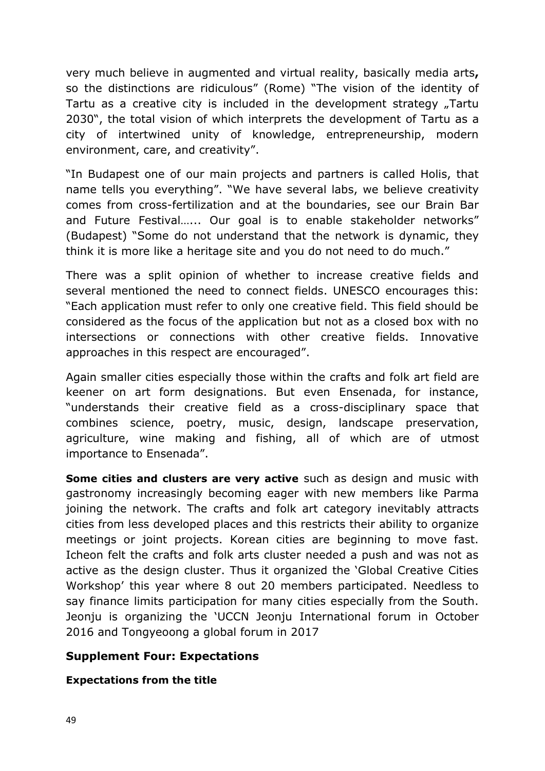very much believe in augmented and virtual reality, basically media arts**,** so the distinctions are ridiculous" (Rome) "The vision of the identity of Tartu as a creative city is included in the development strategy „Tartu 2030", the total vision of which interprets the development of Tartu as a city of intertwined unity of knowledge, entrepreneurship, modern environment, care, and creativity".

"In Budapest one of our main projects and partners is called Holis, that name tells you everything". "We have several labs, we believe creativity comes from cross-fertilization and at the boundaries, see our Brain Bar and Future Festival…... Our goal is to enable stakeholder networks" (Budapest) "Some do not understand that the network is dynamic, they think it is more like a heritage site and you do not need to do much."

There was a split opinion of whether to increase creative fields and several mentioned the need to connect fields. UNESCO encourages this: "Each application must refer to only one creative field. This field should be considered as the focus of the application but not as a closed box with no intersections or connections with other creative fields. Innovative approaches in this respect are encouraged".

Again smaller cities especially those within the crafts and folk art field are keener on art form designations. But even Ensenada, for instance, "understands their creative field as a cross-disciplinary space that combines science, poetry, music, design, landscape preservation, agriculture, wine making and fishing, all of which are of utmost importance to Ensenada".

**Some cities and clusters are very active** such as design and music with gastronomy increasingly becoming eager with new members like Parma joining the network. The crafts and folk art category inevitably attracts cities from less developed places and this restricts their ability to organize meetings or joint projects. Korean cities are beginning to move fast. Icheon felt the crafts and folk arts cluster needed a push and was not as active as the design cluster. Thus it organized the 'Global Creative Cities Workshop' this year where 8 out 20 members participated. Needless to say finance limits participation for many cities especially from the South. Jeonju is organizing the 'UCCN Jeonju International forum in October 2016 and Tongyeoong a global forum in 2017

## Supplement Four: Expectations

### Expectations from the title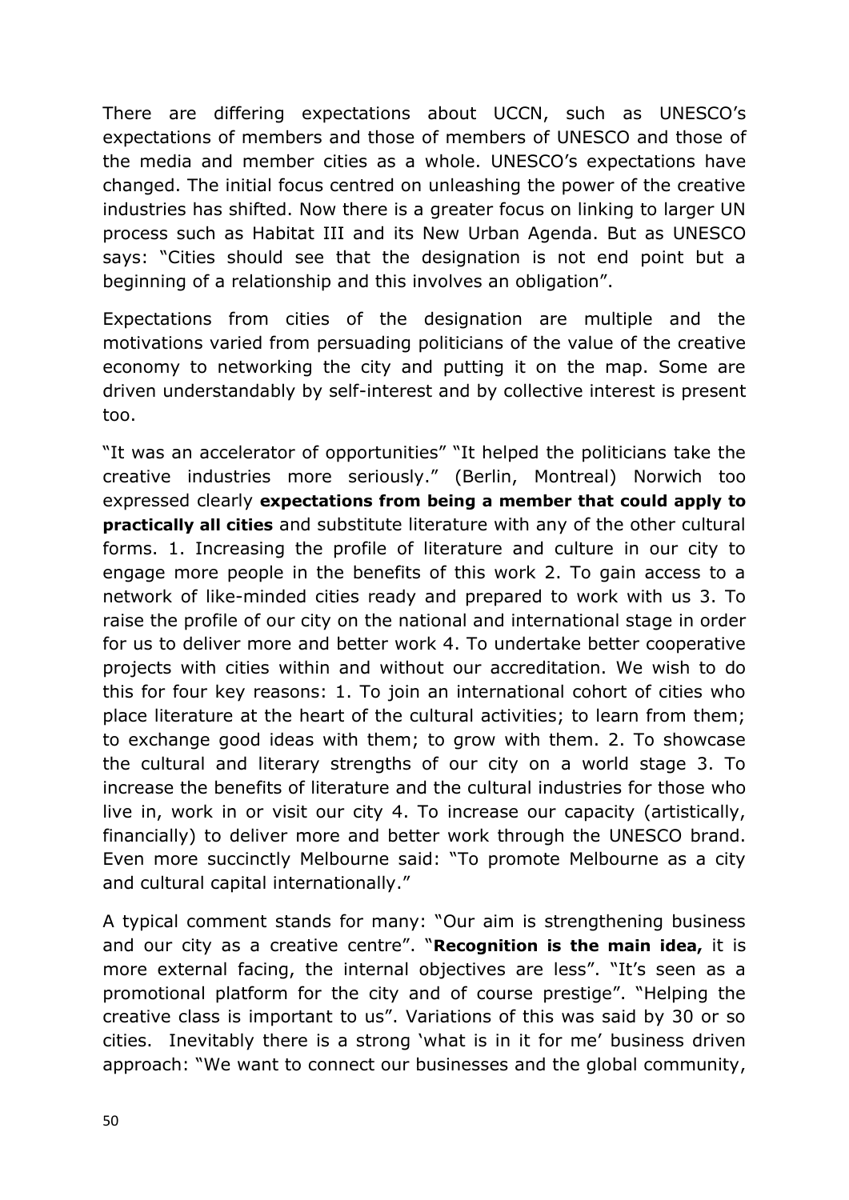There are differing expectations about UCCN, such as UNESCO's expectations of members and those of members of UNESCO and those of the media and member cities as a whole. UNESCO's expectations have changed. The initial focus centred on unleashing the power of the creative industries has shifted. Now there is a greater focus on linking to larger UN process such as Habitat III and its New Urban Agenda. But as UNESCO says: "Cities should see that the designation is not end point but a beginning of a relationship and this involves an obligation".

Expectations from cities of the designation are multiple and the motivations varied from persuading politicians of the value of the creative economy to networking the city and putting it on the map. Some are driven understandably by self-interest and by collective interest is present too.

"It was an accelerator of opportunities" "It helped the politicians take the creative industries more seriously." (Berlin, Montreal) Norwich too expressed clearly **expectations from being a member that could apply to practically all cities** and substitute literature with any of the other cultural forms. 1. Increasing the profile of literature and culture in our city to engage more people in the benefits of this work 2. To gain access to a network of like-minded cities ready and prepared to work with us 3. To raise the profile of our city on the national and international stage in order for us to deliver more and better work 4. To undertake better cooperative projects with cities within and without our accreditation. We wish to do this for four key reasons: 1. To join an international cohort of cities who place literature at the heart of the cultural activities; to learn from them; to exchange good ideas with them; to grow with them. 2. To showcase the cultural and literary strengths of our city on a world stage 3. To increase the benefits of literature and the cultural industries for those who live in, work in or visit our city 4. To increase our capacity (artistically, financially) to deliver more and better work through the UNESCO brand. Even more succinctly Melbourne said: "To promote Melbourne as a city and cultural capital internationally."

A typical comment stands for many: "Our aim is strengthening business and our city as a creative centre". "**Recognition is the main idea,** it is more external facing, the internal objectives are less". "It's seen as a promotional platform for the city and of course prestige". "Helping the creative class is important to us". Variations of this was said by 30 or so cities. Inevitably there is a strong 'what is in it for me' business driven approach: "We want to connect our businesses and the global community,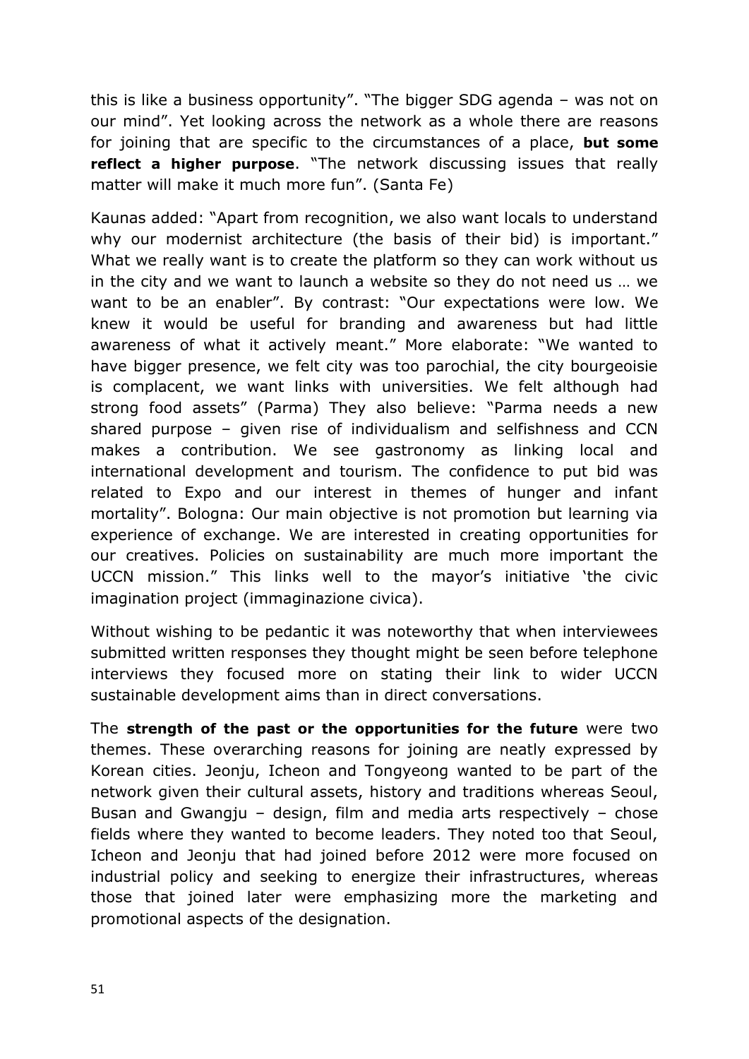this is like a business opportunity". "The bigger SDG agenda – was not on our mind". Yet looking across the network as a whole there are reasons for joining that are specific to the circumstances of a place, **but some reflect a higher purpose**. "The network discussing issues that really matter will make it much more fun". (Santa Fe)

Kaunas added: "Apart from recognition, we also want locals to understand why our modernist architecture (the basis of their bid) is important." What we really want is to create the platform so they can work without us in the city and we want to launch a website so they do not need us … we want to be an enabler". By contrast: "Our expectations were low. We knew it would be useful for branding and awareness but had little awareness of what it actively meant." More elaborate: "We wanted to have bigger presence, we felt city was too parochial, the city bourgeoisie is complacent, we want links with universities. We felt although had strong food assets" (Parma) They also believe: "Parma needs a new shared purpose – given rise of individualism and selfishness and CCN makes a contribution. We see gastronomy as linking local and international development and tourism. The confidence to put bid was related to Expo and our interest in themes of hunger and infant mortality". Bologna: Our main objective is not promotion but learning via experience of exchange. We are interested in creating opportunities for our creatives. Policies on sustainability are much more important the UCCN mission." This links well to the mayor's initiative 'the civic imagination project (immaginazione civica).

Without wishing to be pedantic it was noteworthy that when interviewees submitted written responses they thought might be seen before telephone interviews they focused more on stating their link to wider UCCN sustainable development aims than in direct conversations.

The **strength of the past or the opportunities for the future** were two themes. These overarching reasons for joining are neatly expressed by Korean cities. Jeonju, Icheon and Tongyeong wanted to be part of the network given their cultural assets, history and traditions whereas Seoul, Busan and Gwangju – design, film and media arts respectively – chose fields where they wanted to become leaders. They noted too that Seoul, Icheon and Jeonju that had joined before 2012 were more focused on industrial policy and seeking to energize their infrastructures, whereas those that joined later were emphasizing more the marketing and promotional aspects of the designation.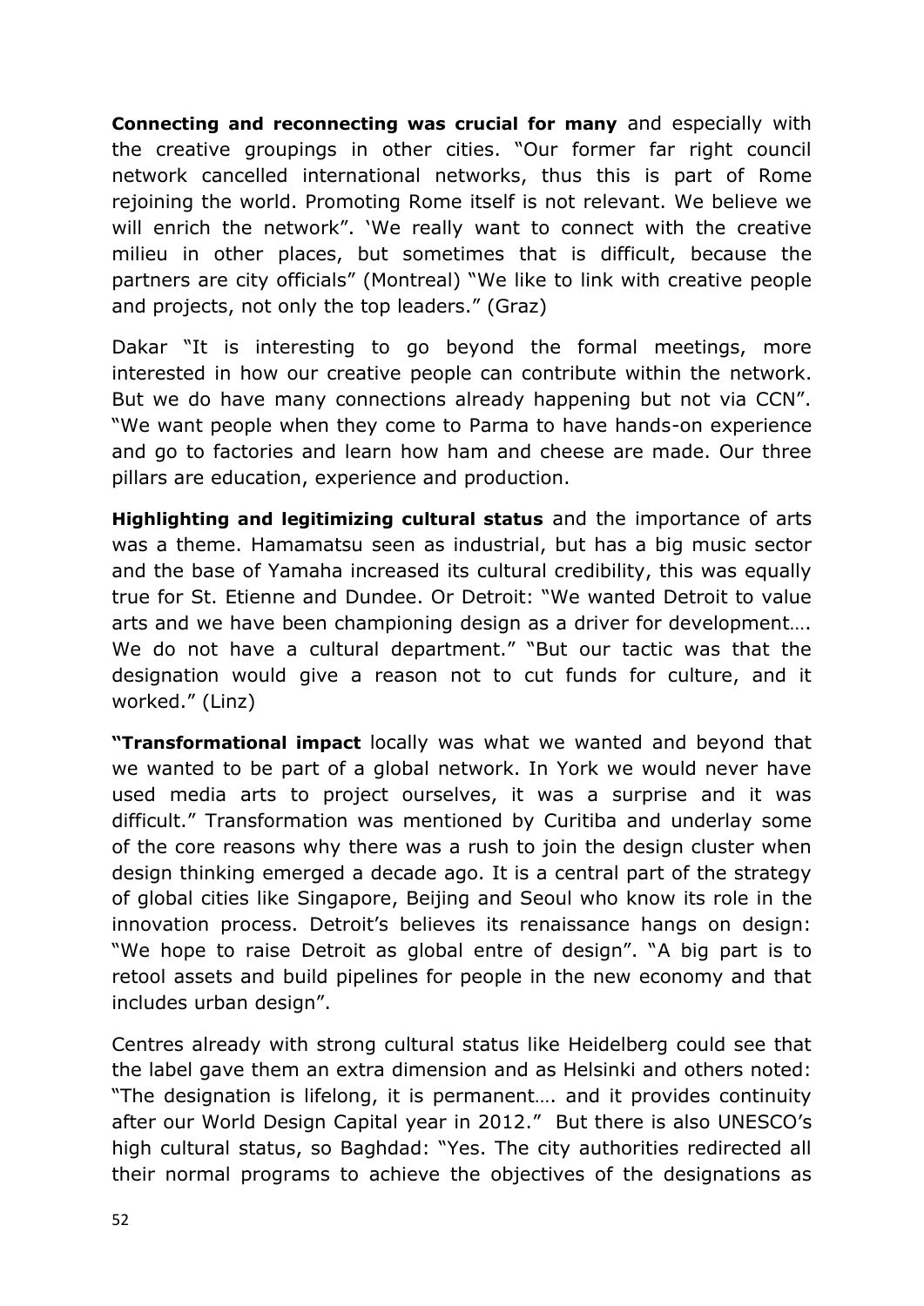**Connecting and reconnecting was crucial for many** and especially with the creative groupings in other cities. "Our former far right council network cancelled international networks, thus this is part of Rome rejoining the world. Promoting Rome itself is not relevant. We believe we will enrich the network". 'We really want to connect with the creative milieu in other places, but sometimes that is difficult, because the partners are city officials" (Montreal) "We like to link with creative people and projects, not only the top leaders." (Graz)

Dakar "It is interesting to go beyond the formal meetings, more interested in how our creative people can contribute within the network. But we do have many connections already happening but not via CCN". "We want people when they come to Parma to have hands-on experience and go to factories and learn how ham and cheese are made. Our three pillars are education, experience and production.

**Highlighting and legitimizing cultural status** and the importance of arts was a theme. Hamamatsu seen as industrial, but has a big music sector and the base of Yamaha increased its cultural credibility, this was equally true for St. Etienne and Dundee. Or Detroit: "We wanted Detroit to value arts and we have been championing design as a driver for development…. We do not have a cultural department." "But our tactic was that the designation would give a reason not to cut funds for culture, and it worked." (Linz)

**"Transformational impact** locally was what we wanted and beyond that we wanted to be part of a global network. In York we would never have used media arts to project ourselves, it was a surprise and it was difficult." Transformation was mentioned by Curitiba and underlay some of the core reasons why there was a rush to join the design cluster when design thinking emerged a decade ago. It is a central part of the strategy of global cities like Singapore, Beijing and Seoul who know its role in the innovation process. Detroit's believes its renaissance hangs on design: "We hope to raise Detroit as global entre of design". "A big part is to retool assets and build pipelines for people in the new economy and that includes urban design".

Centres already with strong cultural status like Heidelberg could see that the label gave them an extra dimension and as Helsinki and others noted: "The designation is lifelong, it is permanent…. and it provides continuity after our World Design Capital year in 2012." But there is also UNESCO's high cultural status, so Baghdad: "Yes. The city authorities redirected all their normal programs to achieve the objectives of the designations as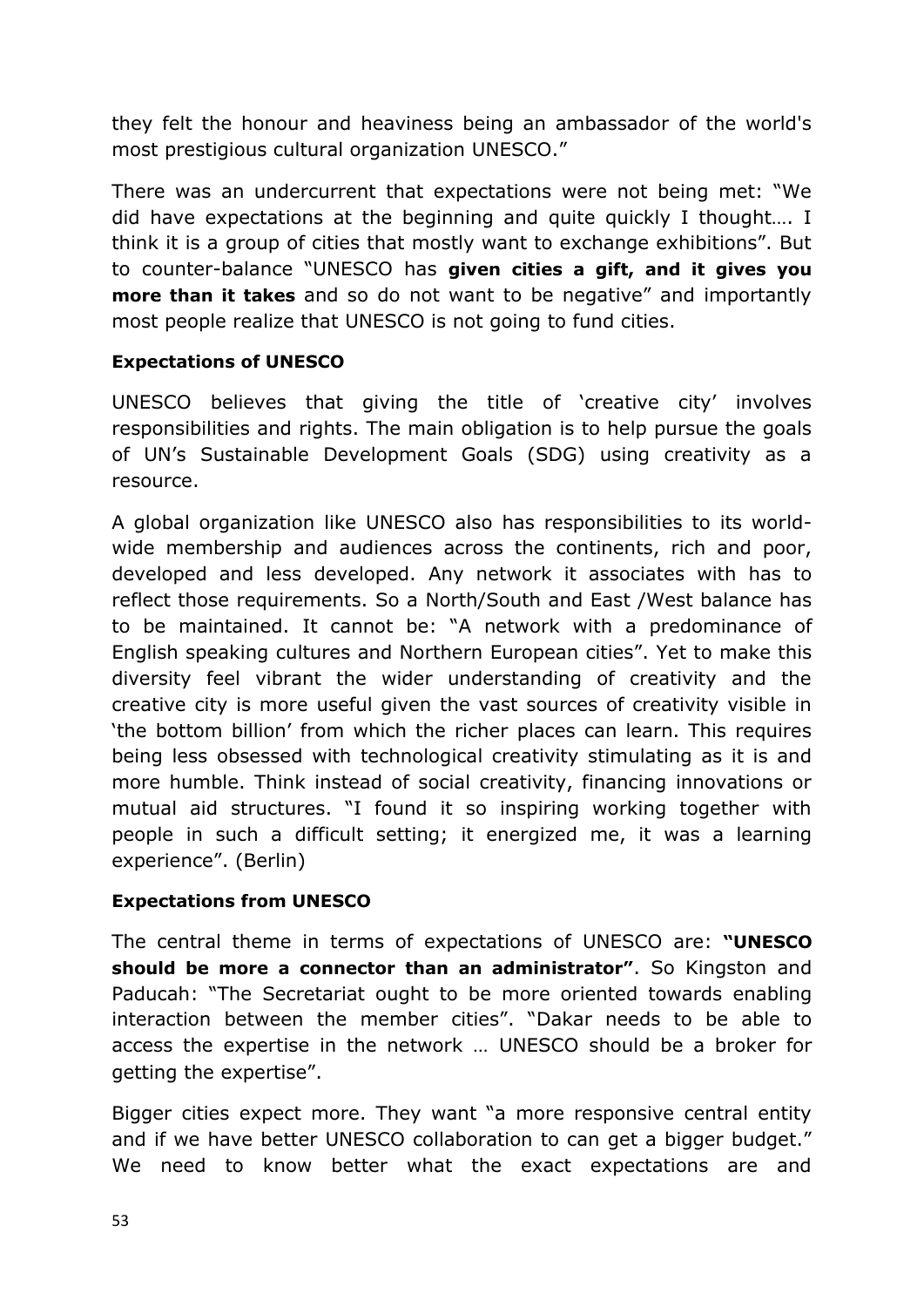they felt the honour and heaviness being an ambassador of the world's most prestigious cultural organization UNESCO."

There was an undercurrent that expectations were not being met: "We did have expectations at the beginning and quite quickly I thought…. I think it is a group of cities that mostly want to exchange exhibitions". But to counter-balance "UNESCO has **given cities a gift, and it gives you more than it takes** and so do not want to be negative" and importantly most people realize that UNESCO is not going to fund cities.

**Expectations of UNESCO**

UNESCO believes that giving the title of 'creative city' involves responsibilities and rights. The main obligation is to help pursue the goals of UN's Sustainable Development Goals (SDG) using creativity as a resource.

A global organization like UNESCO also has responsibilities to its world-wide membership and audiences across the continents, rich and poor, developed and less developed. Any network it associates with has to reflect those requirements. So a North/South and East /West balance has to be maintained. It cannot be: "A network with a predominance of English speaking cultures and Northern European cities". Yet to make this diversity feel vibrant the wider understanding of creativity and the creative city is more useful given the vast sources of creativity visible in 'the bottom billion' from which the richer places can learn. This requires being less obsessed with technological creativity stimulating as it is and more humble. Think instead of social creativity, financing innovations or mutual aid structures. "I found it so inspiring working together with people in such a difficult setting; it energized me, it was a learning experience". (Berlin)

**Expectations from UNESCO**

The central theme in terms of expectations of UNESCO are: **"UNESCO should be more a connector than an administrator"**. So Kingston and Paducah: "The Secretariat ought to be more oriented towards enabling interaction between the member cities". "Dakar needs to be able to access the expertise in the network … UNESCO should be a broker for getting the expertise".

Bigger cities expect more. They want "a more responsive central entity and if we have better UNESCO collaboration to can get a bigger budget." We need to know better what the exact expectations are and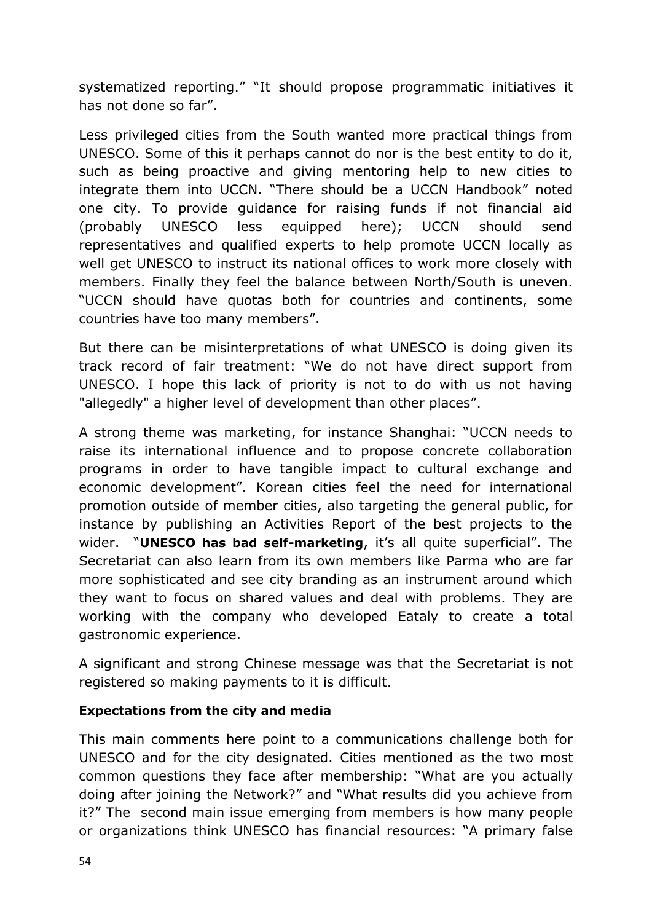systematized reporting." "It should propose programmatic initiatives it has not done so far".

Less privileged cities from the South wanted more practical things from UNESCO. Some of this it perhaps cannot do nor is the best entity to do it, such as being proactive and giving mentoring help to new cities to integrate them into UCCN. "There should be a UCCN Handbook" noted one city. To provide guidance for raising funds if not financial aid (probably UNESCO less equipped here); UCCN should send representatives and qualified experts to help promote UCCN locally as well get UNESCO to instruct its national offices to work more closely with members. Finally they feel the balance between North/South is uneven. "UCCN should have quotas both for countries and continents, some countries have too many members".

But there can be misinterpretations of what UNESCO is doing given its track record of fair treatment: "We do not have direct support from UNESCO. I hope this lack of priority is not to do with us not having "allegedly" a higher level of development than other places".

A strong theme was marketing, for instance Shanghai: "UCCN needs to raise its international influence and to propose concrete collaboration programs in order to have tangible impact to cultural exchange and economic development". Korean cities feel the need for international promotion outside of member cities, also targeting the general public, for instance by publishing an Activities Report of the best projects to the wider. "**UNESCO has bad self-marketing**, it's all quite superficial". The Secretariat can also learn from its own members like Parma who are far more sophisticated and see city branding as an instrument around which they want to focus on shared values and deal with problems. They are working with the company who developed Eataly to create a total gastronomic experience.

A significant and strong Chinese message was that the Secretariat is not registered so making payments to it is difficult.

**Expectations from the city and media**

This main comments here point to a communications challenge both for UNESCO and for the city designated. Cities mentioned as the two most common questions they face after membership: "What are you actually doing after joining the Network?" and "What results did you achieve from it?" The second main issue emerging from members is how many people or organizations think UNESCO has financial resources: "A primary false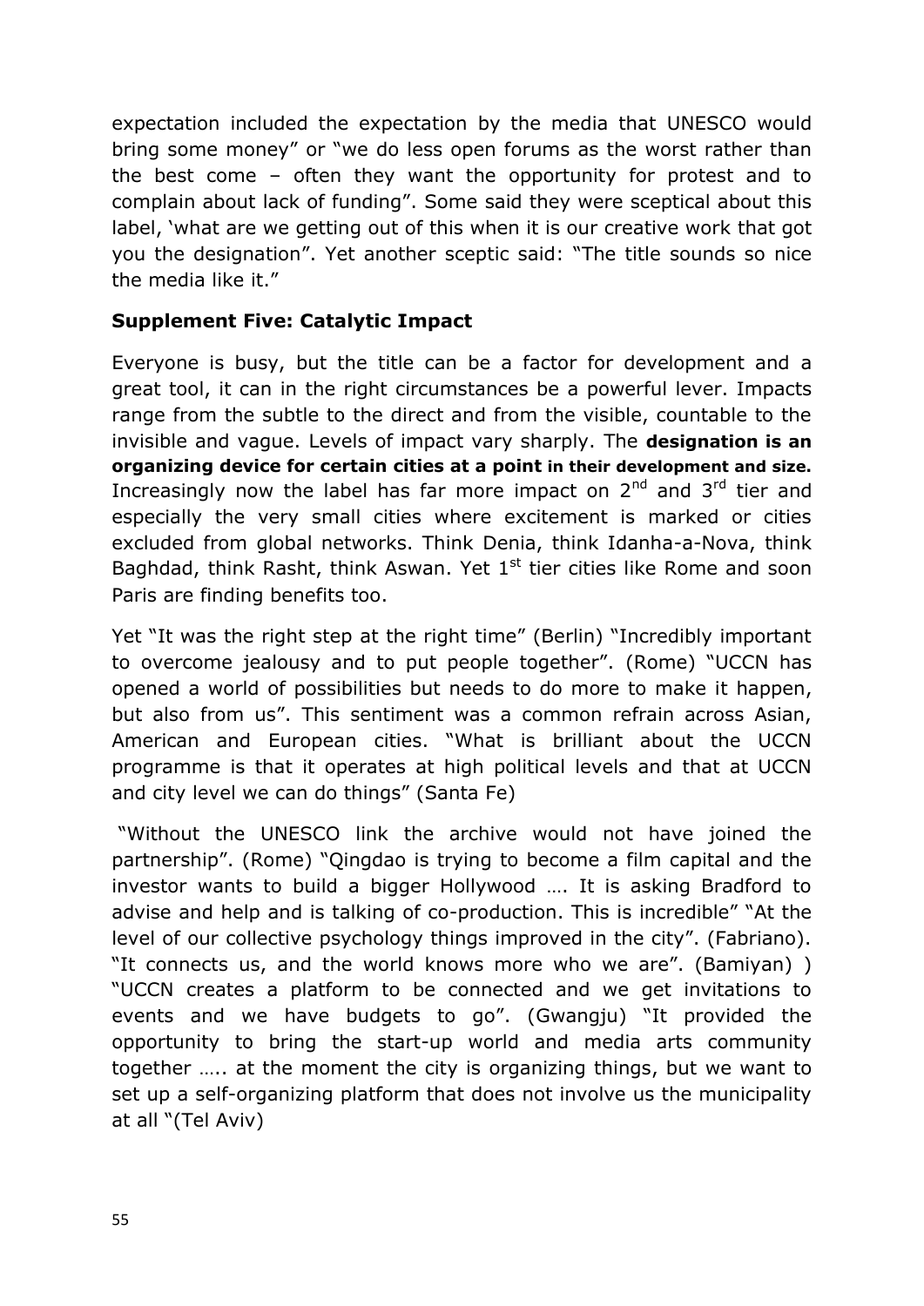expectation included the expectation by the media that UNESCO would bring some money" or "we do less open forums as the worst rather than the best come – often they want the opportunity for protest and to complain about lack of funding". Some said they were sceptical about this label, 'what are we getting out of this when it is our creative work that got you the designation". Yet another sceptic said: "The title sounds so nice the media like it."

**Supplement Five: Catalytic Impact**

Everyone is busy, but the title can be a factor for development and a great tool, it can in the right circumstances be a powerful lever. Impacts range from the subtle to the direct and from the visible, countable to the invisible and vague. Levels of impact vary sharply. The **designation is an organizing device for certain cities at a point in their development and size.** Increasingly now the label has far more impact on 2nd and 3rd tier and especially the very small cities where excitement is marked or cities excluded from global networks. Think Denia, think Idanha-a-Nova, think Baghdad, think Rasht, think Aswan. Yet 1st tier cities like Rome and soon Paris are finding benefits too.

Yet "It was the right step at the right time" (Berlin) "Incredibly important to overcome jealousy and to put people together". (Rome) "UCCN has opened a world of possibilities but needs to do more to make it happen, but also from us". This sentiment was a common refrain across Asian, American and European cities. "What is brilliant about the UCCN programme is that it operates at high political levels and that at UCCN and city level we can do things" (Santa Fe)

"Without the UNESCO link the archive would not have joined the partnership". (Rome) "Qingdao is trying to become a film capital and the investor wants to build a bigger Hollywood …. It is asking Bradford to advise and help and is talking of co-production. This is incredible" "At the level of our collective psychology things improved in the city". (Fabriano). "It connects us, and the world knows more who we are". (Bamiyan) ) "UCCN creates a platform to be connected and we get invitations to events and we have budgets to go". (Gwangju) "It provided the opportunity to bring the start-up world and media arts community together ….. at the moment the city is organizing things, but we want to set up a self-organizing platform that does not involve us the municipality at all "(Tel Aviv)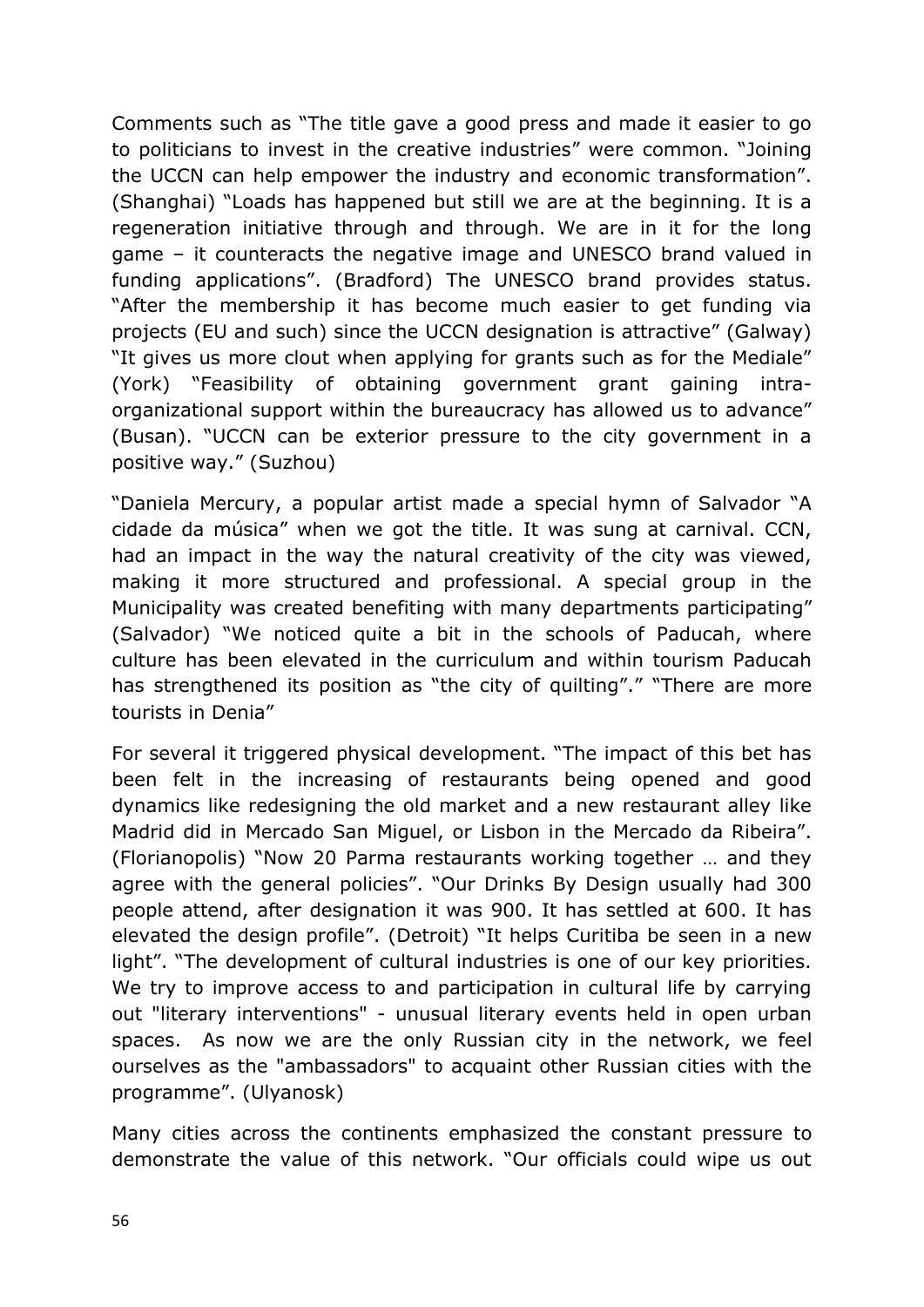Comments such as "The title gave a good press and made it easier to go to politicians to invest in the creative industries" were common. "Joining the UCCN can help empower the industry and economic transformation". (Shanghai) "Loads has happened but still we are at the beginning. It is a regeneration initiative through and through. We are in it for the long game – it counteracts the negative image and UNESCO brand valued in funding applications". (Bradford) The UNESCO brand provides status. "After the membership it has become much easier to get funding via projects (EU and such) since the UCCN designation is attractive" (Galway) "It gives us more clout when applying for grants such as for the Mediale" (York) "Feasibility of obtaining government grant gaining intra-organizational support within the bureaucracy has allowed us to advance" (Busan). "UCCN can be exterior pressure to the city government in a positive way." (Suzhou)

"Daniela Mercury, a popular artist made a special hymn of Salvador "A cidade da música" when we got the title. It was sung at carnival. CCN, had an impact in the way the natural creativity of the city was viewed, making it more structured and professional. A special group in the Municipality was created benefiting with many departments participating" (Salvador) "We noticed quite a bit in the schools of Paducah, where culture has been elevated in the curriculum and within tourism Paducah has strengthened its position as "the city of quilting"." "There are more tourists in Denia"

For several it triggered physical development. "The impact of this bet has been felt in the increasing of restaurants being opened and good dynamics like redesigning the old market and a new restaurant alley like Madrid did in Mercado San Miguel, or Lisbon in the Mercado da Ribeira". (Florianopolis) "Now 20 Parma restaurants working together … and they agree with the general policies". "Our Drinks By Design usually had 300 people attend, after designation it was 900. It has settled at 600. It has elevated the design profile". (Detroit) "It helps Curitiba be seen in a new light". "The development of cultural industries is one of our key priorities. We try to improve access to and participation in cultural life by carrying out "literary interventions" - unusual literary events held in open urban spaces. As now we are the only Russian city in the network, we feel ourselves as the "ambassadors" to acquaint other Russian cities with the programme". (Ulyanosk)

Many cities across the continents emphasized the constant pressure to demonstrate the value of this network. "Our officials could wipe us out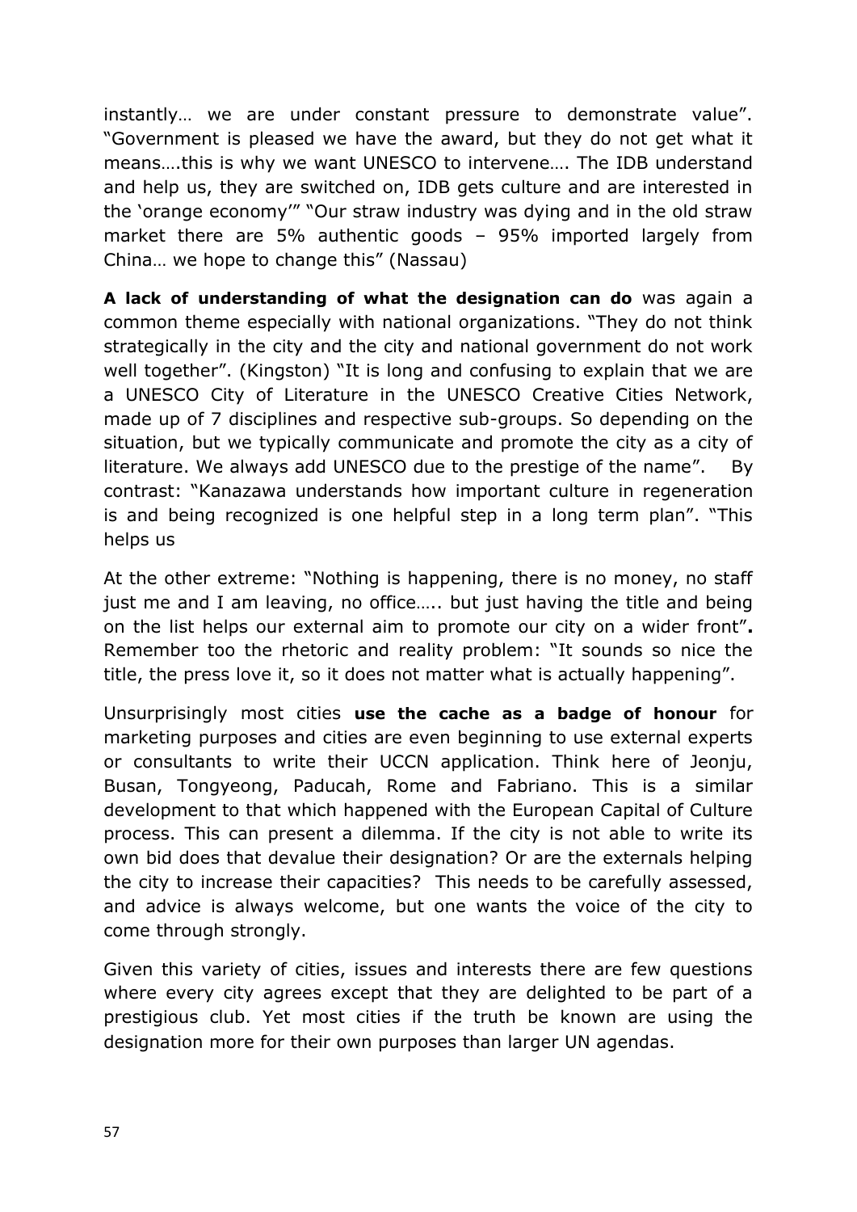instantly… we are under constant pressure to demonstrate value". "Government is pleased we have the award, but they do not get what it means….this is why we want UNESCO to intervene…. The IDB understand and help us, they are switched on, IDB gets culture and are interested in the 'orange economy'" "Our straw industry was dying and in the old straw market there are 5% authentic goods – 95% imported largely from China… we hope to change this" (Nassau)

**A lack of understanding of what the designation can do** was again a common theme especially with national organizations. "They do not think strategically in the city and the city and national government do not work well together". (Kingston) "It is long and confusing to explain that we are a UNESCO City of Literature in the UNESCO Creative Cities Network, made up of 7 disciplines and respective sub-groups. So depending on the situation, but we typically communicate and promote the city as a city of literature. We always add UNESCO due to the prestige of the name". By contrast: "Kanazawa understands how important culture in regeneration is and being recognized is one helpful step in a long term plan". "This helps us

At the other extreme: "Nothing is happening, there is no money, no staff just me and I am leaving, no office….. but just having the title and being on the list helps our external aim to promote our city on a wider front". Remember too the rhetoric and reality problem: "It sounds so nice the title, the press love it, so it does not matter what is actually happening".

Unsurprisingly most cities **use the cache as a badge of honour** for marketing purposes and cities are even beginning to use external experts or consultants to write their UCCN application. Think here of Jeonju, Busan, Tongyeong, Paducah, Rome and Fabriano. This is a similar development to that which happened with the European Capital of Culture process. This can present a dilemma. If the city is not able to write its own bid does that devalue their designation? Or are the externals helping the city to increase their capacities? This needs to be carefully assessed, and advice is always welcome, but one wants the voice of the city to come through strongly.

Given this variety of cities, issues and interests there are few questions where every city agrees except that they are delighted to be part of a prestigious club. Yet most cities if the truth be known are using the designation more for their own purposes than larger UN agendas.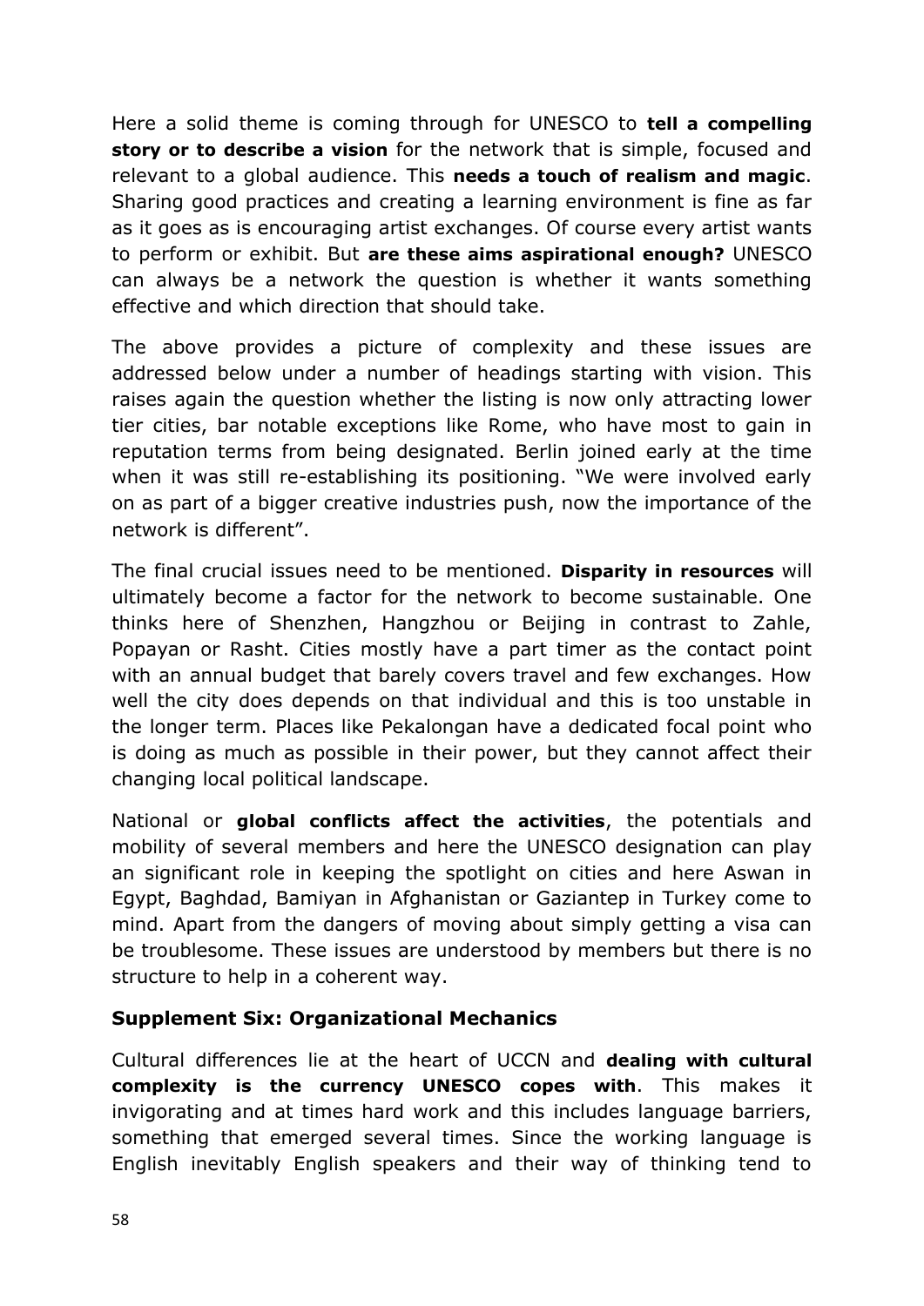Here a solid theme is coming through for UNESCO to **tell a compelling story or to describe a vision** for the network that is simple, focused and relevant to a global audience. This **needs a touch of realism and magic**. Sharing good practices and creating a learning environment is fine as far as it goes as is encouraging artist exchanges. Of course every artist wants to perform or exhibit. But **are these aims aspirational enough?** UNESCO can always be a network the question is whether it wants something effective and which direction that should take.

The above provides a picture of complexity and these issues are addressed below under a number of headings starting with vision. This raises again the question whether the listing is now only attracting lower tier cities, bar notable exceptions like Rome, who have most to gain in reputation terms from being designated. Berlin joined early at the time when it was still re-establishing its positioning. "We were involved early on as part of a bigger creative industries push, now the importance of the network is different".

The final crucial issues need to be mentioned. **Disparity in resources** will ultimately become a factor for the network to become sustainable. One thinks here of Shenzhen, Hangzhou or Beijing in contrast to Zahle, Popayan or Rasht. Cities mostly have a part timer as the contact point with an annual budget that barely covers travel and few exchanges. How well the city does depends on that individual and this is too unstable in the longer term. Places like Pekalongan have a dedicated focal point who is doing as much as possible in their power, but they cannot affect their changing local political landscape.

National or **global conflicts affect the activities**, the potentials and mobility of several members and here the UNESCO designation can play an significant role in keeping the spotlight on cities and here Aswan in Egypt, Baghdad, Bamiyan in Afghanistan or Gaziantep in Turkey come to mind. Apart from the dangers of moving about simply getting a visa can be troublesome. These issues are understood by members but there is no structure to help in a coherent way.

### Supplement Six: Organizational Mechanics

Cultural differences lie at the heart of UCCN and **dealing with cultural complexity is the currency UNESCO copes with**. This makes it invigorating and at times hard work and this includes language barriers, something that emerged several times. Since the working language is English inevitably English speakers and their way of thinking tend to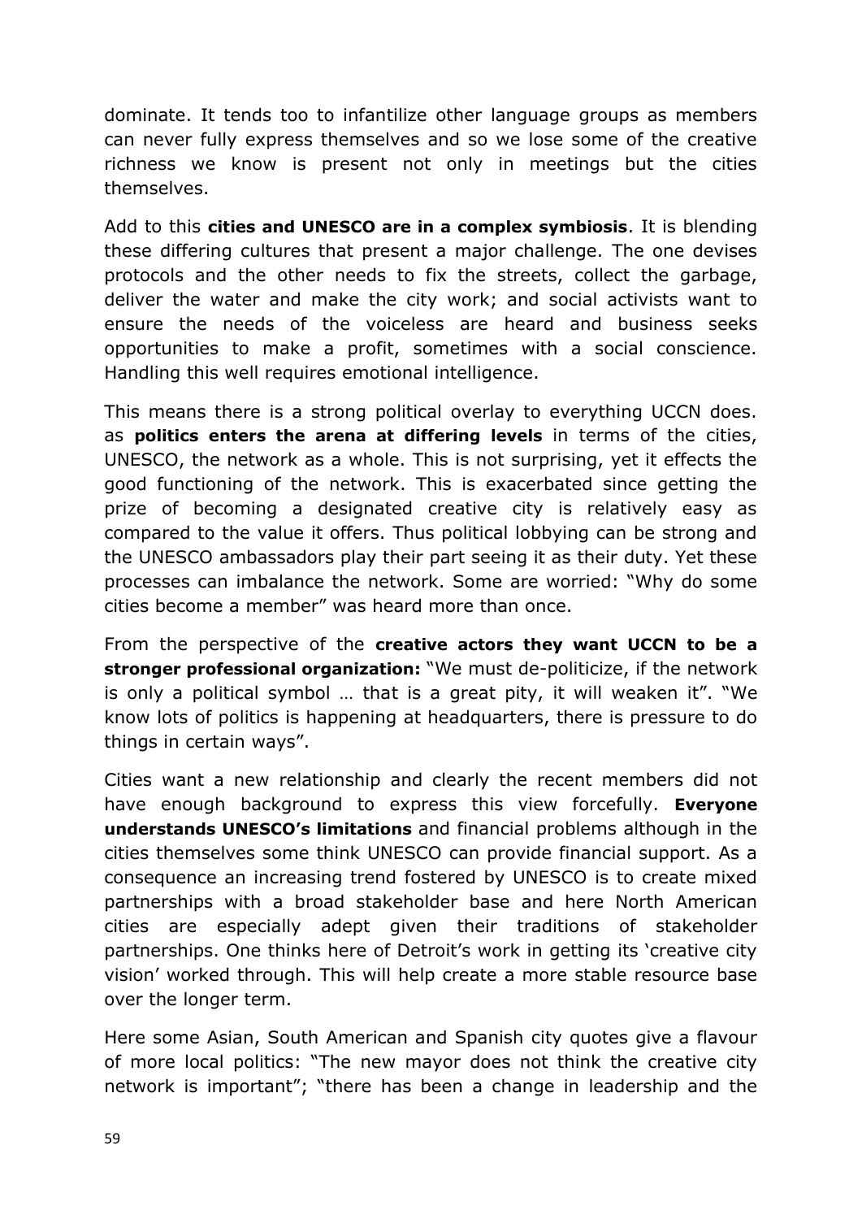dominate. It tends too to infantilize other language groups as members can never fully express themselves and so we lose some of the creative richness we know is present not only in meetings but the cities themselves.

Add to this **cities and UNESCO are in a complex symbiosis**. It is blending these differing cultures that present a major challenge. The one devises protocols and the other needs to fix the streets, collect the garbage, deliver the water and make the city work; and social activists want to ensure the needs of the voiceless are heard and business seeks opportunities to make a profit, sometimes with a social conscience. Handling this well requires emotional intelligence.

This means there is a strong political overlay to everything UCCN does. as **politics enters the arena at differing levels** in terms of the cities, UNESCO, the network as a whole. This is not surprising, yet it effects the good functioning of the network. This is exacerbated since getting the prize of becoming a designated creative city is relatively easy as compared to the value it offers. Thus political lobbying can be strong and the UNESCO ambassadors play their part seeing it as their duty. Yet these processes can imbalance the network. Some are worried: "Why do some cities become a member" was heard more than once.

From the perspective of the **creative actors they want UCCN to be a stronger professional organization:** "We must de-politicize, if the network is only a political symbol … that is a great pity, it will weaken it". "We know lots of politics is happening at headquarters, there is pressure to do things in certain ways".

Cities want a new relationship and clearly the recent members did not have enough background to express this view forcefully. **Everyone understands UNESCO's limitations** and financial problems although in the cities themselves some think UNESCO can provide financial support. As a consequence an increasing trend fostered by UNESCO is to create mixed partnerships with a broad stakeholder base and here North American cities are especially adept given their traditions of stakeholder partnerships. One thinks here of Detroit's work in getting its 'creative city vision' worked through. This will help create a more stable resource base over the longer term.

Here some Asian, South American and Spanish city quotes give a flavour of more local politics: "The new mayor does not think the creative city network is important"; "there has been a change in leadership and the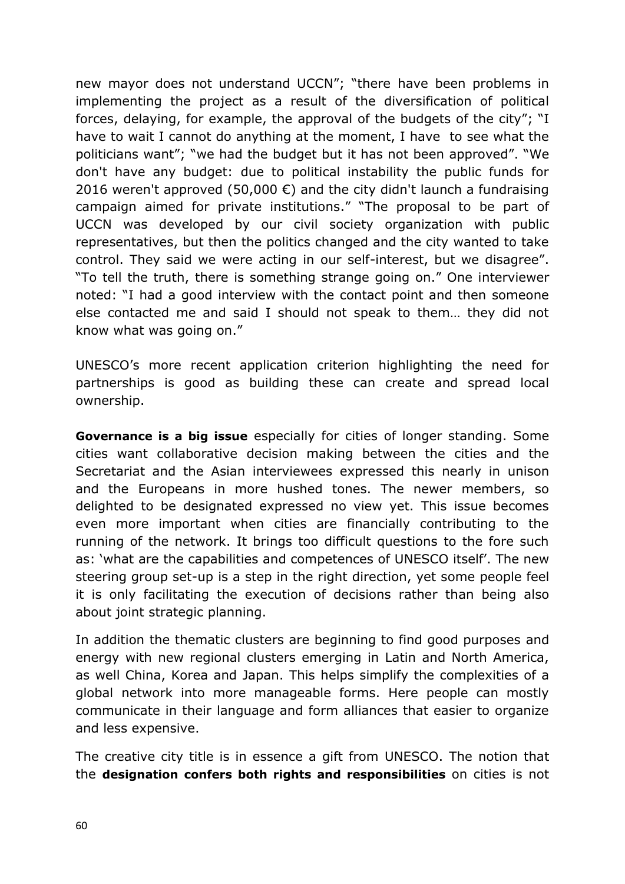new mayor does not understand UCCN"; "there have been problems in implementing the project as a result of the diversification of political forces, delaying, for example, the approval of the budgets of the city"; "I have to wait I cannot do anything at the moment, I have to see what the politicians want"; "we had the budget but it has not been approved". "We don't have any budget: due to political instability the public funds for 2016 weren't approved (50,000 €) and the city didn't launch a fundraising campaign aimed for private institutions." "The proposal to be part of UCCN was developed by our civil society organization with public representatives, but then the politics changed and the city wanted to take control. They said we were acting in our self-interest, but we disagree". "To tell the truth, there is something strange going on." One interviewer noted: "I had a good interview with the contact point and then someone else contacted me and said I should not speak to them… they did not know what was going on."

UNESCO's more recent application criterion highlighting the need for partnerships is good as building these can create and spread local ownership.

**Governance is a big issue** especially for cities of longer standing. Some cities want collaborative decision making between the cities and the Secretariat and the Asian interviewees expressed this nearly in unison and the Europeans in more hushed tones. The newer members, so delighted to be designated expressed no view yet. This issue becomes even more important when cities are financially contributing to the running of the network. It brings too difficult questions to the fore such as: 'what are the capabilities and competences of UNESCO itself'. The new steering group set-up is a step in the right direction, yet some people feel it is only facilitating the execution of decisions rather than being also about joint strategic planning.

In addition the thematic clusters are beginning to find good purposes and energy with new regional clusters emerging in Latin and North America, as well China, Korea and Japan. This helps simplify the complexities of a global network into more manageable forms. Here people can mostly communicate in their language and form alliances that easier to organize and less expensive.

The creative city title is in essence a gift from UNESCO. The notion that the **designation confers both rights and responsibilities** on cities is not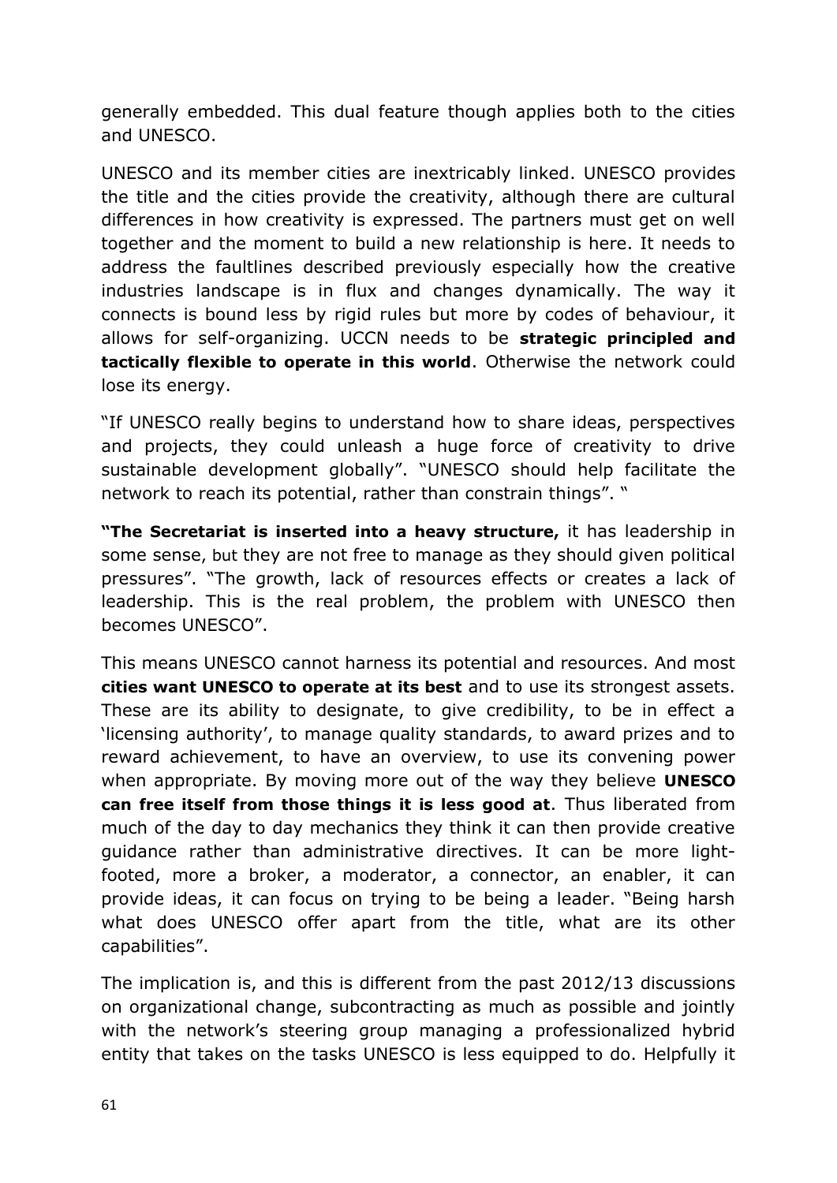generally embedded. This dual feature though applies both to the cities and UNESCO.

UNESCO and its member cities are inextricably linked. UNESCO provides the title and the cities provide the creativity, although there are cultural differences in how creativity is expressed. The partners must get on well together and the moment to build a new relationship is here. It needs to address the faultlines described previously especially how the creative industries landscape is in flux and changes dynamically. The way it connects is bound less by rigid rules but more by codes of behaviour, it allows for self-organizing. UCCN needs to be **strategic principled and tactically flexible to operate in this world**. Otherwise the network could lose its energy.

"If UNESCO really begins to understand how to share ideas, perspectives and projects, they could unleash a huge force of creativity to drive sustainable development globally". "UNESCO should help facilitate the network to reach its potential, rather than constrain things". "

**"The Secretariat is inserted into a heavy structure,** it has leadership in some sense, but they are not free to manage as they should given political pressures". "The growth, lack of resources effects or creates a lack of leadership. This is the real problem, the problem with UNESCO then becomes UNESCO".

This means UNESCO cannot harness its potential and resources. And most **cities want UNESCO to operate at its best** and to use its strongest assets. These are its ability to designate, to give credibility, to be in effect a 'licensing authority', to manage quality standards, to award prizes and to reward achievement, to have an overview, to use its convening power when appropriate. By moving more out of the way they believe **UNESCO can free itself from those things it is less good at**. Thus liberated from much of the day to day mechanics they think it can then provide creative guidance rather than administrative directives. It can be more light-footed, more a broker, a moderator, a connector, an enabler, it can provide ideas, it can focus on trying to be being a leader. "Being harsh what does UNESCO offer apart from the title, what are its other capabilities".

The implication is, and this is different from the past 2012/13 discussions on organizational change, subcontracting as much as possible and jointly with the network's steering group managing a professionalized hybrid entity that takes on the tasks UNESCO is less equipped to do. Helpfully it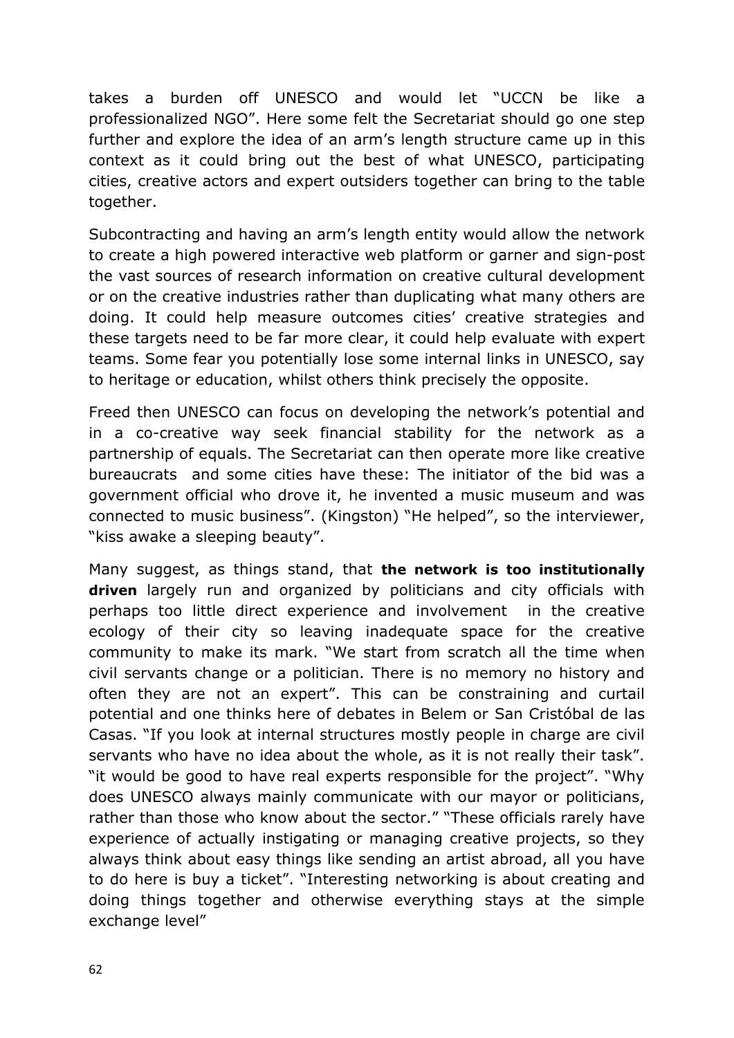takes a burden off UNESCO and would let "UCCN be like a professionalized NGO". Here some felt the Secretariat should go one step further and explore the idea of an arm's length structure came up in this context as it could bring out the best of what UNESCO, participating cities, creative actors and expert outsiders together can bring to the table together.

Subcontracting and having an arm's length entity would allow the network to create a high powered interactive web platform or garner and sign-post the vast sources of research information on creative cultural development or on the creative industries rather than duplicating what many others are doing. It could help measure outcomes cities' creative strategies and these targets need to be far more clear, it could help evaluate with expert teams. Some fear you potentially lose some internal links in UNESCO, say to heritage or education, whilst others think precisely the opposite.

Freed then UNESCO can focus on developing the network's potential and in a co-creative way seek financial stability for the network as a partnership of equals. The Secretariat can then operate more like creative bureaucrats and some cities have these: The initiator of the bid was a government official who drove it, he invented a music museum and was connected to music business". (Kingston) "He helped", so the interviewer, "kiss awake a sleeping beauty".

Many suggest, as things stand, that **the network is too institutionally driven** largely run and organized by politicians and city officials with perhaps too little direct experience and involvement in the creative ecology of their city so leaving inadequate space for the creative community to make its mark. "We start from scratch all the time when civil servants change or a politician. There is no memory no history and often they are not an expert". This can be constraining and curtail potential and one thinks here of debates in Belem or San Cristóbal de las Casas. "If you look at internal structures mostly people in charge are civil servants who have no idea about the whole, as it is not really their task". "it would be good to have real experts responsible for the project". "Why does UNESCO always mainly communicate with our mayor or politicians, rather than those who know about the sector." "These officials rarely have experience of actually instigating or managing creative projects, so they always think about easy things like sending an artist abroad, all you have to do here is buy a ticket". "Interesting networking is about creating and doing things together and otherwise everything stays at the simple exchange level"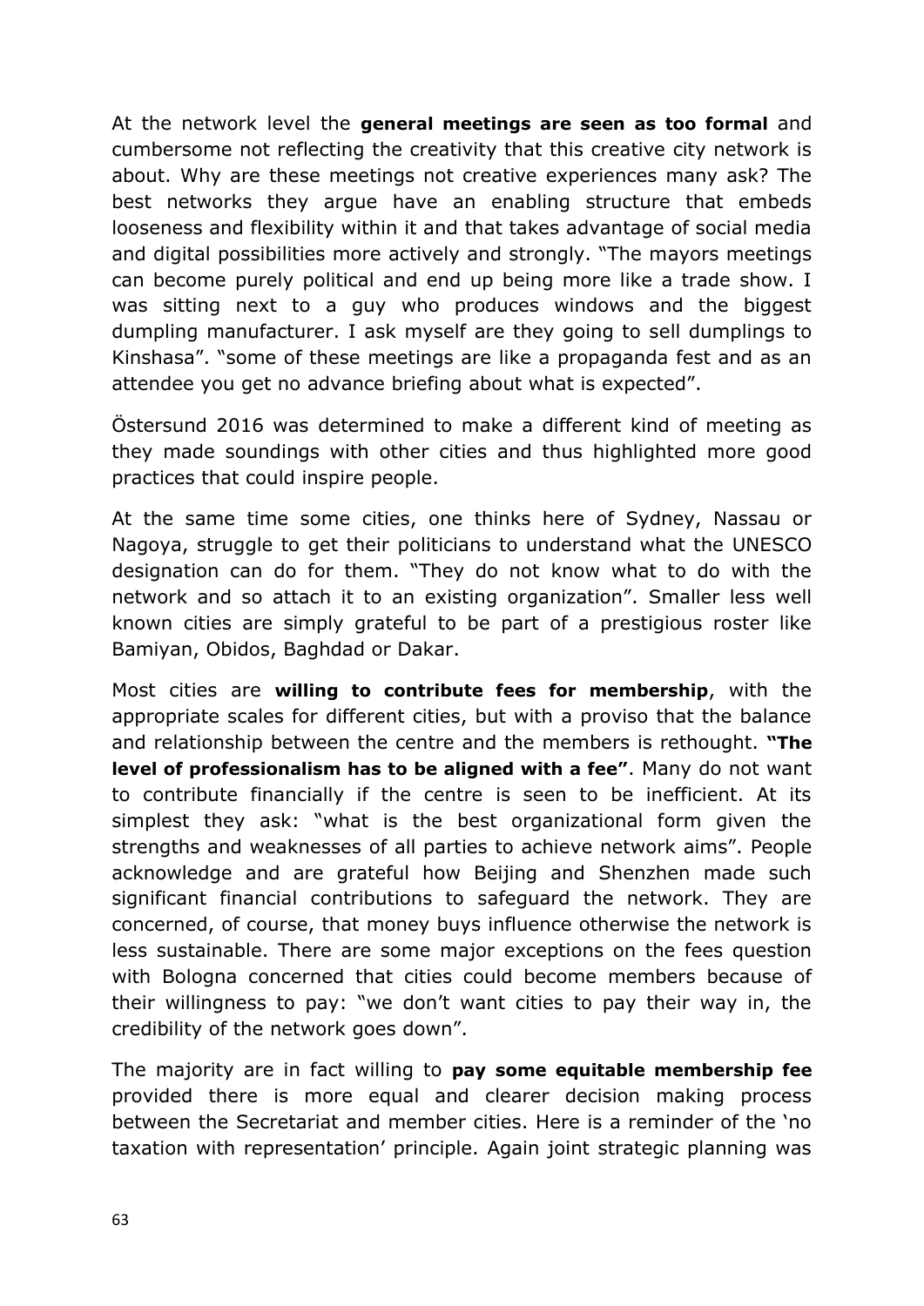At the network level the **general meetings are seen as too formal** and cumbersome not reflecting the creativity that this creative city network is about. Why are these meetings not creative experiences many ask? The best networks they argue have an enabling structure that embeds looseness and flexibility within it and that takes advantage of social media and digital possibilities more actively and strongly. "The mayors meetings can become purely political and end up being more like a trade show. I was sitting next to a guy who produces windows and the biggest dumpling manufacturer. I ask myself are they going to sell dumplings to Kinshasa". "some of these meetings are like a propaganda fest and as an attendee you get no advance briefing about what is expected".

Östersund 2016 was determined to make a different kind of meeting as they made soundings with other cities and thus highlighted more good practices that could inspire people.

At the same time some cities, one thinks here of Sydney, Nassau or Nagoya, struggle to get their politicians to understand what the UNESCO designation can do for them. "They do not know what to do with the network and so attach it to an existing organization". Smaller less well known cities are simply grateful to be part of a prestigious roster like Bamiyan, Obidos, Baghdad or Dakar.

Most cities are **willing to contribute fees for membership**, with the appropriate scales for different cities, but with a proviso that the balance and relationship between the centre and the members is rethought. **"The level of professionalism has to be aligned with a fee"**. Many do not want to contribute financially if the centre is seen to be inefficient. At its simplest they ask: "what is the best organizational form given the strengths and weaknesses of all parties to achieve network aims". People acknowledge and are grateful how Beijing and Shenzhen made such significant financial contributions to safeguard the network. They are concerned, of course, that money buys influence otherwise the network is less sustainable. There are some major exceptions on the fees question with Bologna concerned that cities could become members because of their willingness to pay: "we don't want cities to pay their way in, the credibility of the network goes down".

The majority are in fact willing to **pay some equitable membership fee** provided there is more equal and clearer decision making process between the Secretariat and member cities. Here is a reminder of the 'no taxation with representation' principle. Again joint strategic planning was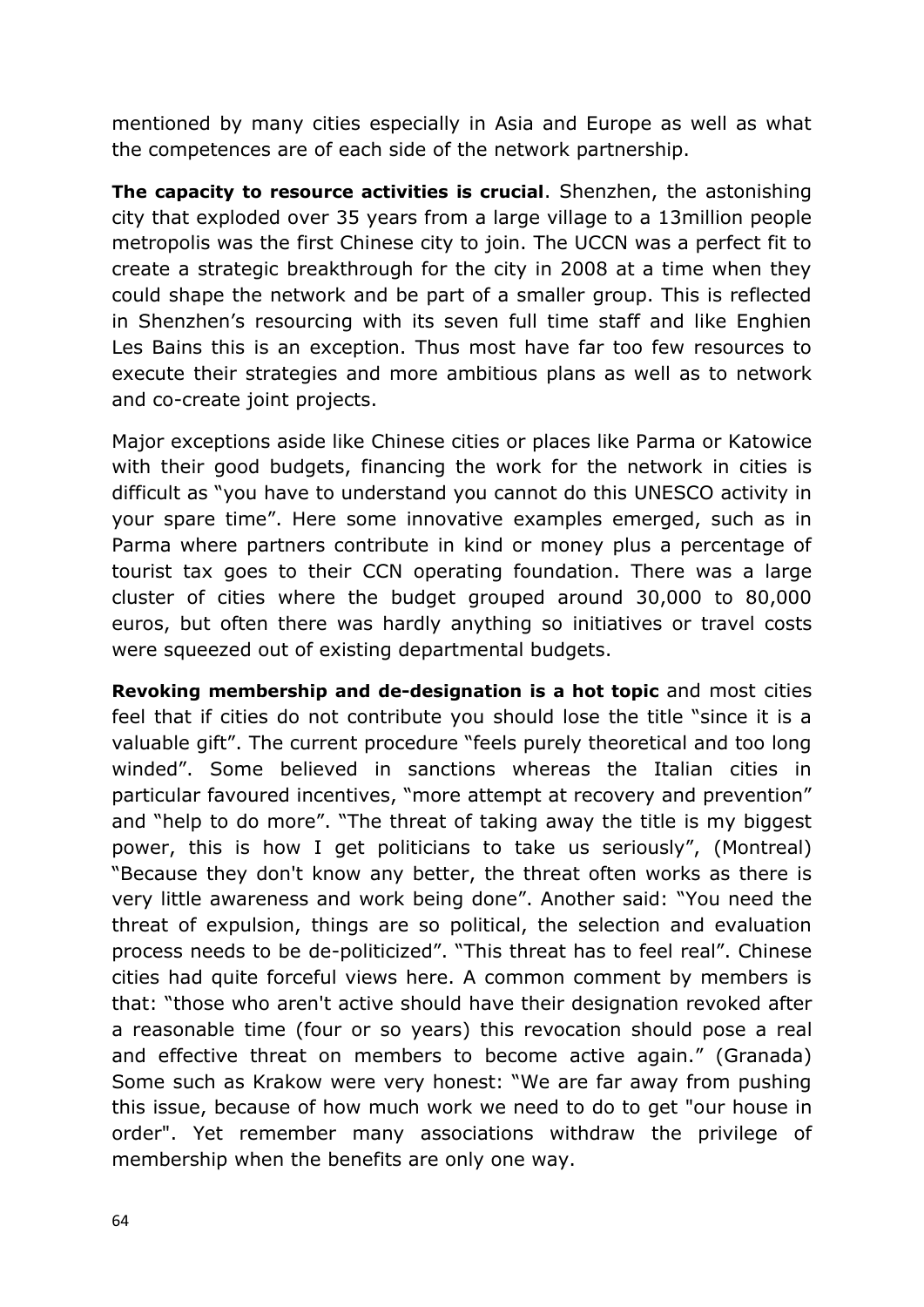mentioned by many cities especially in Asia and Europe as well as what the competences are of each side of the network partnership.

**The capacity to resource activities is crucial**. Shenzhen, the astonishing city that exploded over 35 years from a large village to a 13million people metropolis was the first Chinese city to join. The UCCN was a perfect fit to create a strategic breakthrough for the city in 2008 at a time when they could shape the network and be part of a smaller group. This is reflected in Shenzhen's resourcing with its seven full time staff and like Enghien Les Bains this is an exception. Thus most have far too few resources to execute their strategies and more ambitious plans as well as to network and co-create joint projects.

Major exceptions aside like Chinese cities or places like Parma or Katowice with their good budgets, financing the work for the network in cities is difficult as "you have to understand you cannot do this UNESCO activity in your spare time". Here some innovative examples emerged, such as in Parma where partners contribute in kind or money plus a percentage of tourist tax goes to their CCN operating foundation. There was a large cluster of cities where the budget grouped around 30,000 to 80,000 euros, but often there was hardly anything so initiatives or travel costs were squeezed out of existing departmental budgets.

**Revoking membership and de-designation is a hot topic** and most cities feel that if cities do not contribute you should lose the title "since it is a valuable gift". The current procedure "feels purely theoretical and too long winded". Some believed in sanctions whereas the Italian cities in particular favoured incentives, "more attempt at recovery and prevention" and "help to do more". "The threat of taking away the title is my biggest power, this is how I get politicians to take us seriously", (Montreal) "Because they don't know any better, the threat often works as there is very little awareness and work being done". Another said: "You need the threat of expulsion, things are so political, the selection and evaluation process needs to be de-politicized". "This threat has to feel real". Chinese cities had quite forceful views here. A common comment by members is that: "those who aren't active should have their designation revoked after a reasonable time (four or so years) this revocation should pose a real and effective threat on members to become active again." (Granada) Some such as Krakow were very honest: "We are far away from pushing this issue, because of how much work we need to do to get "our house in order". Yet remember many associations withdraw the privilege of membership when the benefits are only one way.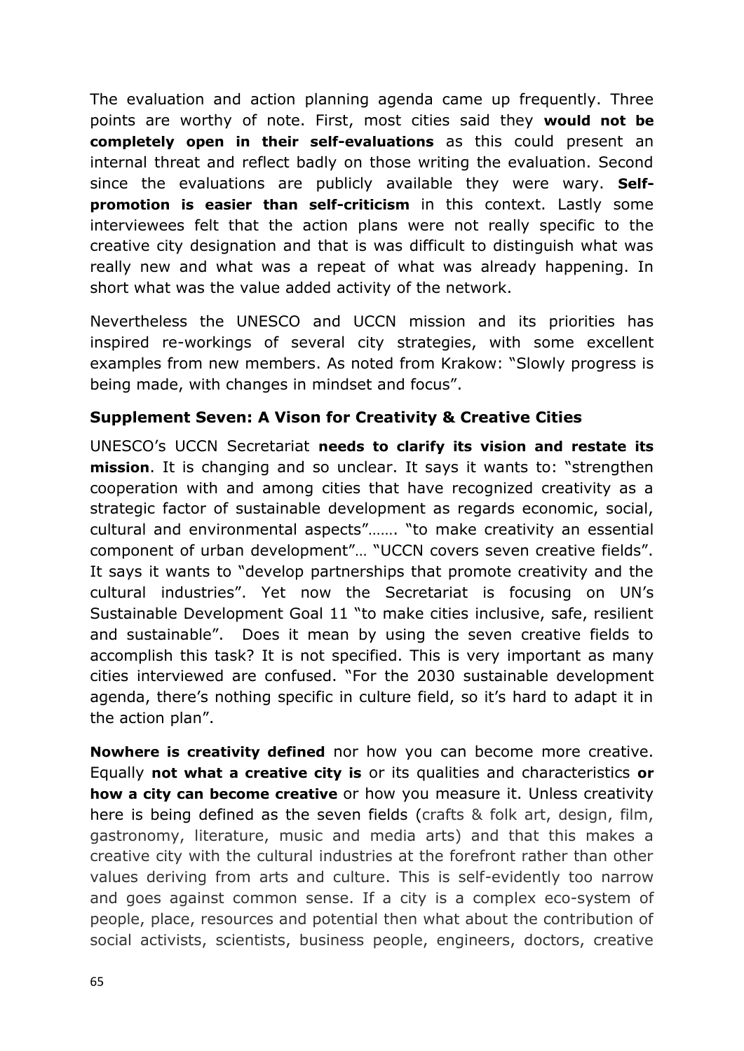The evaluation and action planning agenda came up frequently. Three points are worthy of note. First, most cities said they **would not be completely open in their self-evaluations** as this could present an internal threat and reflect badly on those writing the evaluation. Second since the evaluations are publicly available they were wary. **Self-promotion is easier than self-criticism** in this context. Lastly some interviewees felt that the action plans were not really specific to the creative city designation and that is was difficult to distinguish what was really new and what was a repeat of what was already happening. In short what was the value added activity of the network.

Nevertheless the UNESCO and UCCN mission and its priorities has inspired re-workings of several city strategies, with some excellent examples from new members. As noted from Krakow: "Slowly progress is being made, with changes in mindset and focus".

### Supplement Seven: A Vison for Creativity & Creative Cities

UNESCO's UCCN Secretariat **needs to clarify its vision and restate its mission**. It is changing and so unclear. It says it wants to: "strengthen cooperation with and among cities that have recognized creativity as a strategic factor of sustainable development as regards economic, social, cultural and environmental aspects"……. "to make creativity an essential component of urban development"… "UCCN covers seven creative fields". It says it wants to "develop partnerships that promote creativity and the cultural industries". Yet now the Secretariat is focusing on UN's Sustainable Development Goal 11 "to make cities inclusive, safe, resilient and sustainable". Does it mean by using the seven creative fields to accomplish this task? It is not specified. This is very important as many cities interviewed are confused. "For the 2030 sustainable development agenda, there's nothing specific in culture field, so it's hard to adapt it in the action plan".

**Nowhere is creativity defined** nor how you can become more creative. Equally **not what a creative city is** or its qualities and characteristics **or how a city can become creative** or how you measure it. Unless creativity here is being defined as the seven fields (crafts & folk art, design, film, gastronomy, literature, music and media arts) and that this makes a creative city with the cultural industries at the forefront rather than other values deriving from arts and culture. This is self-evidently too narrow and goes against common sense. If a city is a complex eco-system of people, place, resources and potential then what about the contribution of social activists, scientists, business people, engineers, doctors, creative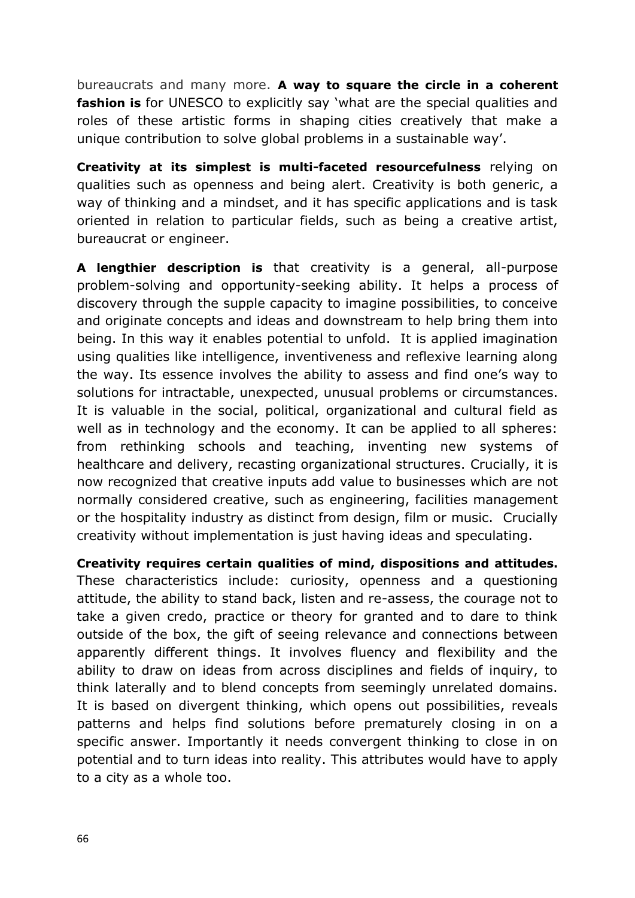bureaucrats and many more. **A way to square the circle in a coherent fashion is** for UNESCO to explicitly say 'what are the special qualities and roles of these artistic forms in shaping cities creatively that make a unique contribution to solve global problems in a sustainable way'.

**Creativity at its simplest is multi-faceted resourcefulness** relying on qualities such as openness and being alert. Creativity is both generic, a way of thinking and a mindset, and it has specific applications and is task oriented in relation to particular fields, such as being a creative artist, bureaucrat or engineer.

**A lengthier description is** that creativity is a general, all-purpose problem-solving and opportunity-seeking ability. It helps a process of discovery through the supple capacity to imagine possibilities, to conceive and originate concepts and ideas and downstream to help bring them into being. In this way it enables potential to unfold. It is applied imagination using qualities like intelligence, inventiveness and reflexive learning along the way. Its essence involves the ability to assess and find one's way to solutions for intractable, unexpected, unusual problems or circumstances. It is valuable in the social, political, organizational and cultural field as well as in technology and the economy. It can be applied to all spheres: from rethinking schools and teaching, inventing new systems of healthcare and delivery, recasting organizational structures. Crucially, it is now recognized that creative inputs add value to businesses which are not normally considered creative, such as engineering, facilities management or the hospitality industry as distinct from design, film or music. Crucially creativity without implementation is just having ideas and speculating.

**Creativity requires certain qualities of mind, dispositions and attitudes.** These characteristics include: curiosity, openness and a questioning attitude, the ability to stand back, listen and re-assess, the courage not to take a given credo, practice or theory for granted and to dare to think outside of the box, the gift of seeing relevance and connections between apparently different things. It involves fluency and flexibility and the ability to draw on ideas from across disciplines and fields of inquiry, to think laterally and to blend concepts from seemingly unrelated domains. It is based on divergent thinking, which opens out possibilities, reveals patterns and helps find solutions before prematurely closing in on a specific answer. Importantly it needs convergent thinking to close in on potential and to turn ideas into reality. This attributes would have to apply to a city as a whole too.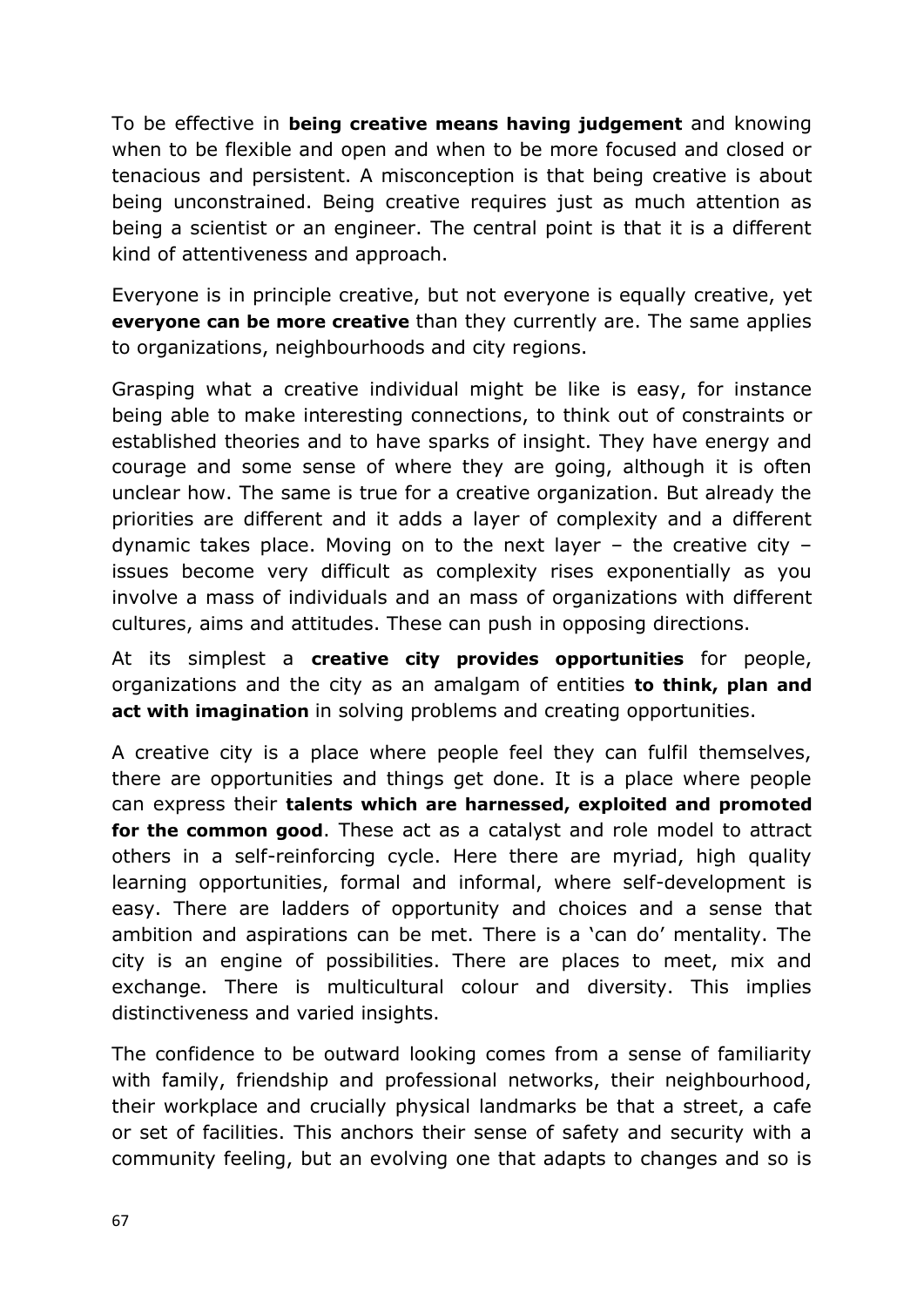To be effective in **being creative means having judgement** and knowing when to be flexible and open and when to be more focused and closed or tenacious and persistent. A misconception is that being creative is about being unconstrained. Being creative requires just as much attention as being a scientist or an engineer. The central point is that it is a different kind of attentiveness and approach.

Everyone is in principle creative, but not everyone is equally creative, yet **everyone can be more creative** than they currently are. The same applies to organizations, neighbourhoods and city regions.

Grasping what a creative individual might be like is easy, for instance being able to make interesting connections, to think out of constraints or established theories and to have sparks of insight. They have energy and courage and some sense of where they are going, although it is often unclear how. The same is true for a creative organization. But already the priorities are different and it adds a layer of complexity and a different dynamic takes place. Moving on to the next layer – the creative city – issues become very difficult as complexity rises exponentially as you involve a mass of individuals and an mass of organizations with different cultures, aims and attitudes. These can push in opposing directions.

At its simplest a **creative city provides opportunities** for people, organizations and the city as an amalgam of entities **to think, plan and act with imagination** in solving problems and creating opportunities.

A creative city is a place where people feel they can fulfil themselves, there are opportunities and things get done. It is a place where people can express their **talents which are harnessed, exploited and promoted for the common good**. These act as a catalyst and role model to attract others in a self-reinforcing cycle. Here there are myriad, high quality learning opportunities, formal and informal, where self-development is easy. There are ladders of opportunity and choices and a sense that ambition and aspirations can be met. There is a 'can do' mentality. The city is an engine of possibilities. There are places to meet, mix and exchange. There is multicultural colour and diversity. This implies distinctiveness and varied insights.

The confidence to be outward looking comes from a sense of familiarity with family, friendship and professional networks, their neighbourhood, their workplace and crucially physical landmarks be that a street, a cafe or set of facilities. This anchors their sense of safety and security with a community feeling, but an evolving one that adapts to changes and so is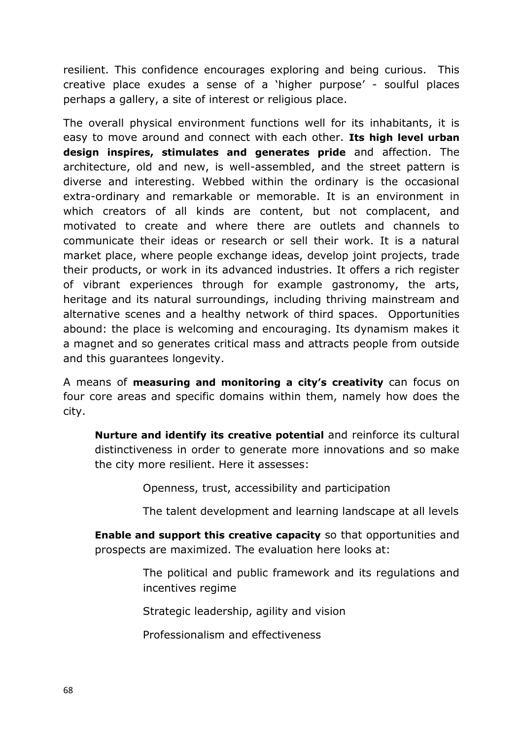resilient. This confidence encourages exploring and being curious. This creative place exudes a sense of a 'higher purpose' - soulful places perhaps a gallery, a site of interest or religious place.

The overall physical environment functions well for its inhabitants, it is easy to move around and connect with each other. **Its high level urban design inspires, stimulates and generates pride** and affection. The architecture, old and new, is well-assembled, and the street pattern is diverse and interesting. Webbed within the ordinary is the occasional extra-ordinary and remarkable or memorable. It is an environment in which creators of all kinds are content, but not complacent, and motivated to create and where there are outlets and channels to communicate their ideas or research or sell their work. It is a natural market place, where people exchange ideas, develop joint projects, trade their products, or work in its advanced industries. It offers a rich register of vibrant experiences through for example gastronomy, the arts, heritage and its natural surroundings, including thriving mainstream and alternative scenes and a healthy network of third spaces. Opportunities abound: the place is welcoming and encouraging. Its dynamism makes it a magnet and so generates critical mass and attracts people from outside and this guarantees longevity.

A means of **measuring and monitoring a city's creativity** can focus on four core areas and specific domains within them, namely how does the city.

> **Nurture and identify its creative potential** and reinforce its cultural distinctiveness in order to generate more innovations and so make the city more resilient. Here it assesses:
>
> > Openness, trust, accessibility and participation
> >
> > The talent development and learning landscape at all levels
>
> **Enable and support this creative capacity** so that opportunities and prospects are maximized. The evaluation here looks at:
>
> > The political and public framework and its regulations and incentives regime
> >
> > Strategic leadership, agility and vision
> >
> > Professionalism and effectiveness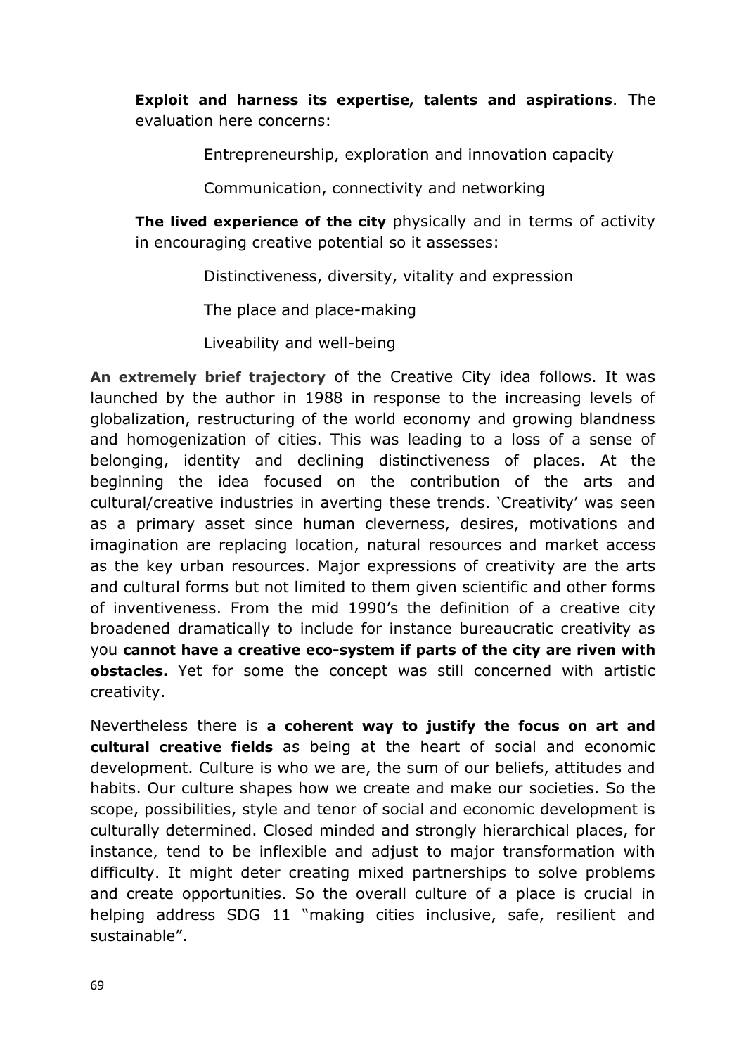**Exploit and harness its expertise, talents and aspirations**. The evaluation here concerns:

Entrepreneurship, exploration and innovation capacity

Communication, connectivity and networking

**The lived experience of the city** physically and in terms of activity in encouraging creative potential so it assesses:

Distinctiveness, diversity, vitality and expression

The place and place-making

Liveability and well-being

**An extremely brief trajectory** of the Creative City idea follows. It was launched by the author in 1988 in response to the increasing levels of globalization, restructuring of the world economy and growing blandness and homogenization of cities. This was leading to a loss of a sense of belonging, identity and declining distinctiveness of places. At the beginning the idea focused on the contribution of the arts and cultural/creative industries in averting these trends. 'Creativity' was seen as a primary asset since human cleverness, desires, motivations and imagination are replacing location, natural resources and market access as the key urban resources. Major expressions of creativity are the arts and cultural forms but not limited to them given scientific and other forms of inventiveness. From the mid 1990's the definition of a creative city broadened dramatically to include for instance bureaucratic creativity as you **cannot have a creative eco-system if parts of the city are riven with obstacles.** Yet for some the concept was still concerned with artistic creativity.

Nevertheless there is **a coherent way to justify the focus on art and cultural creative fields** as being at the heart of social and economic development. Culture is who we are, the sum of our beliefs, attitudes and habits. Our culture shapes how we create and make our societies. So the scope, possibilities, style and tenor of social and economic development is culturally determined. Closed minded and strongly hierarchical places, for instance, tend to be inflexible and adjust to major transformation with difficulty. It might deter creating mixed partnerships to solve problems and create opportunities. So the overall culture of a place is crucial in helping address SDG 11 "making cities inclusive, safe, resilient and sustainable".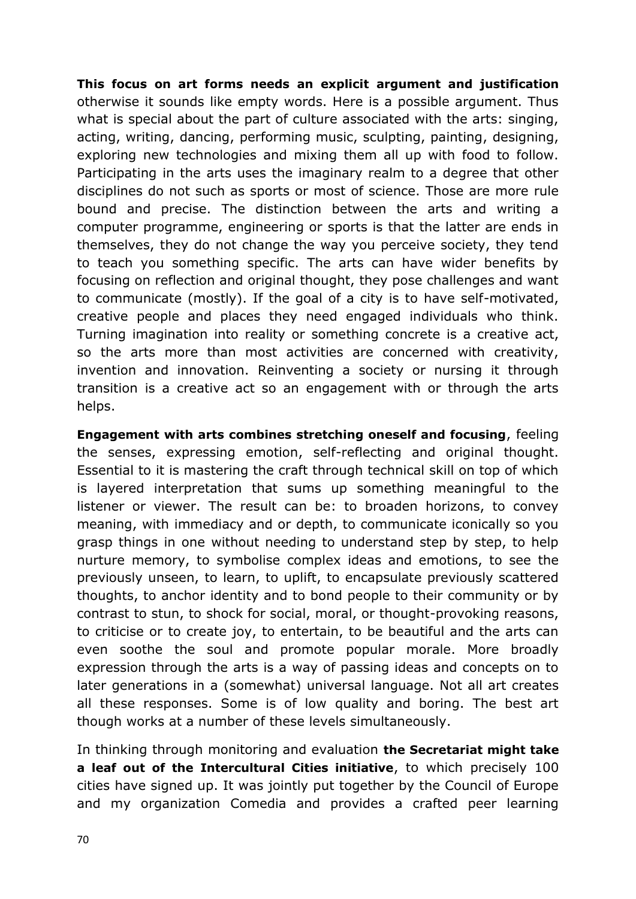**This focus on art forms needs an explicit argument and justification** otherwise it sounds like empty words. Here is a possible argument. Thus what is special about the part of culture associated with the arts: singing, acting, writing, dancing, performing music, sculpting, painting, designing, exploring new technologies and mixing them all up with food to follow. Participating in the arts uses the imaginary realm to a degree that other disciplines do not such as sports or most of science. Those are more rule bound and precise. The distinction between the arts and writing a computer programme, engineering or sports is that the latter are ends in themselves, they do not change the way you perceive society, they tend to teach you something specific. The arts can have wider benefits by focusing on reflection and original thought, they pose challenges and want to communicate (mostly). If the goal of a city is to have self-motivated, creative people and places they need engaged individuals who think. Turning imagination into reality or something concrete is a creative act, so the arts more than most activities are concerned with creativity, invention and innovation. Reinventing a society or nursing it through transition is a creative act so an engagement with or through the arts helps.

**Engagement with arts combines stretching oneself and focusing**, feeling the senses, expressing emotion, self-reflecting and original thought. Essential to it is mastering the craft through technical skill on top of which is layered interpretation that sums up something meaningful to the listener or viewer. The result can be: to broaden horizons, to convey meaning, with immediacy and or depth, to communicate iconically so you grasp things in one without needing to understand step by step, to help nurture memory, to symbolise complex ideas and emotions, to see the previously unseen, to learn, to uplift, to encapsulate previously scattered thoughts, to anchor identity and to bond people to their community or by contrast to stun, to shock for social, moral, or thought-provoking reasons, to criticise or to create joy, to entertain, to be beautiful and the arts can even soothe the soul and promote popular morale. More broadly expression through the arts is a way of passing ideas and concepts on to later generations in a (somewhat) universal language. Not all art creates all these responses. Some is of low quality and boring. The best art though works at a number of these levels simultaneously.

In thinking through monitoring and evaluation **the Secretariat might take a leaf out of the Intercultural Cities initiative**, to which precisely 100 cities have signed up. It was jointly put together by the Council of Europe and my organization Comedia and provides a crafted peer learning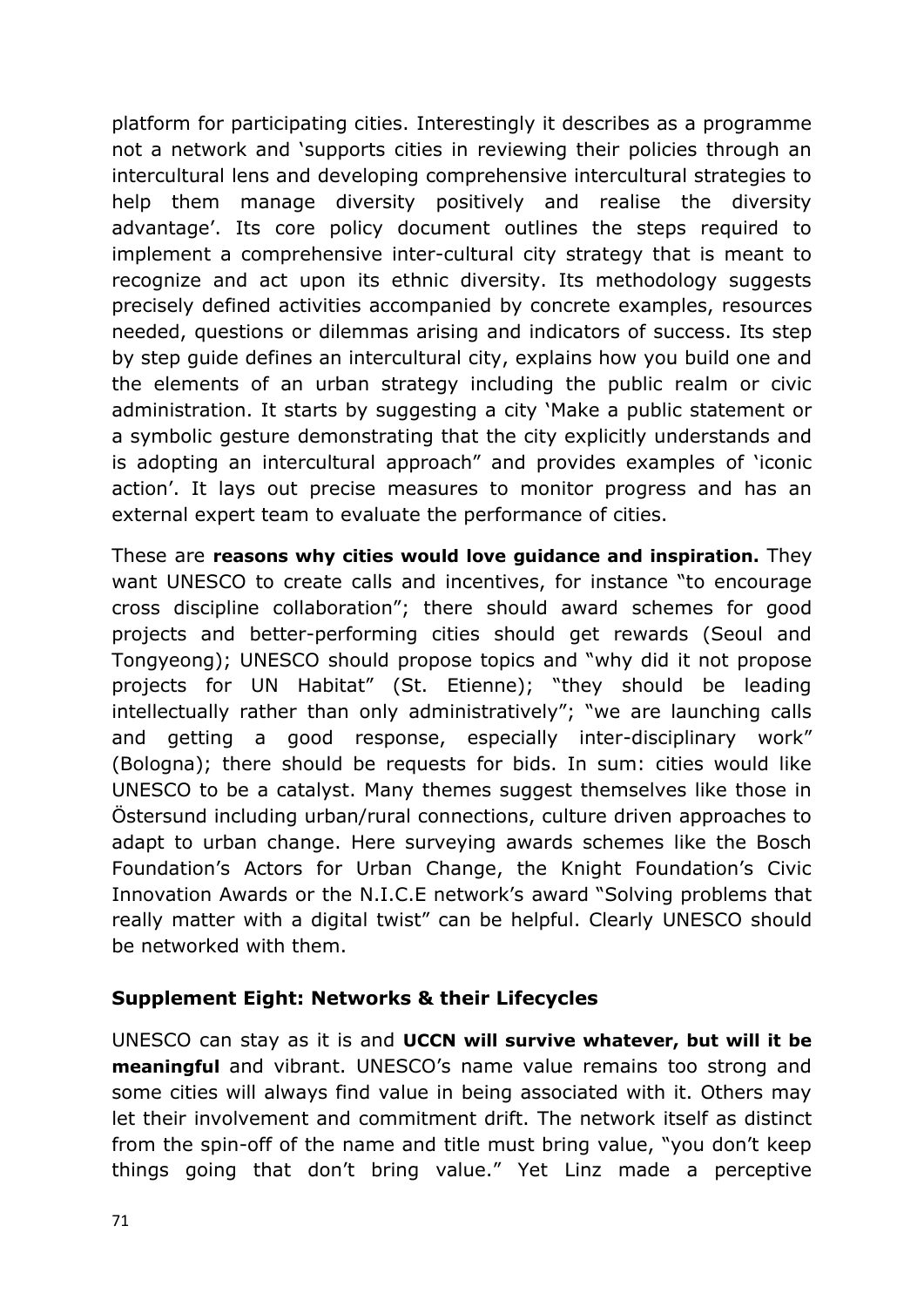platform for participating cities. Interestingly it describes as a programme not a network and 'supports cities in reviewing their policies through an intercultural lens and developing comprehensive intercultural strategies to help them manage diversity positively and realise the diversity advantage'. Its core policy document outlines the steps required to implement a comprehensive inter-cultural city strategy that is meant to recognize and act upon its ethnic diversity. Its methodology suggests precisely defined activities accompanied by concrete examples, resources needed, questions or dilemmas arising and indicators of success. Its step by step guide defines an intercultural city, explains how you build one and the elements of an urban strategy including the public realm or civic administration. It starts by suggesting a city 'Make a public statement or a symbolic gesture demonstrating that the city explicitly understands and is adopting an intercultural approach" and provides examples of 'iconic action'. It lays out precise measures to monitor progress and has an external expert team to evaluate the performance of cities.

These are **reasons why cities would love guidance and inspiration.** They want UNESCO to create calls and incentives, for instance "to encourage cross discipline collaboration"; there should award schemes for good projects and better-performing cities should get rewards (Seoul and Tongyeong); UNESCO should propose topics and "why did it not propose projects for UN Habitat" (St. Etienne); "they should be leading intellectually rather than only administratively"; "we are launching calls and getting a good response, especially inter-disciplinary work" (Bologna); there should be requests for bids. In sum: cities would like UNESCO to be a catalyst. Many themes suggest themselves like those in Östersund including urban/rural connections, culture driven approaches to adapt to urban change. Here surveying awards schemes like the Bosch Foundation's Actors for Urban Change, the Knight Foundation's Civic Innovation Awards or the N.I.C.E network's award "Solving problems that really matter with a digital twist" can be helpful. Clearly UNESCO should be networked with them.

## Supplement Eight: Networks & their Lifecycles

UNESCO can stay as it is and **UCCN will survive whatever, but will it be meaningful** and vibrant. UNESCO's name value remains too strong and some cities will always find value in being associated with it. Others may let their involvement and commitment drift. The network itself as distinct from the spin-off of the name and title must bring value, "you don't keep things going that don't bring value." Yet Linz made a perceptive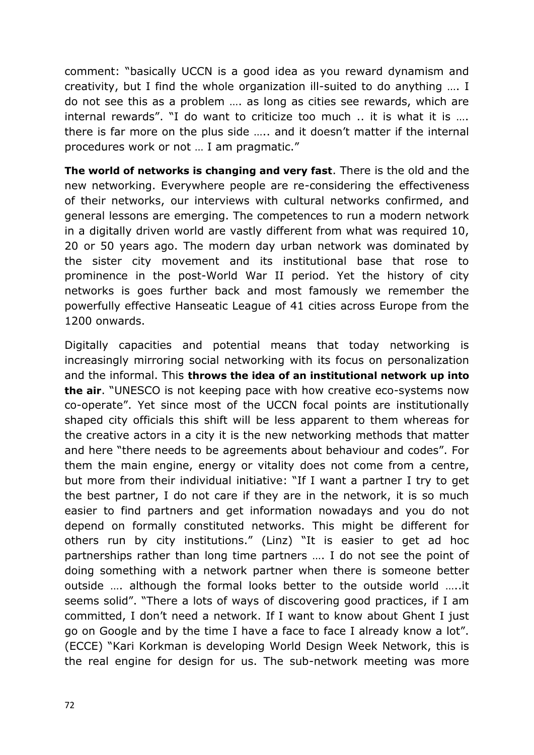comment: "basically UCCN is a good idea as you reward dynamism and creativity, but I find the whole organization ill-suited to do anything …. I do not see this as a problem …. as long as cities see rewards, which are internal rewards". "I do want to criticize too much .. it is what it is …. there is far more on the plus side ….. and it doesn't matter if the internal procedures work or not … I am pragmatic."

**The world of networks is changing and very fast**. There is the old and the new networking. Everywhere people are re-considering the effectiveness of their networks, our interviews with cultural networks confirmed, and general lessons are emerging. The competences to run a modern network in a digitally driven world are vastly different from what was required 10, 20 or 50 years ago. The modern day urban network was dominated by the sister city movement and its institutional base that rose to prominence in the post-World War II period. Yet the history of city networks is goes further back and most famously we remember the powerfully effective Hanseatic League of 41 cities across Europe from the 1200 onwards.

Digitally capacities and potential means that today networking is increasingly mirroring social networking with its focus on personalization and the informal. This **throws the idea of an institutional network up into the air**. "UNESCO is not keeping pace with how creative eco-systems now co-operate". Yet since most of the UCCN focal points are institutionally shaped city officials this shift will be less apparent to them whereas for the creative actors in a city it is the new networking methods that matter and here "there needs to be agreements about behaviour and codes". For them the main engine, energy or vitality does not come from a centre, but more from their individual initiative: "If I want a partner I try to get the best partner, I do not care if they are in the network, it is so much easier to find partners and get information nowadays and you do not depend on formally constituted networks. This might be different for others run by city institutions." (Linz) "It is easier to get ad hoc partnerships rather than long time partners …. I do not see the point of doing something with a network partner when there is someone better outside …. although the formal looks better to the outside world …..it seems solid". "There a lots of ways of discovering good practices, if I am committed, I don't need a network. If I want to know about Ghent I just go on Google and by the time I have a face to face I already know a lot". (ECCE) "Kari Korkman is developing World Design Week Network, this is the real engine for design for us. The sub-network meeting was more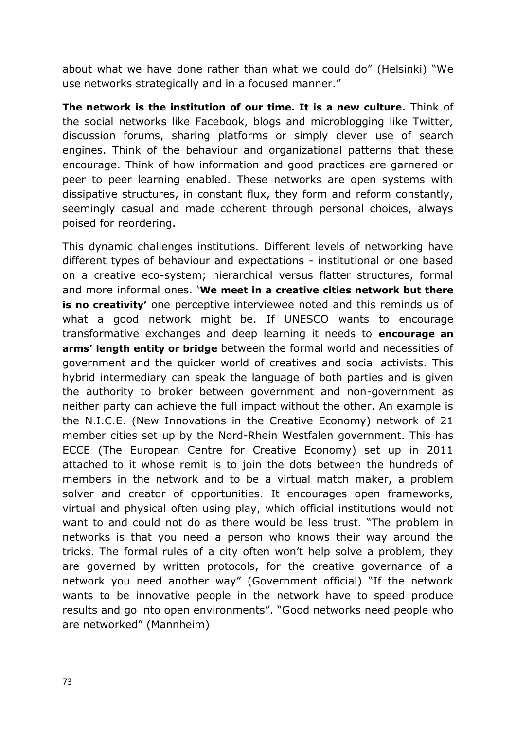about what we have done rather than what we could do" (Helsinki) "We use networks strategically and in a focused manner."

**The network is the institution of our time. It is a new culture.** Think of the social networks like Facebook, blogs and microblogging like Twitter, discussion forums, sharing platforms or simply clever use of search engines. Think of the behaviour and organizational patterns that these encourage. Think of how information and good practices are garnered or peer to peer learning enabled. These networks are open systems with dissipative structures, in constant flux, they form and reform constantly, seemingly casual and made coherent through personal choices, always poised for reordering.

This dynamic challenges institutions. Different levels of networking have different types of behaviour and expectations - institutional or one based on a creative eco-system; hierarchical versus flatter structures, formal and more informal ones. '**We meet in a creative cities network but there is no creativity'** one perceptive interviewee noted and this reminds us of what a good network might be. If UNESCO wants to encourage transformative exchanges and deep learning it needs to **encourage an arms' length entity or bridge** between the formal world and necessities of government and the quicker world of creatives and social activists. This hybrid intermediary can speak the language of both parties and is given the authority to broker between government and non-government as neither party can achieve the full impact without the other. An example is the N.I.C.E. (New Innovations in the Creative Economy) network of 21 member cities set up by the Nord-Rhein Westfalen government. This has ECCE (The European Centre for Creative Economy) set up in 2011 attached to it whose remit is to join the dots between the hundreds of members in the network and to be a virtual match maker, a problem solver and creator of opportunities. It encourages open frameworks, virtual and physical often using play, which official institutions would not want to and could not do as there would be less trust. "The problem in networks is that you need a person who knows their way around the tricks. The formal rules of a city often won't help solve a problem, they are governed by written protocols, for the creative governance of a network you need another way" (Government official) "If the network wants to be innovative people in the network have to speed produce results and go into open environments". "Good networks need people who are networked" (Mannheim)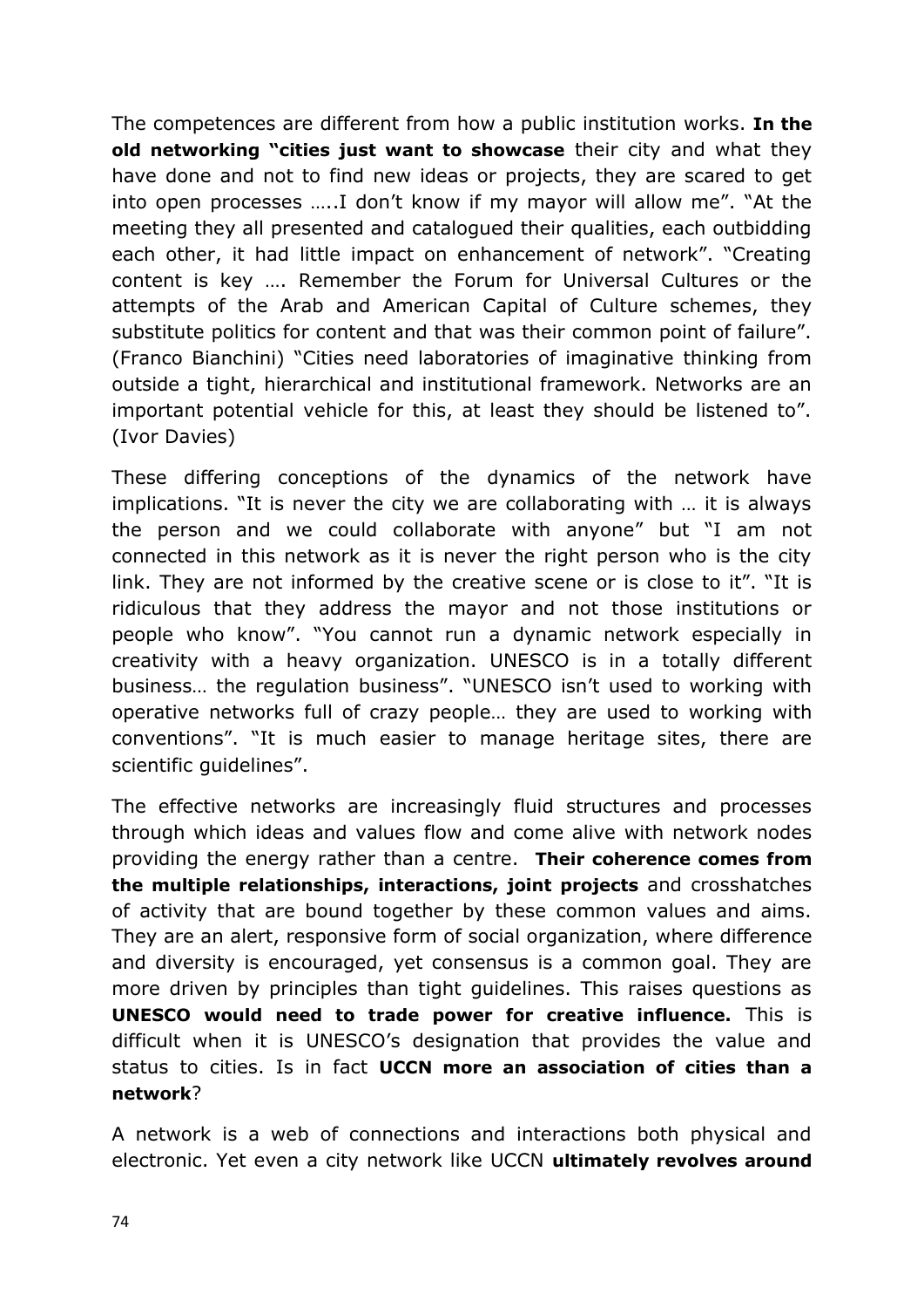The competences are different from how a public institution works. **In the old networking "cities just want to showcase** their city and what they have done and not to find new ideas or projects, they are scared to get into open processes …..I don't know if my mayor will allow me". "At the meeting they all presented and catalogued their qualities, each outbidding each other, it had little impact on enhancement of network". "Creating content is key …. Remember the Forum for Universal Cultures or the attempts of the Arab and American Capital of Culture schemes, they substitute politics for content and that was their common point of failure". (Franco Bianchini) "Cities need laboratories of imaginative thinking from outside a tight, hierarchical and institutional framework. Networks are an important potential vehicle for this, at least they should be listened to". (Ivor Davies)

These differing conceptions of the dynamics of the network have implications. "It is never the city we are collaborating with … it is always the person and we could collaborate with anyone" but "I am not connected in this network as it is never the right person who is the city link. They are not informed by the creative scene or is close to it". "It is ridiculous that they address the mayor and not those institutions or people who know". "You cannot run a dynamic network especially in creativity with a heavy organization. UNESCO is in a totally different business… the regulation business". "UNESCO isn't used to working with operative networks full of crazy people… they are used to working with conventions". "It is much easier to manage heritage sites, there are scientific guidelines".

The effective networks are increasingly fluid structures and processes through which ideas and values flow and come alive with network nodes providing the energy rather than a centre. **Their coherence comes from the multiple relationships, interactions, joint projects** and crosshatches of activity that are bound together by these common values and aims. They are an alert, responsive form of social organization, where difference and diversity is encouraged, yet consensus is a common goal. They are more driven by principles than tight guidelines. This raises questions as **UNESCO would need to trade power for creative influence.** This is difficult when it is UNESCO's designation that provides the value and status to cities. Is in fact **UCCN more an association of cities than a network**?

A network is a web of connections and interactions both physical and electronic. Yet even a city network like UCCN **ultimately revolves around**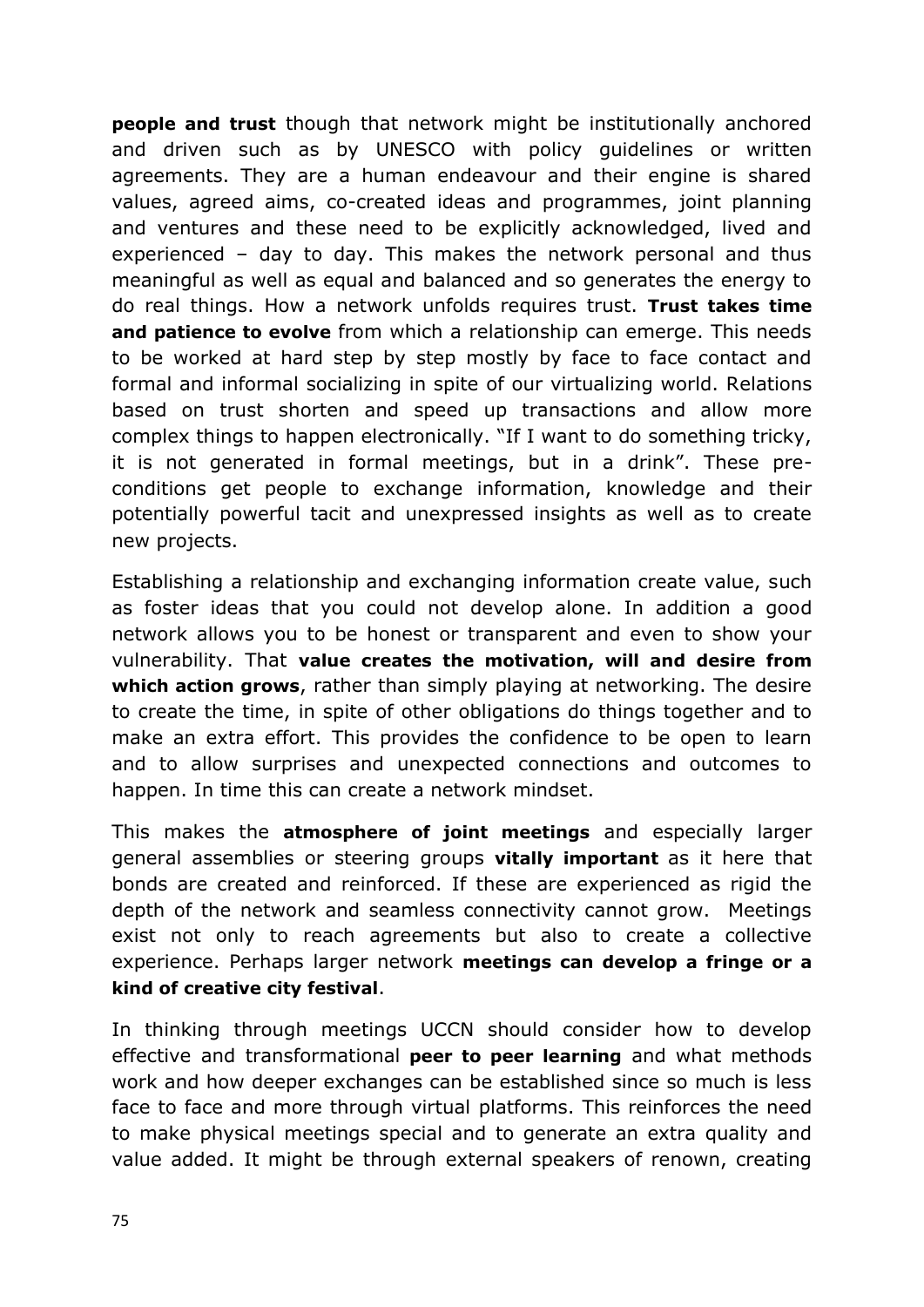**people and trust** though that network might be institutionally anchored and driven such as by UNESCO with policy guidelines or written agreements. They are a human endeavour and their engine is shared values, agreed aims, co-created ideas and programmes, joint planning and ventures and these need to be explicitly acknowledged, lived and experienced – day to day. This makes the network personal and thus meaningful as well as equal and balanced and so generates the energy to do real things. How a network unfolds requires trust. **Trust takes time and patience to evolve** from which a relationship can emerge. This needs to be worked at hard step by step mostly by face to face contact and formal and informal socializing in spite of our virtualizing world. Relations based on trust shorten and speed up transactions and allow more complex things to happen electronically. "If I want to do something tricky, it is not generated in formal meetings, but in a drink". These pre-conditions get people to exchange information, knowledge and their potentially powerful tacit and unexpressed insights as well as to create new projects.

Establishing a relationship and exchanging information create value, such as foster ideas that you could not develop alone. In addition a good network allows you to be honest or transparent and even to show your vulnerability. That **value creates the motivation, will and desire from which action grows**, rather than simply playing at networking. The desire to create the time, in spite of other obligations do things together and to make an extra effort. This provides the confidence to be open to learn and to allow surprises and unexpected connections and outcomes to happen. In time this can create a network mindset.

This makes the **atmosphere of joint meetings** and especially larger general assemblies or steering groups **vitally important** as it here that bonds are created and reinforced. If these are experienced as rigid the depth of the network and seamless connectivity cannot grow. Meetings exist not only to reach agreements but also to create a collective experience. Perhaps larger network **meetings can develop a fringe or a kind of creative city festival**.

In thinking through meetings UCCN should consider how to develop effective and transformational **peer to peer learning** and what methods work and how deeper exchanges can be established since so much is less face to face and more through virtual platforms. This reinforces the need to make physical meetings special and to generate an extra quality and value added. It might be through external speakers of renown, creating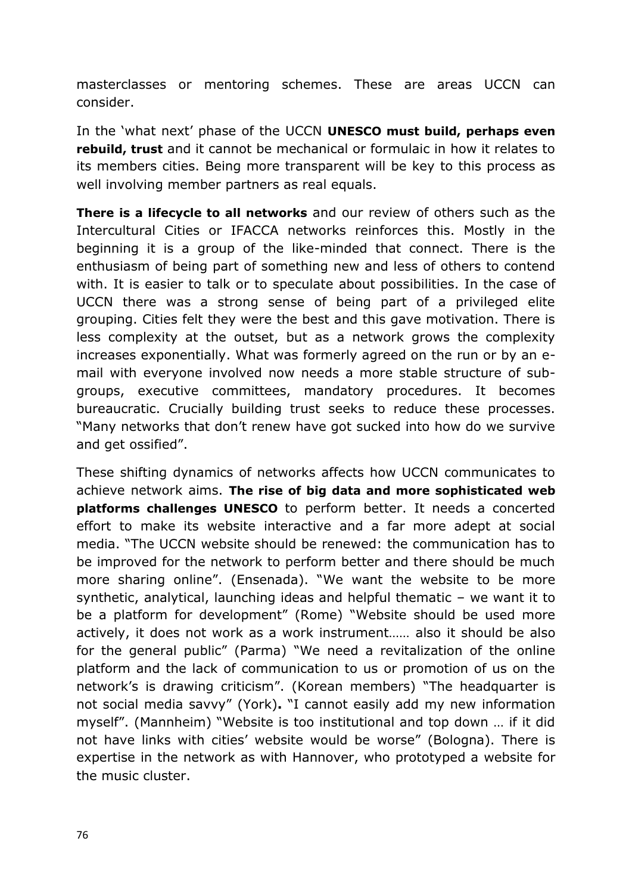masterclasses or mentoring schemes. These are areas UCCN can consider.

In the 'what next' phase of the UCCN **UNESCO must build, perhaps even rebuild, trust** and it cannot be mechanical or formulaic in how it relates to its members cities. Being more transparent will be key to this process as well involving member partners as real equals.

**There is a lifecycle to all networks** and our review of others such as the Intercultural Cities or IFACCA networks reinforces this. Mostly in the beginning it is a group of the like-minded that connect. There is the enthusiasm of being part of something new and less of others to contend with. It is easier to talk or to speculate about possibilities. In the case of UCCN there was a strong sense of being part of a privileged elite grouping. Cities felt they were the best and this gave motivation. There is less complexity at the outset, but as a network grows the complexity increases exponentially. What was formerly agreed on the run or by an e-mail with everyone involved now needs a more stable structure of sub-groups, executive committees, mandatory procedures. It becomes bureaucratic. Crucially building trust seeks to reduce these processes. "Many networks that don't renew have got sucked into how do we survive and get ossified".

These shifting dynamics of networks affects how UCCN communicates to achieve network aims. **The rise of big data and more sophisticated web platforms challenges UNESCO** to perform better. It needs a concerted effort to make its website interactive and a far more adept at social media. "The UCCN website should be renewed: the communication has to be improved for the network to perform better and there should be much more sharing online". (Ensenada). "We want the website to be more synthetic, analytical, launching ideas and helpful thematic – we want it to be a platform for development" (Rome) "Website should be used more actively, it does not work as a work instrument…… also it should be also for the general public" (Parma) "We need a revitalization of the online platform and the lack of communication to us or promotion of us on the network's is drawing criticism". (Korean members) "The headquarter is not social media savvy" (York)**.** "I cannot easily add my new information myself". (Mannheim) "Website is too institutional and top down … if it did not have links with cities' website would be worse" (Bologna). There is expertise in the network as with Hannover, who prototyped a website for the music cluster.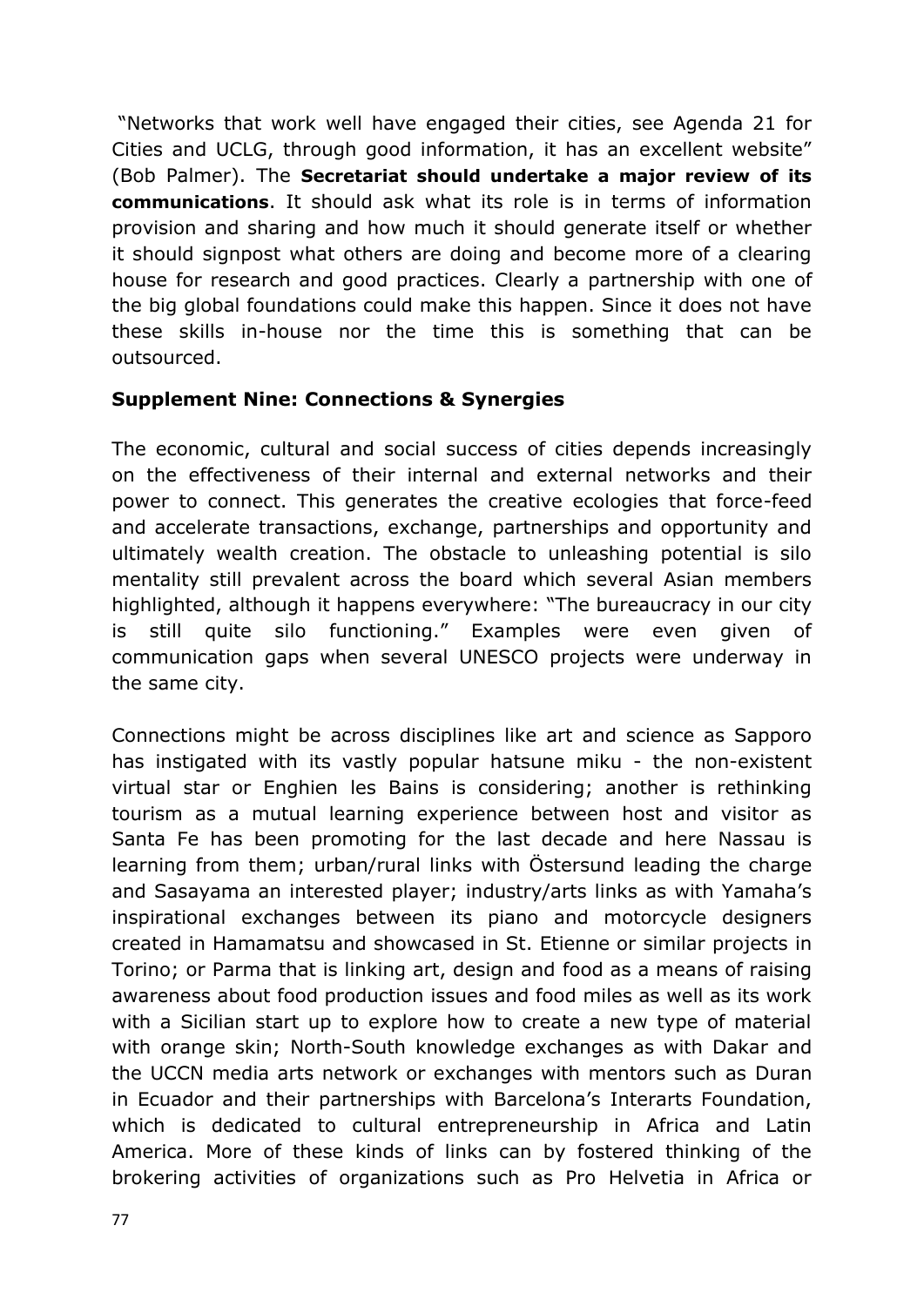"Networks that work well have engaged their cities, see Agenda 21 for Cities and UCLG, through good information, it has an excellent website" (Bob Palmer). The **Secretariat should undertake a major review of its communications**. It should ask what its role is in terms of information provision and sharing and how much it should generate itself or whether it should signpost what others are doing and become more of a clearing house for research and good practices. Clearly a partnership with one of the big global foundations could make this happen. Since it does not have these skills in-house nor the time this is something that can be outsourced.

### Supplement Nine: Connections & Synergies

The economic, cultural and social success of cities depends increasingly on the effectiveness of their internal and external networks and their power to connect. This generates the creative ecologies that force-feed and accelerate transactions, exchange, partnerships and opportunity and ultimately wealth creation. The obstacle to unleashing potential is silo mentality still prevalent across the board which several Asian members highlighted, although it happens everywhere: "The bureaucracy in our city is still quite silo functioning." Examples were even given of communication gaps when several UNESCO projects were underway in the same city.

Connections might be across disciplines like art and science as Sapporo has instigated with its vastly popular hatsune miku - the non-existent virtual star or Enghien les Bains is considering; another is rethinking tourism as a mutual learning experience between host and visitor as Santa Fe has been promoting for the last decade and here Nassau is learning from them; urban/rural links with Östersund leading the charge and Sasayama an interested player; industry/arts links as with Yamaha's inspirational exchanges between its piano and motorcycle designers created in Hamamatsu and showcased in St. Etienne or similar projects in Torino; or Parma that is linking art, design and food as a means of raising awareness about food production issues and food miles as well as its work with a Sicilian start up to explore how to create a new type of material with orange skin; North-South knowledge exchanges as with Dakar and the UCCN media arts network or exchanges with mentors such as Duran in Ecuador and their partnerships with Barcelona's Interarts Foundation, which is dedicated to cultural entrepreneurship in Africa and Latin America. More of these kinds of links can by fostered thinking of the brokering activities of organizations such as Pro Helvetia in Africa or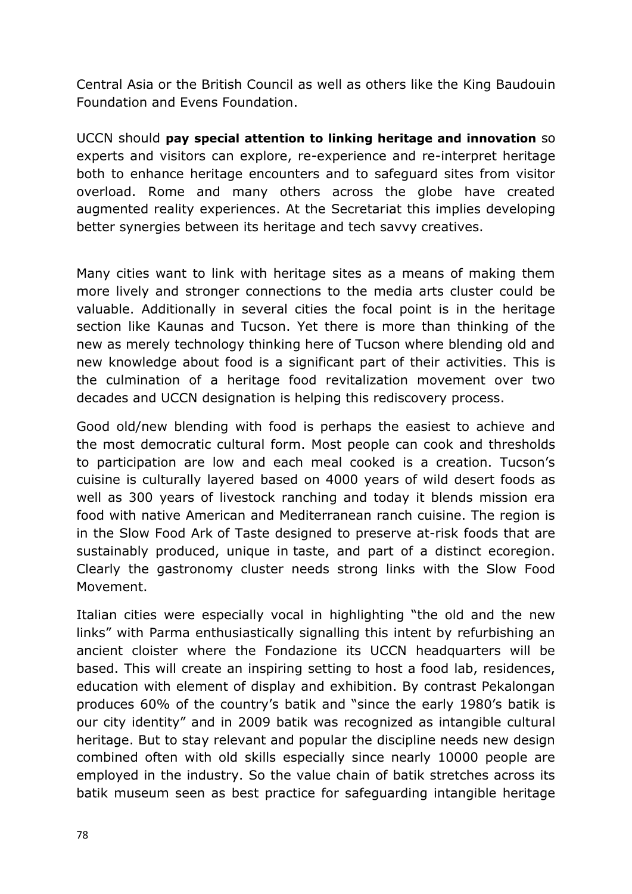Central Asia or the British Council as well as others like the King Baudouin Foundation and Evens Foundation.

UCCN should **pay special attention to linking heritage and innovation** so experts and visitors can explore, re-experience and re-interpret heritage both to enhance heritage encounters and to safeguard sites from visitor overload. Rome and many others across the globe have created augmented reality experiences. At the Secretariat this implies developing better synergies between its heritage and tech savvy creatives.

Many cities want to link with heritage sites as a means of making them more lively and stronger connections to the media arts cluster could be valuable. Additionally in several cities the focal point is in the heritage section like Kaunas and Tucson. Yet there is more than thinking of the new as merely technology thinking here of Tucson where blending old and new knowledge about food is a significant part of their activities. This is the culmination of a heritage food revitalization movement over two decades and UCCN designation is helping this rediscovery process.

Good old/new blending with food is perhaps the easiest to achieve and the most democratic cultural form. Most people can cook and thresholds to participation are low and each meal cooked is a creation. Tucson's cuisine is culturally layered based on 4000 years of wild desert foods as well as 300 years of livestock ranching and today it blends mission era food with native American and Mediterranean ranch cuisine. The region is in the Slow Food Ark of Taste designed to preserve at-risk foods that are sustainably produced, unique in taste, and part of a distinct ecoregion. Clearly the gastronomy cluster needs strong links with the Slow Food Movement.

Italian cities were especially vocal in highlighting "the old and the new links" with Parma enthusiastically signalling this intent by refurbishing an ancient cloister where the Fondazione its UCCN headquarters will be based. This will create an inspiring setting to host a food lab, residences, education with element of display and exhibition. By contrast Pekalongan produces 60% of the country's batik and "since the early 1980's batik is our city identity" and in 2009 batik was recognized as intangible cultural heritage. But to stay relevant and popular the discipline needs new design combined often with old skills especially since nearly 10000 people are employed in the industry. So the value chain of batik stretches across its batik museum seen as best practice for safeguarding intangible heritage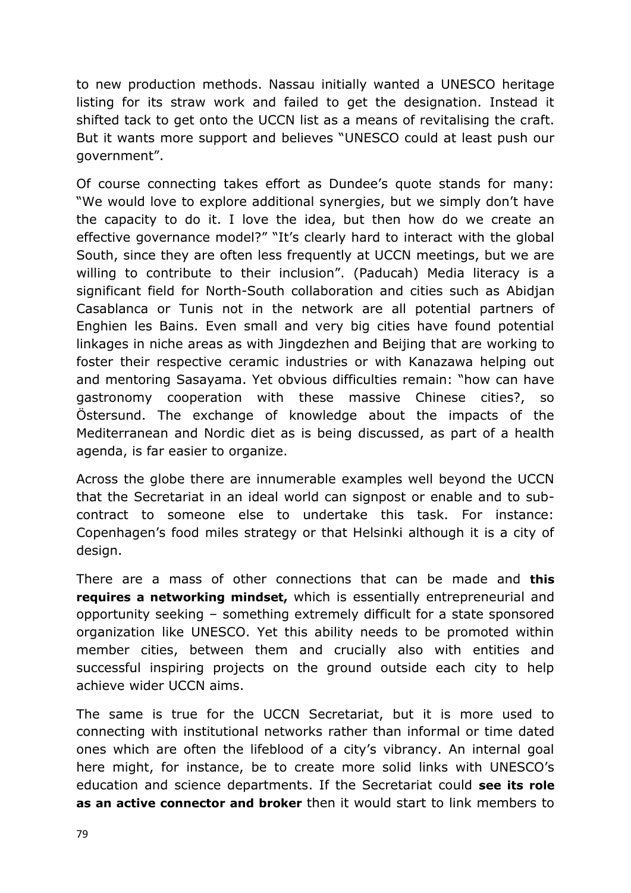to new production methods. Nassau initially wanted a UNESCO heritage listing for its straw work and failed to get the designation. Instead it shifted tack to get onto the UCCN list as a means of revitalising the craft. But it wants more support and believes "UNESCO could at least push our government".

Of course connecting takes effort as Dundee's quote stands for many: "We would love to explore additional synergies, but we simply don't have the capacity to do it. I love the idea, but then how do we create an effective governance model?" "It's clearly hard to interact with the global South, since they are often less frequently at UCCN meetings, but we are willing to contribute to their inclusion". (Paducah) Media literacy is a significant field for North-South collaboration and cities such as Abidjan Casablanca or Tunis not in the network are all potential partners of Enghien les Bains. Even small and very big cities have found potential linkages in niche areas as with Jingdezhen and Beijing that are working to foster their respective ceramic industries or with Kanazawa helping out and mentoring Sasayama. Yet obvious difficulties remain: "how can have gastronomy cooperation with these massive Chinese cities?, so Östersund. The exchange of knowledge about the impacts of the Mediterranean and Nordic diet as is being discussed, as part of a health agenda, is far easier to organize.

Across the globe there are innumerable examples well beyond the UCCN that the Secretariat in an ideal world can signpost or enable and to sub-contract to someone else to undertake this task. For instance: Copenhagen's food miles strategy or that Helsinki although it is a city of design.

There are a mass of other connections that can be made and **this requires a networking mindset,** which is essentially entrepreneurial and opportunity seeking – something extremely difficult for a state sponsored organization like UNESCO. Yet this ability needs to be promoted within member cities, between them and crucially also with entities and successful inspiring projects on the ground outside each city to help achieve wider UCCN aims.

The same is true for the UCCN Secretariat, but it is more used to connecting with institutional networks rather than informal or time dated ones which are often the lifeblood of a city's vibrancy. An internal goal here might, for instance, be to create more solid links with UNESCO's education and science departments. If the Secretariat could **see its role as an active connector and broker** then it would start to link members to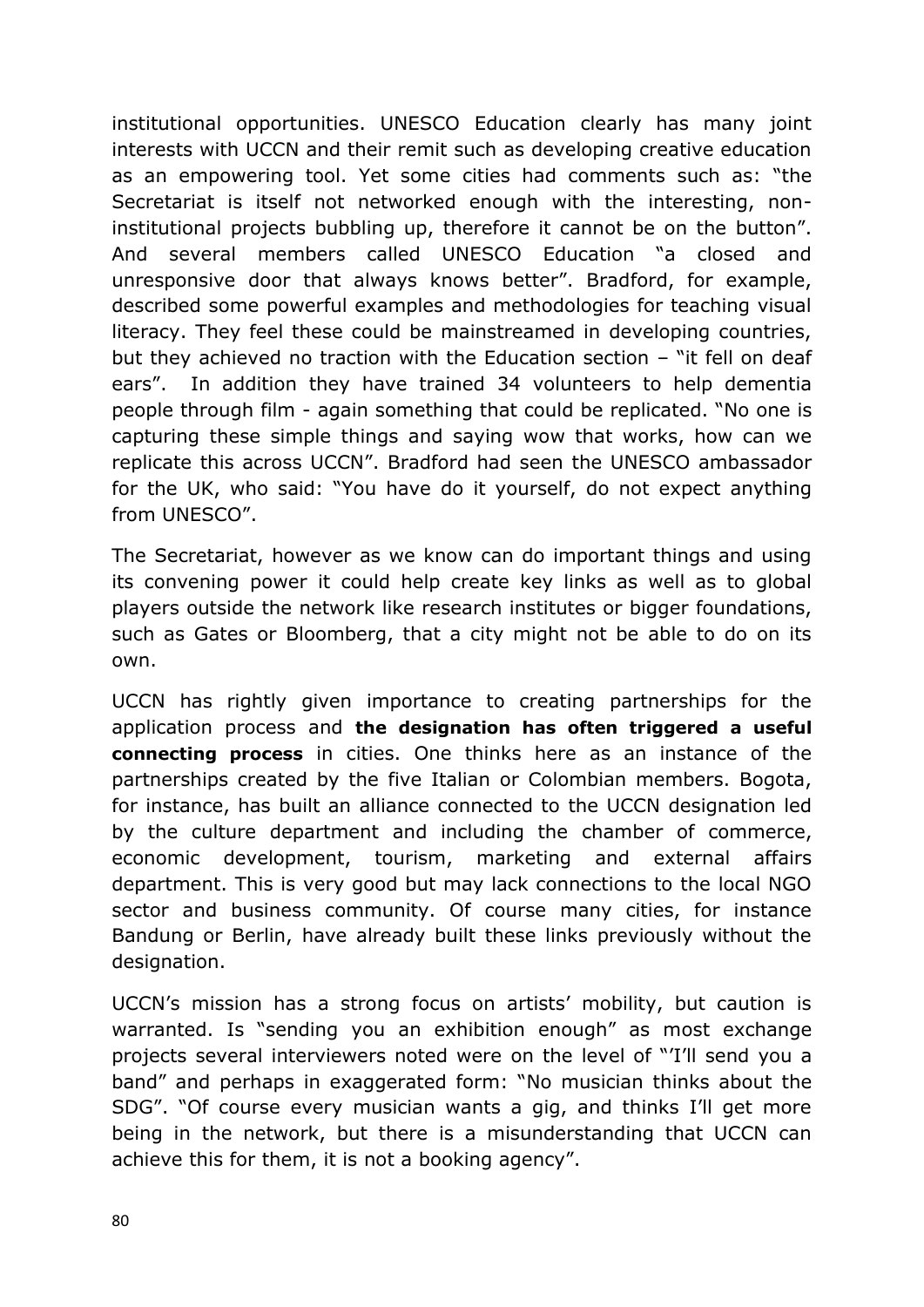institutional opportunities. UNESCO Education clearly has many joint interests with UCCN and their remit such as developing creative education as an empowering tool. Yet some cities had comments such as: "the Secretariat is itself not networked enough with the interesting, non-institutional projects bubbling up, therefore it cannot be on the button". And several members called UNESCO Education "a closed and unresponsive door that always knows better". Bradford, for example, described some powerful examples and methodologies for teaching visual literacy. They feel these could be mainstreamed in developing countries, but they achieved no traction with the Education section – "it fell on deaf ears". In addition they have trained 34 volunteers to help dementia people through film - again something that could be replicated. "No one is capturing these simple things and saying wow that works, how can we replicate this across UCCN". Bradford had seen the UNESCO ambassador for the UK, who said: "You have do it yourself, do not expect anything from UNESCO".

The Secretariat, however as we know can do important things and using its convening power it could help create key links as well as to global players outside the network like research institutes or bigger foundations, such as Gates or Bloomberg, that a city might not be able to do on its own.

UCCN has rightly given importance to creating partnerships for the application process and **the designation has often triggered a useful connecting process** in cities. One thinks here as an instance of the partnerships created by the five Italian or Colombian members. Bogota, for instance, has built an alliance connected to the UCCN designation led by the culture department and including the chamber of commerce, economic development, tourism, marketing and external affairs department. This is very good but may lack connections to the local NGO sector and business community. Of course many cities, for instance Bandung or Berlin, have already built these links previously without the designation.

UCCN's mission has a strong focus on artists' mobility, but caution is warranted. Is "sending you an exhibition enough" as most exchange projects several interviewers noted were on the level of "'I'll send you a band" and perhaps in exaggerated form: "No musician thinks about the SDG". "Of course every musician wants a gig, and thinks I'll get more being in the network, but there is a misunderstanding that UCCN can achieve this for them, it is not a booking agency".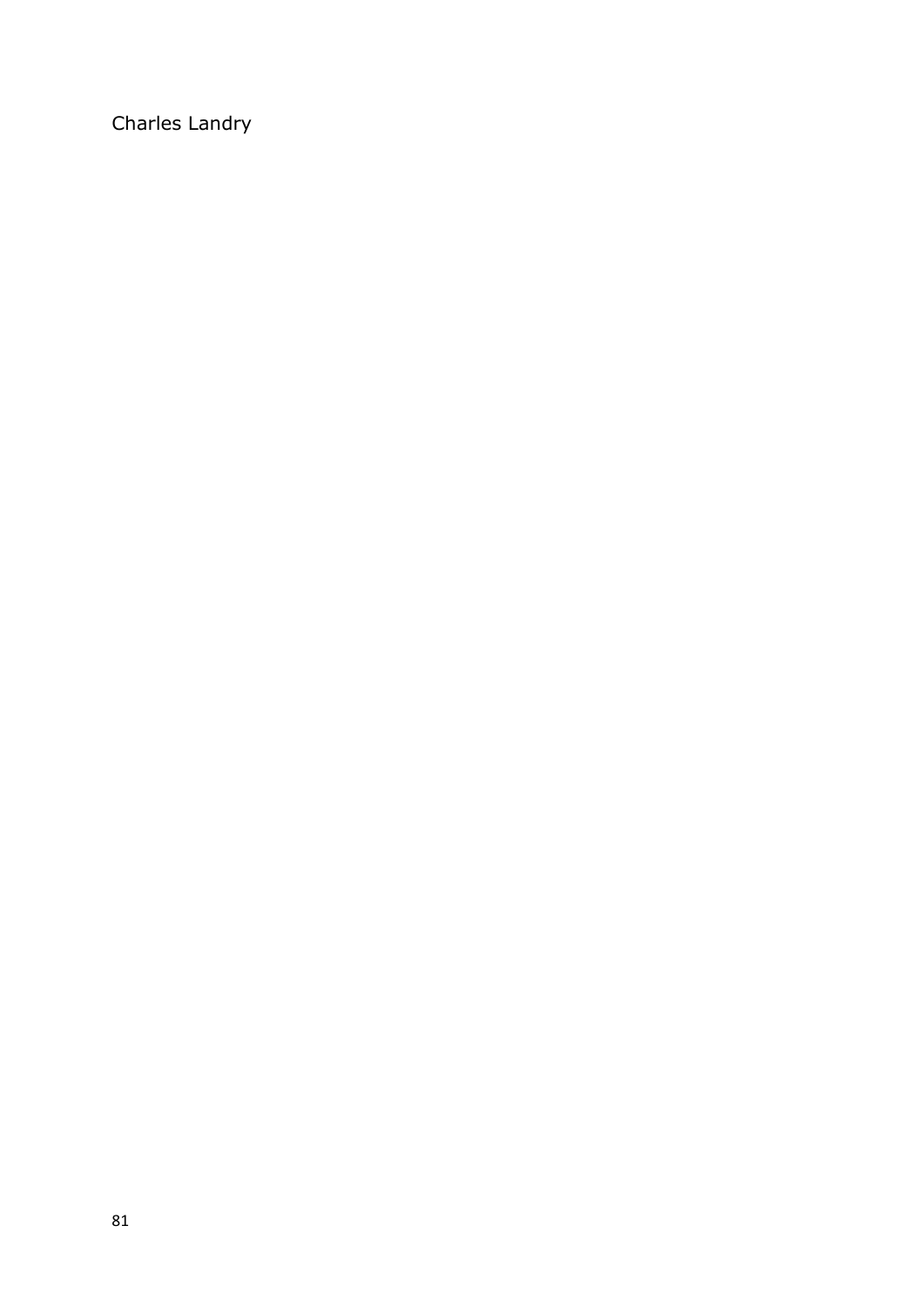Charles Landry